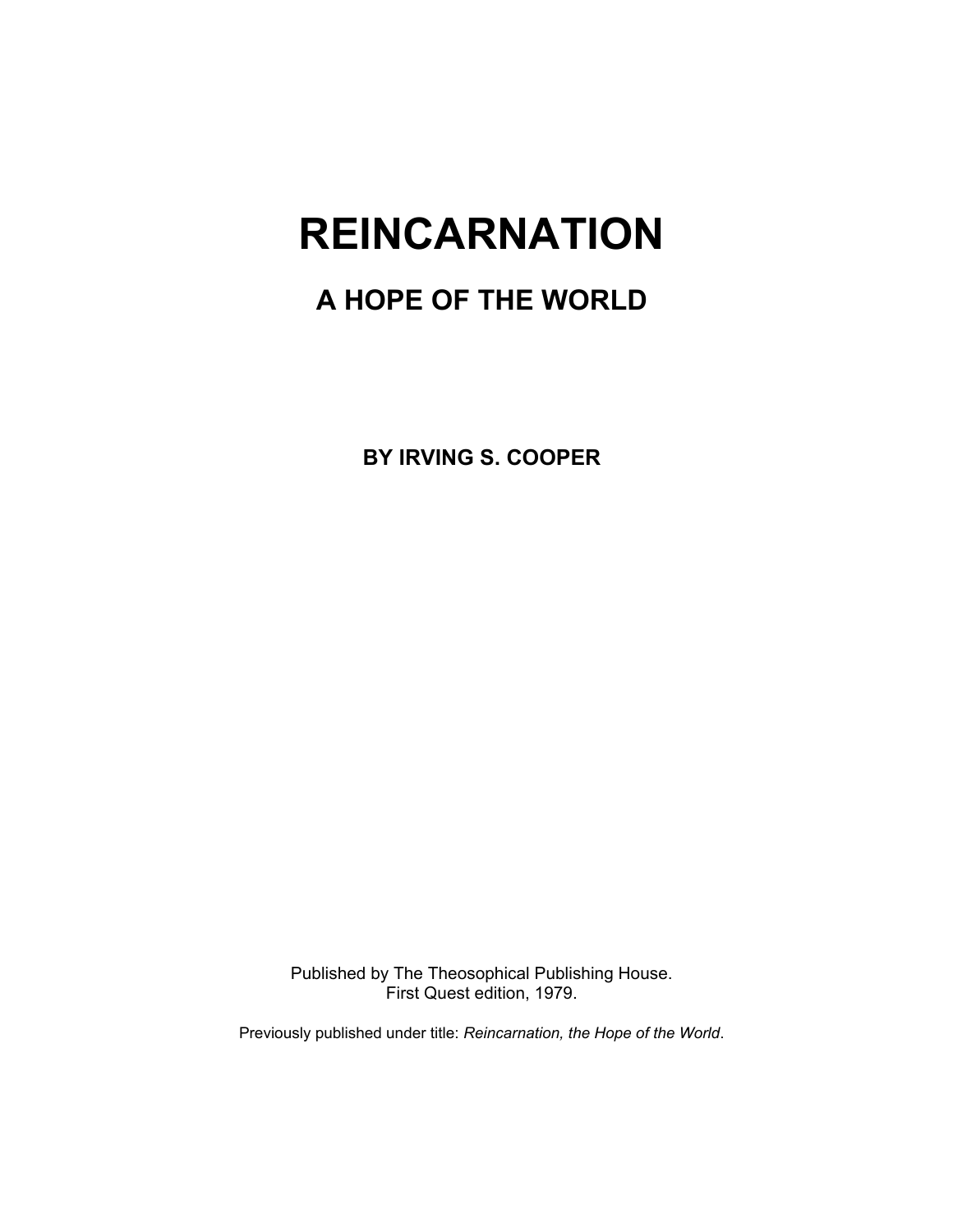# REINCARNATION

## A HOPE OF THE WORLD

**BY IRVING S. COOPER**

Published by The Theosophical Publishing House.
First Quest edition, 1979.

Previously published under title: *Reincarnation, the Hope of the World*.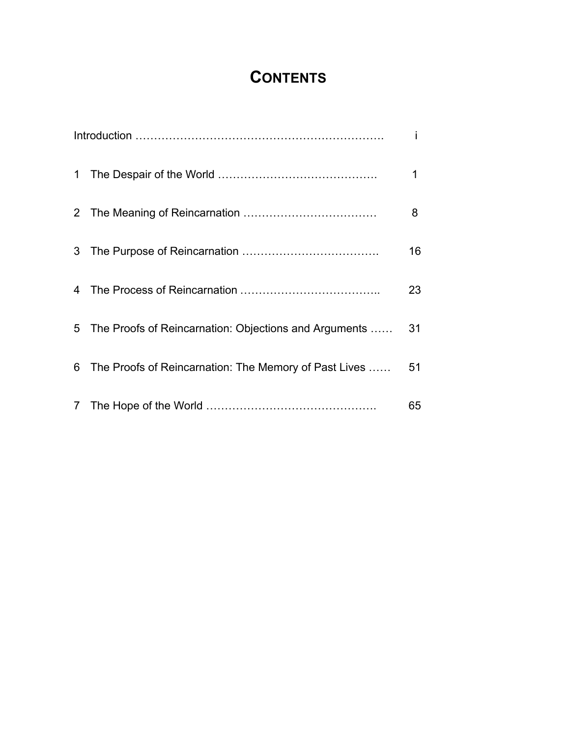# Contents

Introduction ………………………………………………………… i

1 The Despair of the World ……………………………………. 1

2 The Meaning of Reincarnation ……………………………… 8

3 The Purpose of Reincarnation ………………………………. 16

4 The Process of Reincarnation ……………………………….. 23

5 The Proofs of Reincarnation: Objections and Arguments …… 31

6 The Proofs of Reincarnation: The Memory of Past Lives …… 51

7 The Hope of the World ………………………………………. 65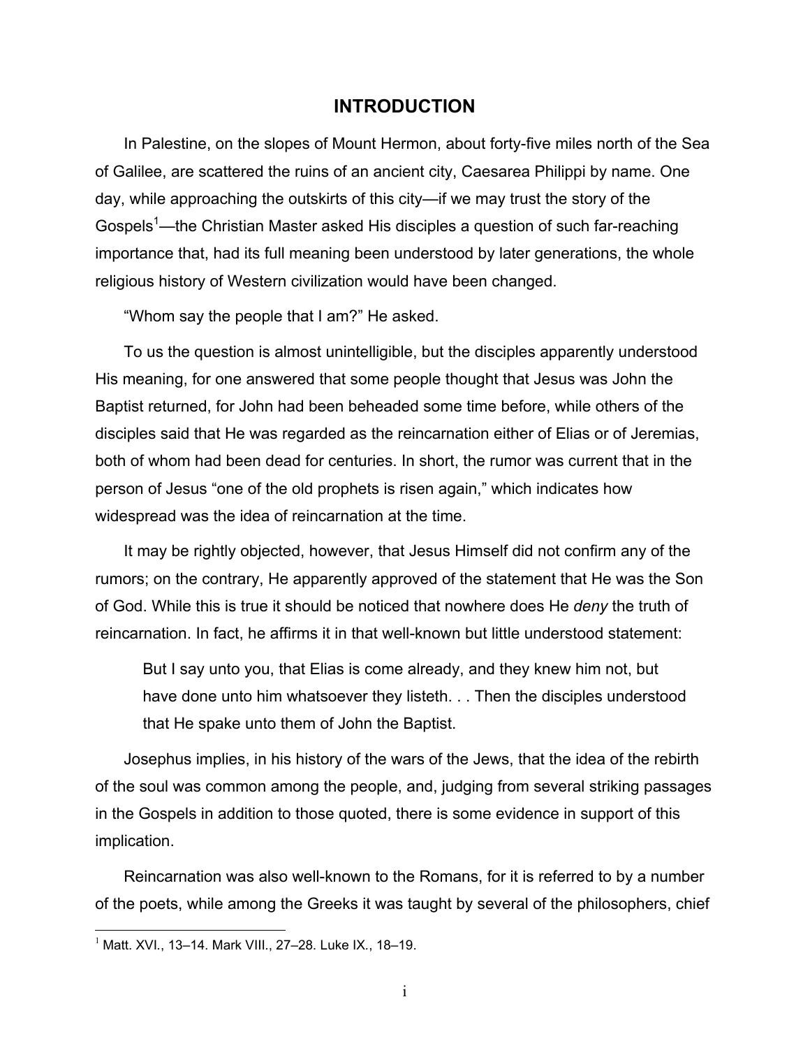# INTRODUCTION

In Palestine, on the slopes of Mount Hermon, about forty-five miles north of the Sea of Galilee, are scattered the ruins of an ancient city, Caesarea Philippi by name. One day, while approaching the outskirts of this city—if we may trust the story of the Gospels[1]—the Christian Master asked His disciples a question of such far-reaching importance that, had its full meaning been understood by later generations, the whole religious history of Western civilization would have been changed.

"Whom say the people that I am?" He asked.

To us the question is almost unintelligible, but the disciples apparently understood His meaning, for one answered that some people thought that Jesus was John the Baptist returned, for John had been beheaded some time before, while others of the disciples said that He was regarded as the reincarnation either of Elias or of Jeremias, both of whom had been dead for centuries. In short, the rumor was current that in the person of Jesus "one of the old prophets is risen again," which indicates how widespread was the idea of reincarnation at the time.

It may be rightly objected, however, that Jesus Himself did not confirm any of the rumors; on the contrary, He apparently approved of the statement that He was the Son of God. While this is true it should be noticed that nowhere does He *deny* the truth of reincarnation. In fact, he affirms it in that well-known but little understood statement:

> But I say unto you, that Elias is come already, and they knew him not, but have done unto him whatsoever they listeth. . . Then the disciples understood that He spake unto them of John the Baptist.

Josephus implies, in his history of the wars of the Jews, that the idea of the rebirth of the soul was common among the people, and, judging from several striking passages in the Gospels in addition to those quoted, there is some evidence in support of this implication.

Reincarnation was also well-known to the Romans, for it is referred to by a number of the poets, while among the Greeks it was taught by several of the philosophers, chief

[1] Matt. XVI., 13–14. Mark VIII., 27–28. Luke IX., 18–19.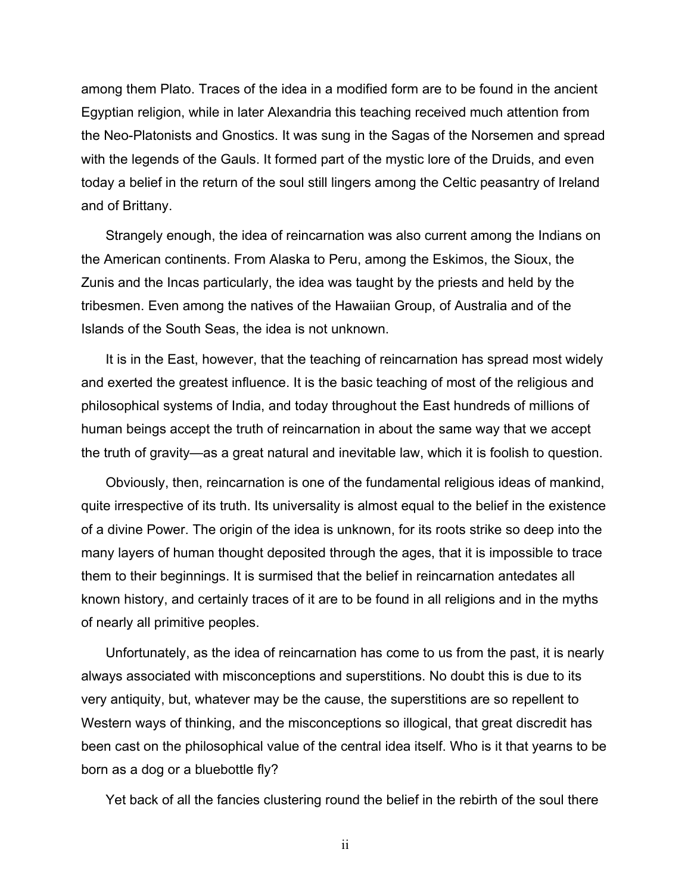among them Plato. Traces of the idea in a modified form are to be found in the ancient Egyptian religion, while in later Alexandria this teaching received much attention from the Neo-Platonists and Gnostics. It was sung in the Sagas of the Norsemen and spread with the legends of the Gauls. It formed part of the mystic lore of the Druids, and even today a belief in the return of the soul still lingers among the Celtic peasantry of Ireland and of Brittany.

Strangely enough, the idea of reincarnation was also current among the Indians on the American continents. From Alaska to Peru, among the Eskimos, the Sioux, the Zunis and the Incas particularly, the idea was taught by the priests and held by the tribesmen. Even among the natives of the Hawaiian Group, of Australia and of the Islands of the South Seas, the idea is not unknown.

It is in the East, however, that the teaching of reincarnation has spread most widely and exerted the greatest influence. It is the basic teaching of most of the religious and philosophical systems of India, and today throughout the East hundreds of millions of human beings accept the truth of reincarnation in about the same way that we accept the truth of gravity—as a great natural and inevitable law, which it is foolish to question.

Obviously, then, reincarnation is one of the fundamental religious ideas of mankind, quite irrespective of its truth. Its universality is almost equal to the belief in the existence of a divine Power. The origin of the idea is unknown, for its roots strike so deep into the many layers of human thought deposited through the ages, that it is impossible to trace them to their beginnings. It is surmised that the belief in reincarnation antedates all known history, and certainly traces of it are to be found in all religions and in the myths of nearly all primitive peoples.

Unfortunately, as the idea of reincarnation has come to us from the past, it is nearly always associated with misconceptions and superstitions. No doubt this is due to its very antiquity, but, whatever may be the cause, the superstitions are so repellent to Western ways of thinking, and the misconceptions so illogical, that great discredit has been cast on the philosophical value of the central idea itself. Who is it that yearns to be born as a dog or a bluebottle fly?

Yet back of all the fancies clustering round the belief in the rebirth of the soul there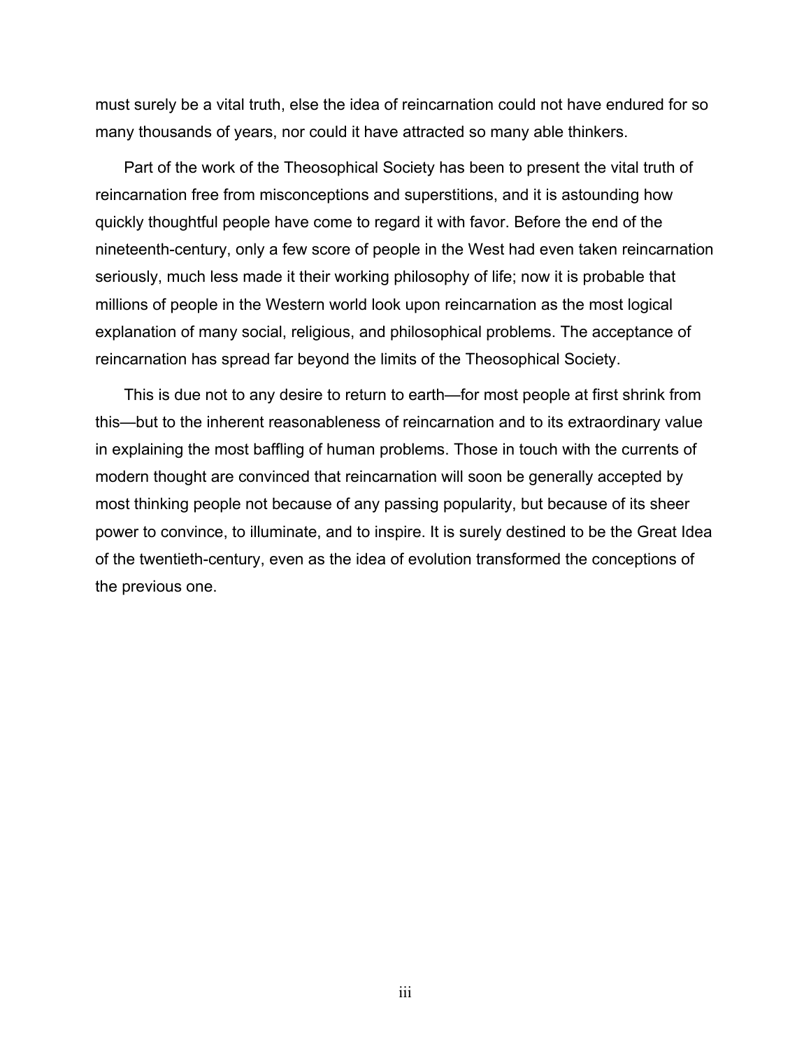must surely be a vital truth, else the idea of reincarnation could not have endured for so many thousands of years, nor could it have attracted so many able thinkers.

Part of the work of the Theosophical Society has been to present the vital truth of reincarnation free from misconceptions and superstitions, and it is astounding how quickly thoughtful people have come to regard it with favor. Before the end of the nineteenth-century, only a few score of people in the West had even taken reincarnation seriously, much less made it their working philosophy of life; now it is probable that millions of people in the Western world look upon reincarnation as the most logical explanation of many social, religious, and philosophical problems. The acceptance of reincarnation has spread far beyond the limits of the Theosophical Society.

This is due not to any desire to return to earth—for most people at first shrink from this—but to the inherent reasonableness of reincarnation and to its extraordinary value in explaining the most baffling of human problems. Those in touch with the currents of modern thought are convinced that reincarnation will soon be generally accepted by most thinking people not because of any passing popularity, but because of its sheer power to convince, to illuminate, and to inspire. It is surely destined to be the Great Idea of the twentieth-century, even as the idea of evolution transformed the conceptions of the previous one.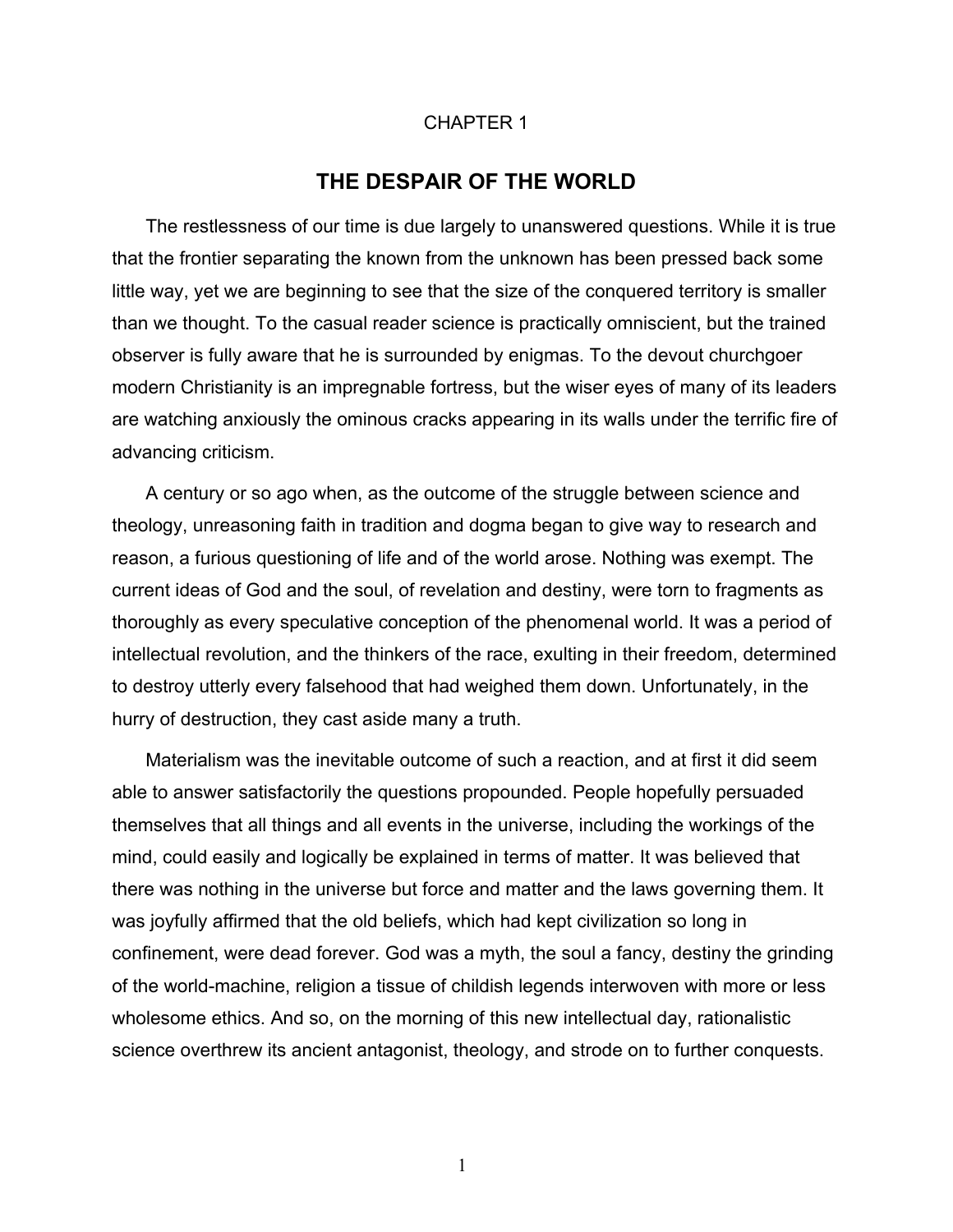CHAPTER 1

# THE DESPAIR OF THE WORLD

The restlessness of our time is due largely to unanswered questions. While it is true that the frontier separating the known from the unknown has been pressed back some little way, yet we are beginning to see that the size of the conquered territory is smaller than we thought. To the casual reader science is practically omniscient, but the trained observer is fully aware that he is surrounded by enigmas. To the devout churchgoer modern Christianity is an impregnable fortress, but the wiser eyes of many of its leaders are watching anxiously the ominous cracks appearing in its walls under the terrific fire of advancing criticism.

A century or so ago when, as the outcome of the struggle between science and theology, unreasoning faith in tradition and dogma began to give way to research and reason, a furious questioning of life and of the world arose. Nothing was exempt. The current ideas of God and the soul, of revelation and destiny, were torn to fragments as thoroughly as every speculative conception of the phenomenal world. It was a period of intellectual revolution, and the thinkers of the race, exulting in their freedom, determined to destroy utterly every falsehood that had weighed them down. Unfortunately, in the hurry of destruction, they cast aside many a truth.

Materialism was the inevitable outcome of such a reaction, and at first it did seem able to answer satisfactorily the questions propounded. People hopefully persuaded themselves that all things and all events in the universe, including the workings of the mind, could easily and logically be explained in terms of matter. It was believed that there was nothing in the universe but force and matter and the laws governing them. It was joyfully affirmed that the old beliefs, which had kept civilization so long in confinement, were dead forever. God was a myth, the soul a fancy, destiny the grinding of the world-machine, religion a tissue of childish legends interwoven with more or less wholesome ethics. And so, on the morning of this new intellectual day, rationalistic science overthrew its ancient antagonist, theology, and strode on to further conquests.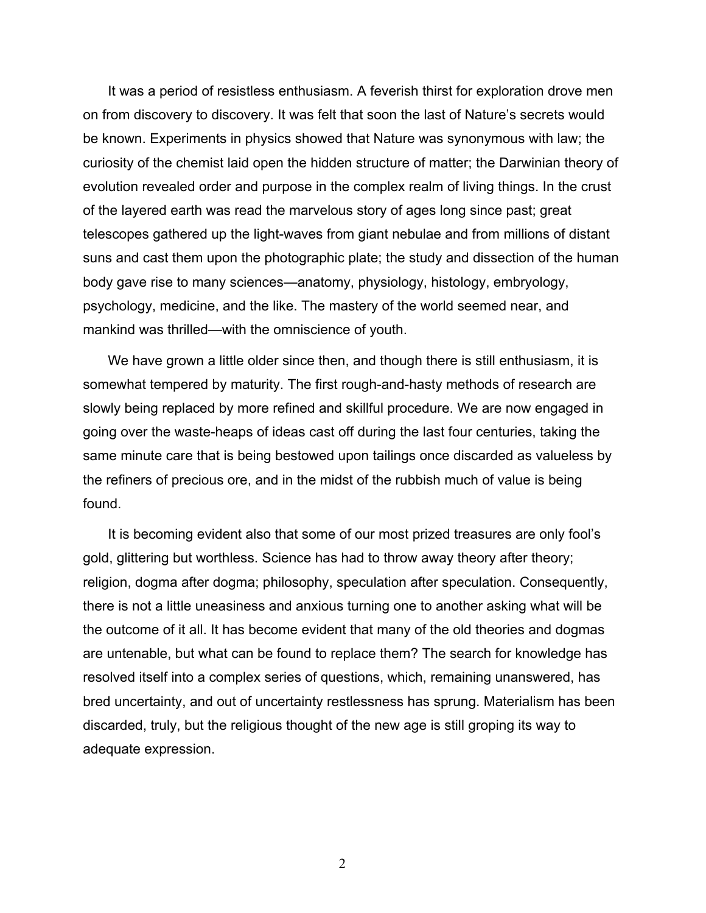It was a period of resistless enthusiasm. A feverish thirst for exploration drove men on from discovery to discovery. It was felt that soon the last of Nature's secrets would be known. Experiments in physics showed that Nature was synonymous with law; the curiosity of the chemist laid open the hidden structure of matter; the Darwinian theory of evolution revealed order and purpose in the complex realm of living things. In the crust of the layered earth was read the marvelous story of ages long since past; great telescopes gathered up the light-waves from giant nebulae and from millions of distant suns and cast them upon the photographic plate; the study and dissection of the human body gave rise to many sciences—anatomy, physiology, histology, embryology, psychology, medicine, and the like. The mastery of the world seemed near, and mankind was thrilled—with the omniscience of youth.

We have grown a little older since then, and though there is still enthusiasm, it is somewhat tempered by maturity. The first rough-and-hasty methods of research are slowly being replaced by more refined and skillful procedure. We are now engaged in going over the waste-heaps of ideas cast off during the last four centuries, taking the same minute care that is being bestowed upon tailings once discarded as valueless by the refiners of precious ore, and in the midst of the rubbish much of value is being found.

It is becoming evident also that some of our most prized treasures are only fool's gold, glittering but worthless. Science has had to throw away theory after theory; religion, dogma after dogma; philosophy, speculation after speculation. Consequently, there is not a little uneasiness and anxious turning one to another asking what will be the outcome of it all. It has become evident that many of the old theories and dogmas are untenable, but what can be found to replace them? The search for knowledge has resolved itself into a complex series of questions, which, remaining unanswered, has bred uncertainty, and out of uncertainty restlessness has sprung. Materialism has been discarded, truly, but the religious thought of the new age is still groping its way to adequate expression.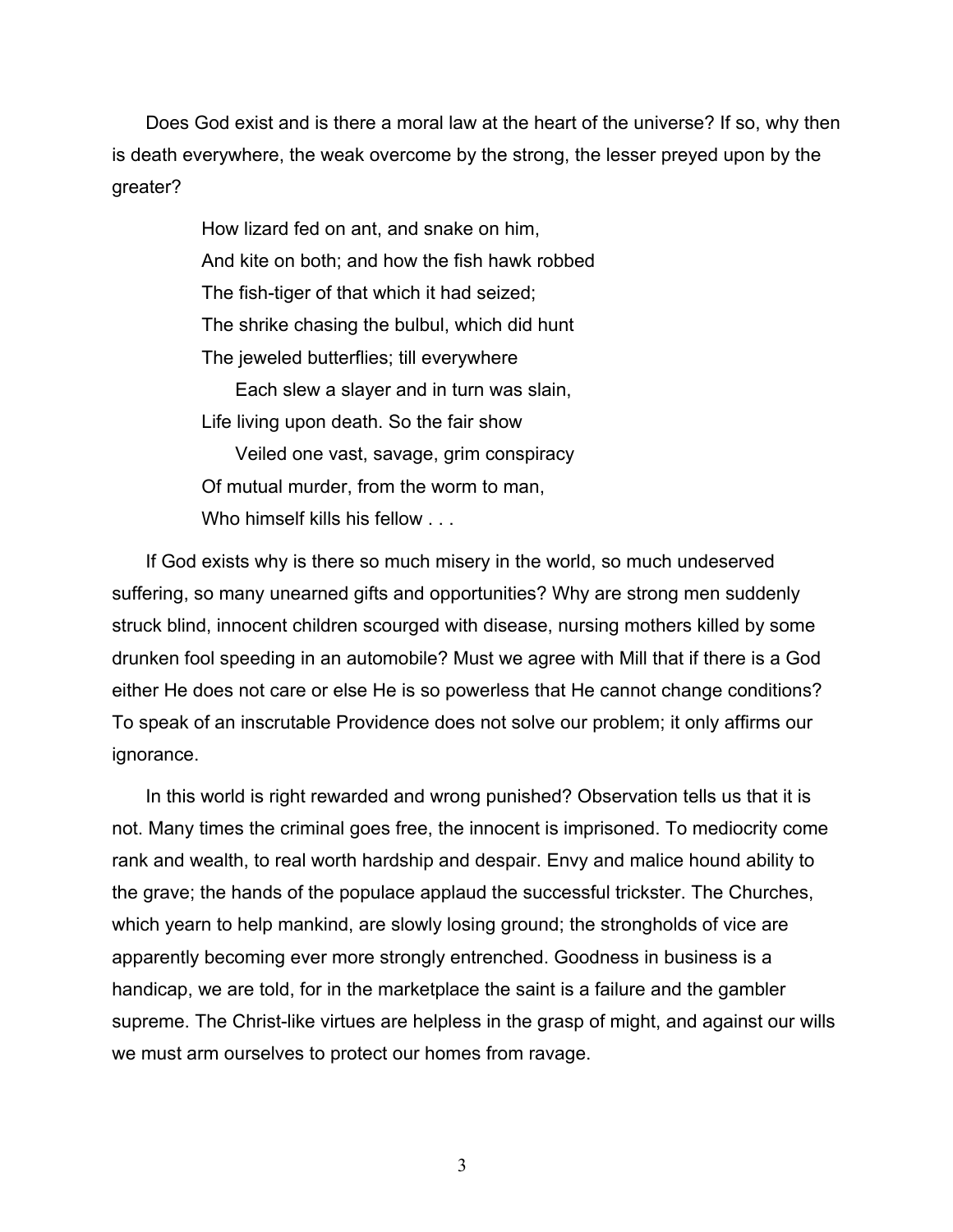Does God exist and is there a moral law at the heart of the universe? If so, why then is death everywhere, the weak overcome by the strong, the lesser preyed upon by the greater?

> How lizard fed on ant, and snake on him,
> And kite on both; and how the fish hawk robbed
> The fish-tiger of that which it had seized;
> The shrike chasing the bulbul, which did hunt
> The jeweled butterflies; till everywhere
> Each slew a slayer and in turn was slain,
> Life living upon death. So the fair show
> Veiled one vast, savage, grim conspiracy
> Of mutual murder, from the worm to man,
> Who himself kills his fellow . . .

If God exists why is there so much misery in the world, so much undeserved suffering, so many unearned gifts and opportunities? Why are strong men suddenly struck blind, innocent children scourged with disease, nursing mothers killed by some drunken fool speeding in an automobile? Must we agree with Mill that if there is a God either He does not care or else He is so powerless that He cannot change conditions? To speak of an inscrutable Providence does not solve our problem; it only affirms our ignorance.

In this world is right rewarded and wrong punished? Observation tells us that it is not. Many times the criminal goes free, the innocent is imprisoned. To mediocrity come rank and wealth, to real worth hardship and despair. Envy and malice hound ability to the grave; the hands of the populace applaud the successful trickster. The Churches, which yearn to help mankind, are slowly losing ground; the strongholds of vice are apparently becoming ever more strongly entrenched. Goodness in business is a handicap, we are told, for in the marketplace the saint is a failure and the gambler supreme. The Christ-like virtues are helpless in the grasp of might, and against our wills we must arm ourselves to protect our homes from ravage.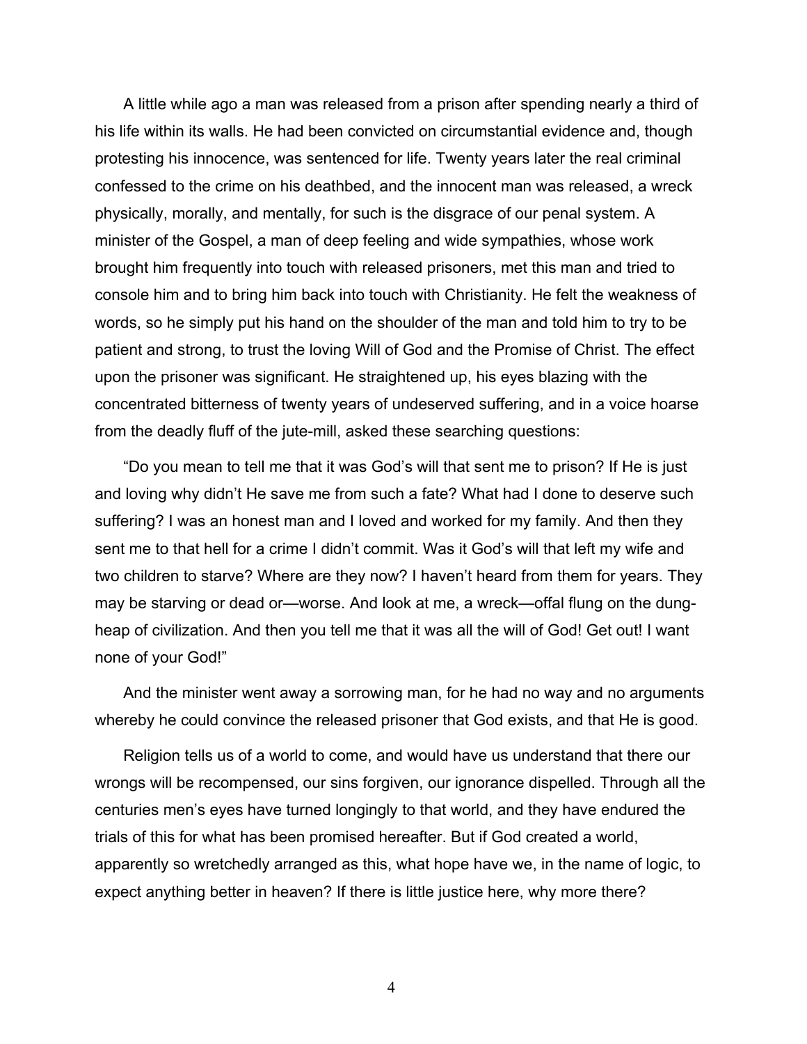A little while ago a man was released from a prison after spending nearly a third of his life within its walls. He had been convicted on circumstantial evidence and, though protesting his innocence, was sentenced for life. Twenty years later the real criminal confessed to the crime on his deathbed, and the innocent man was released, a wreck physically, morally, and mentally, for such is the disgrace of our penal system. A minister of the Gospel, a man of deep feeling and wide sympathies, whose work brought him frequently into touch with released prisoners, met this man and tried to console him and to bring him back into touch with Christianity. He felt the weakness of words, so he simply put his hand on the shoulder of the man and told him to try to be patient and strong, to trust the loving Will of God and the Promise of Christ. The effect upon the prisoner was significant. He straightened up, his eyes blazing with the concentrated bitterness of twenty years of undeserved suffering, and in a voice hoarse from the deadly fluff of the jute-mill, asked these searching questions:

“Do you mean to tell me that it was God’s will that sent me to prison? If He is just and loving why didn’t He save me from such a fate? What had I done to deserve such suffering? I was an honest man and I loved and worked for my family. And then they sent me to that hell for a crime I didn’t commit. Was it God’s will that left my wife and two children to starve? Where are they now? I haven’t heard from them for years. They may be starving or dead or—worse. And look at me, a wreck—offal flung on the dung-heap of civilization. And then you tell me that it was all the will of God! Get out! I want none of your God!”

And the minister went away a sorrowing man, for he had no way and no arguments whereby he could convince the released prisoner that God exists, and that He is good.

Religion tells us of a world to come, and would have us understand that there our wrongs will be recompensed, our sins forgiven, our ignorance dispelled. Through all the centuries men’s eyes have turned longingly to that world, and they have endured the trials of this for what has been promised hereafter. But if God created a world, apparently so wretchedly arranged as this, what hope have we, in the name of logic, to expect anything better in heaven? If there is little justice here, why more there?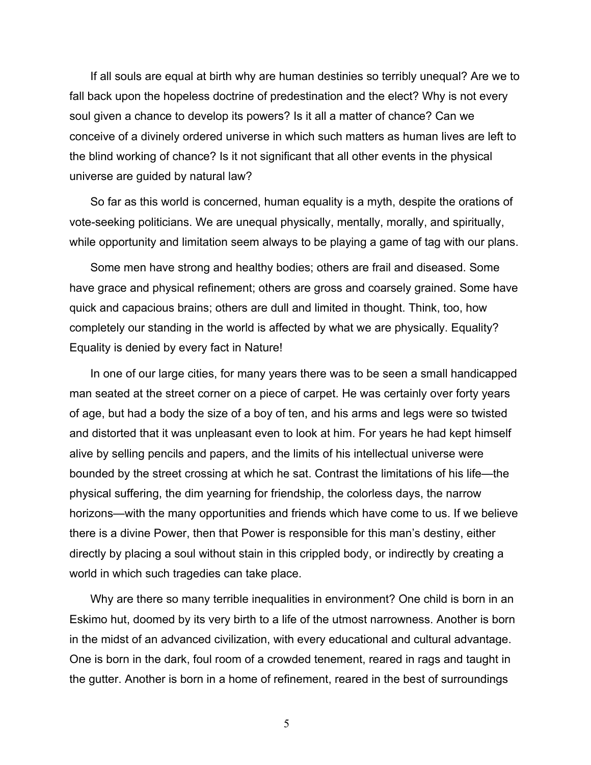If all souls are equal at birth why are human destinies so terribly unequal? Are we to fall back upon the hopeless doctrine of predestination and the elect? Why is not every soul given a chance to develop its powers? Is it all a matter of chance? Can we conceive of a divinely ordered universe in which such matters as human lives are left to the blind working of chance? Is it not significant that all other events in the physical universe are guided by natural law?

So far as this world is concerned, human equality is a myth, despite the orations of vote-seeking politicians. We are unequal physically, mentally, morally, and spiritually, while opportunity and limitation seem always to be playing a game of tag with our plans.

Some men have strong and healthy bodies; others are frail and diseased. Some have grace and physical refinement; others are gross and coarsely grained. Some have quick and capacious brains; others are dull and limited in thought. Think, too, how completely our standing in the world is affected by what we are physically. Equality? Equality is denied by every fact in Nature!

In one of our large cities, for many years there was to be seen a small handicapped man seated at the street corner on a piece of carpet. He was certainly over forty years of age, but had a body the size of a boy of ten, and his arms and legs were so twisted and distorted that it was unpleasant even to look at him. For years he had kept himself alive by selling pencils and papers, and the limits of his intellectual universe were bounded by the street crossing at which he sat. Contrast the limitations of his life—the physical suffering, the dim yearning for friendship, the colorless days, the narrow horizons—with the many opportunities and friends which have come to us. If we believe there is a divine Power, then that Power is responsible for this man's destiny, either directly by placing a soul without stain in this crippled body, or indirectly by creating a world in which such tragedies can take place.

Why are there so many terrible inequalities in environment? One child is born in an Eskimo hut, doomed by its very birth to a life of the utmost narrowness. Another is born in the midst of an advanced civilization, with every educational and cultural advantage. One is born in the dark, foul room of a crowded tenement, reared in rags and taught in the gutter. Another is born in a home of refinement, reared in the best of surroundings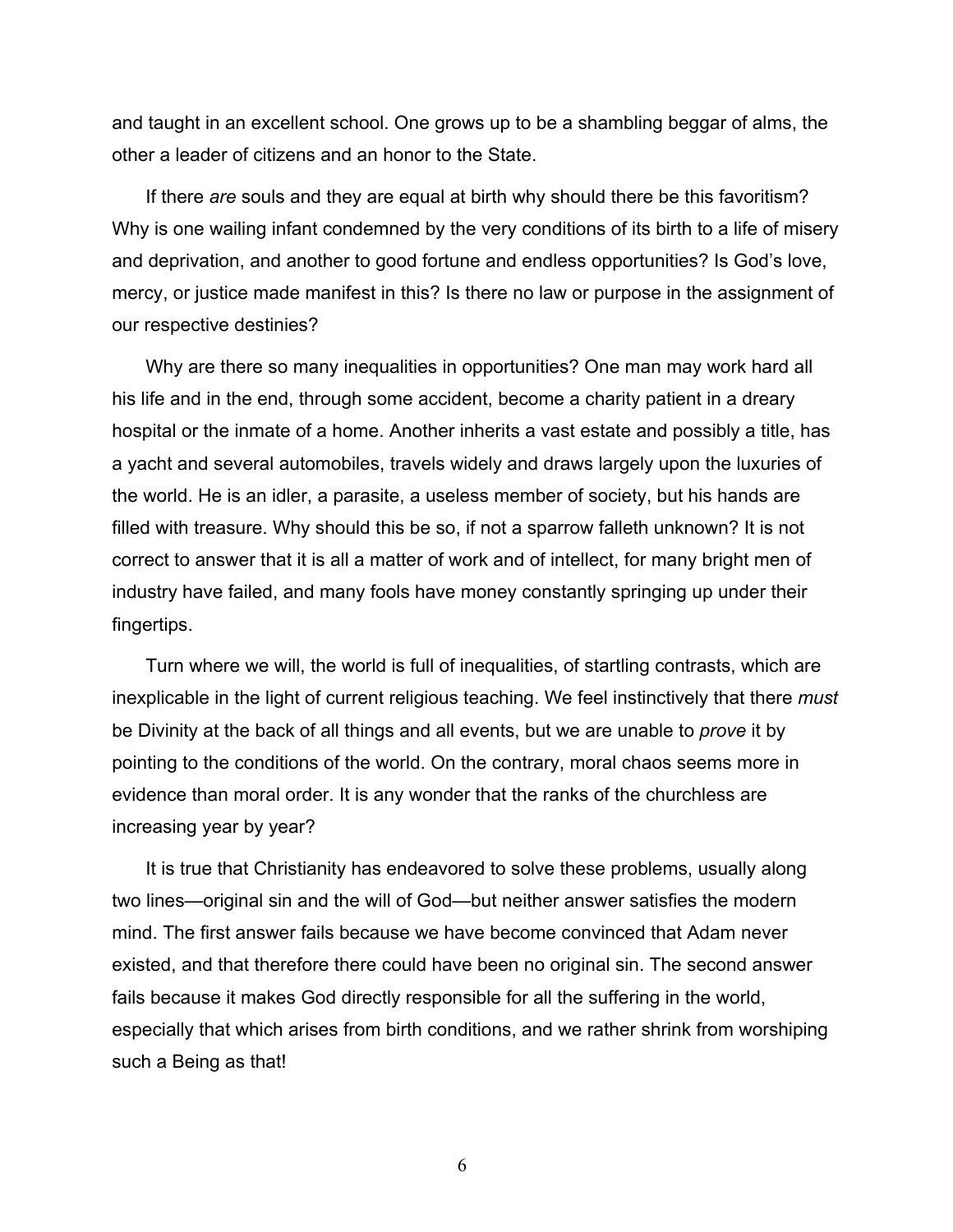and taught in an excellent school. One grows up to be a shambling beggar of alms, the other a leader of citizens and an honor to the State.

If there *are* souls and they are equal at birth why should there be this favoritism? Why is one wailing infant condemned by the very conditions of its birth to a life of misery and deprivation, and another to good fortune and endless opportunities? Is God's love, mercy, or justice made manifest in this? Is there no law or purpose in the assignment of our respective destinies?

Why are there so many inequalities in opportunities? One man may work hard all his life and in the end, through some accident, become a charity patient in a dreary hospital or the inmate of a home. Another inherits a vast estate and possibly a title, has a yacht and several automobiles, travels widely and draws largely upon the luxuries of the world. He is an idler, a parasite, a useless member of society, but his hands are filled with treasure. Why should this be so, if not a sparrow falleth unknown? It is not correct to answer that it is all a matter of work and of intellect, for many bright men of industry have failed, and many fools have money constantly springing up under their fingertips.

Turn where we will, the world is full of inequalities, of startling contrasts, which are inexplicable in the light of current religious teaching. We feel instinctively that there *must* be Divinity at the back of all things and all events, but we are unable to *prove* it by pointing to the conditions of the world. On the contrary, moral chaos seems more in evidence than moral order. It is any wonder that the ranks of the churchless are increasing year by year?

It is true that Christianity has endeavored to solve these problems, usually along two lines—original sin and the will of God—but neither answer satisfies the modern mind. The first answer fails because we have become convinced that Adam never existed, and that therefore there could have been no original sin. The second answer fails because it makes God directly responsible for all the suffering in the world, especially that which arises from birth conditions, and we rather shrink from worshiping such a Being as that!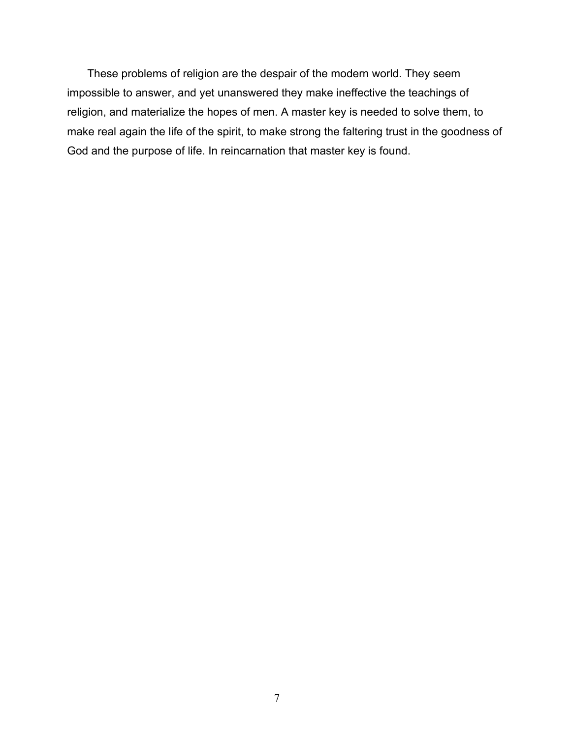These problems of religion are the despair of the modern world. They seem impossible to answer, and yet unanswered they make ineffective the teachings of religion, and materialize the hopes of men. A master key is needed to solve them, to make real again the life of the spirit, to make strong the faltering trust in the goodness of God and the purpose of life. In reincarnation that master key is found.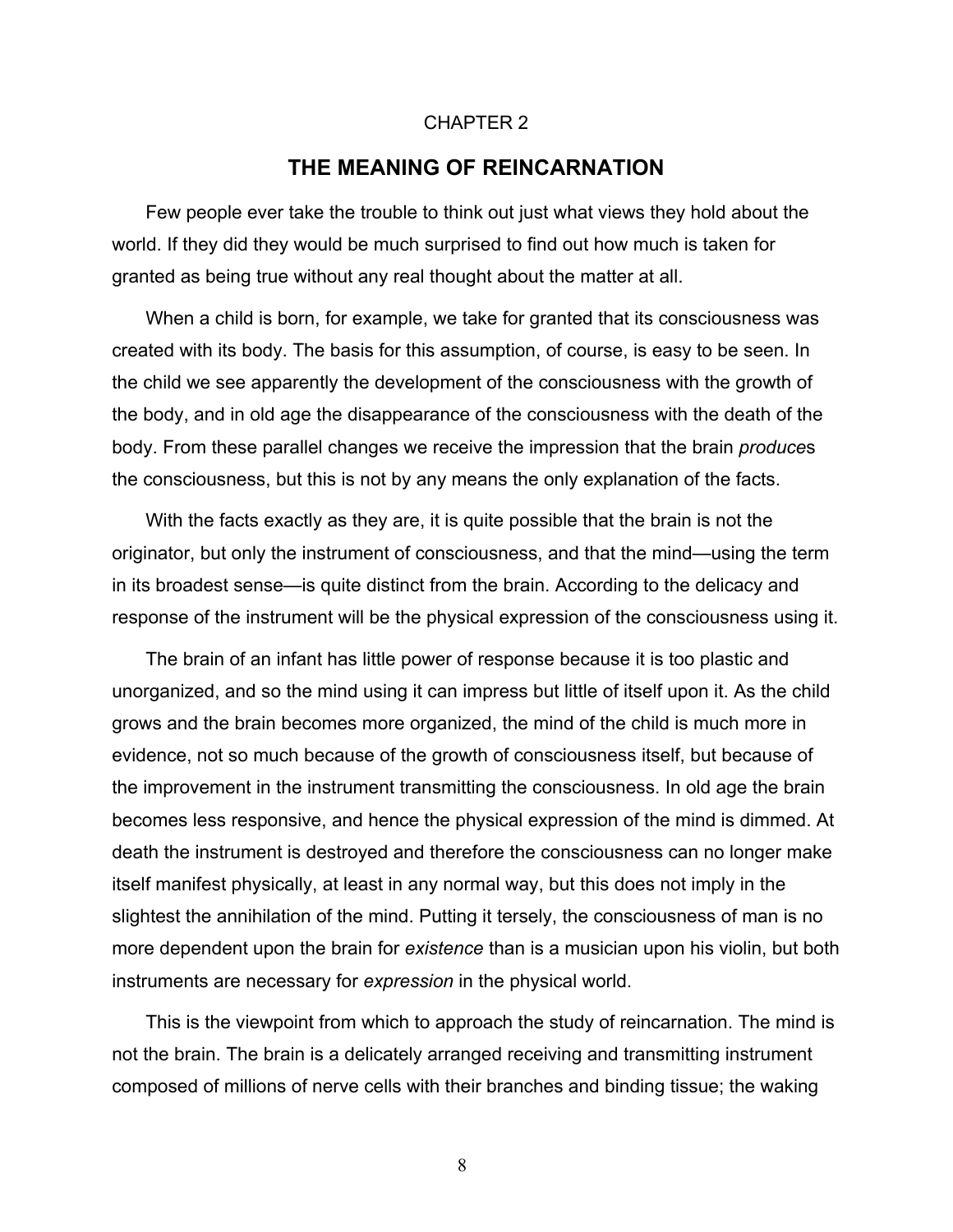CHAPTER 2

# THE MEANING OF REINCARNATION

Few people ever take the trouble to think out just what views they hold about the world. If they did they would be much surprised to find out how much is taken for granted as being true without any real thought about the matter at all.

When a child is born, for example, we take for granted that its consciousness was created with its body. The basis for this assumption, of course, is easy to be seen. In the child we see apparently the development of the consciousness with the growth of the body, and in old age the disappearance of the consciousness with the death of the body. From these parallel changes we receive the impression that the brain *produce*s the consciousness, but this is not by any means the only explanation of the facts.

With the facts exactly as they are, it is quite possible that the brain is not the originator, but only the instrument of consciousness, and that the mind—using the term in its broadest sense—is quite distinct from the brain. According to the delicacy and response of the instrument will be the physical expression of the consciousness using it.

The brain of an infant has little power of response because it is too plastic and unorganized, and so the mind using it can impress but little of itself upon it. As the child grows and the brain becomes more organized, the mind of the child is much more in evidence, not so much because of the growth of consciousness itself, but because of the improvement in the instrument transmitting the consciousness. In old age the brain becomes less responsive, and hence the physical expression of the mind is dimmed. At death the instrument is destroyed and therefore the consciousness can no longer make itself manifest physically, at least in any normal way, but this does not imply in the slightest the annihilation of the mind. Putting it tersely, the consciousness of man is no more dependent upon the brain for *existence* than is a musician upon his violin, but both instruments are necessary for *expression* in the physical world.

This is the viewpoint from which to approach the study of reincarnation. The mind is not the brain. The brain is a delicately arranged receiving and transmitting instrument composed of millions of nerve cells with their branches and binding tissue; the waking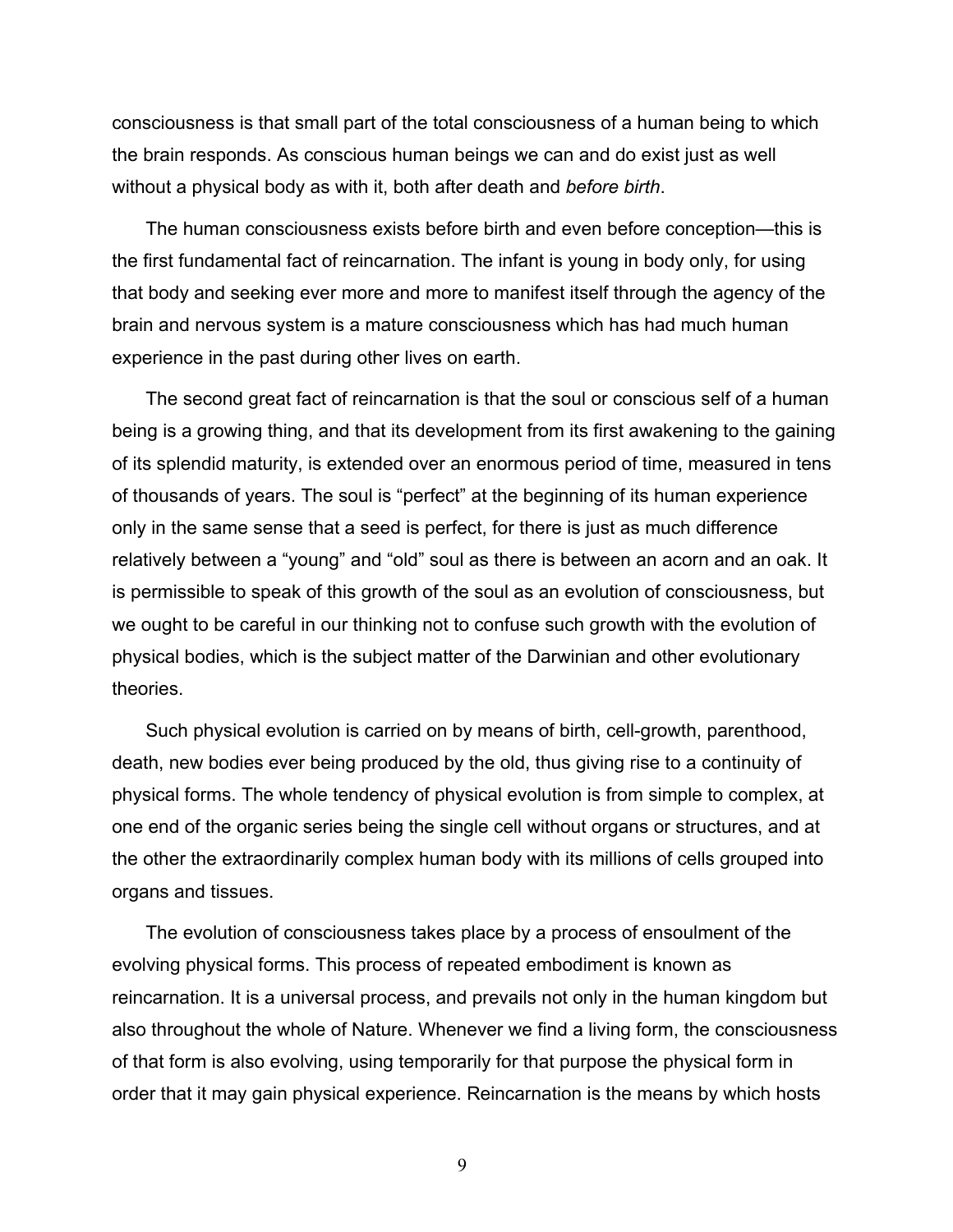consciousness is that small part of the total consciousness of a human being to which the brain responds. As conscious human beings we can and do exist just as well without a physical body as with it, both after death and *before birth*.

The human consciousness exists before birth and even before conception—this is the first fundamental fact of reincarnation. The infant is young in body only, for using that body and seeking ever more and more to manifest itself through the agency of the brain and nervous system is a mature consciousness which has had much human experience in the past during other lives on earth.

The second great fact of reincarnation is that the soul or conscious self of a human being is a growing thing, and that its development from its first awakening to the gaining of its splendid maturity, is extended over an enormous period of time, measured in tens of thousands of years. The soul is "perfect" at the beginning of its human experience only in the same sense that a seed is perfect, for there is just as much difference relatively between a "young" and "old" soul as there is between an acorn and an oak. It is permissible to speak of this growth of the soul as an evolution of consciousness, but we ought to be careful in our thinking not to confuse such growth with the evolution of physical bodies, which is the subject matter of the Darwinian and other evolutionary theories.

Such physical evolution is carried on by means of birth, cell-growth, parenthood, death, new bodies ever being produced by the old, thus giving rise to a continuity of physical forms. The whole tendency of physical evolution is from simple to complex, at one end of the organic series being the single cell without organs or structures, and at the other the extraordinarily complex human body with its millions of cells grouped into organs and tissues.

The evolution of consciousness takes place by a process of ensoulment of the evolving physical forms. This process of repeated embodiment is known as reincarnation. It is a universal process, and prevails not only in the human kingdom but also throughout the whole of Nature. Whenever we find a living form, the consciousness of that form is also evolving, using temporarily for that purpose the physical form in order that it may gain physical experience. Reincarnation is the means by which hosts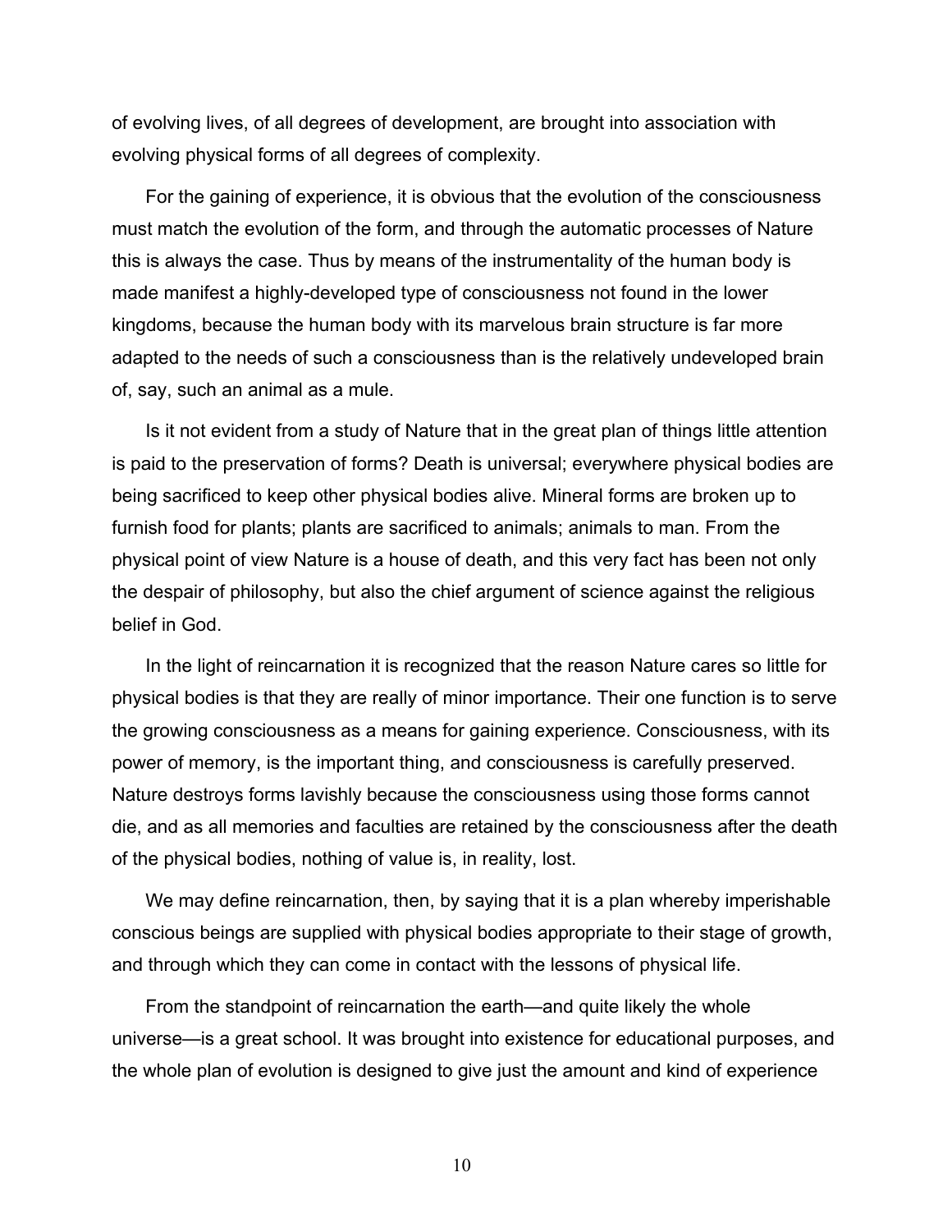of evolving lives, of all degrees of development, are brought into association with evolving physical forms of all degrees of complexity.

For the gaining of experience, it is obvious that the evolution of the consciousness must match the evolution of the form, and through the automatic processes of Nature this is always the case. Thus by means of the instrumentality of the human body is made manifest a highly-developed type of consciousness not found in the lower kingdoms, because the human body with its marvelous brain structure is far more adapted to the needs of such a consciousness than is the relatively undeveloped brain of, say, such an animal as a mule.

Is it not evident from a study of Nature that in the great plan of things little attention is paid to the preservation of forms? Death is universal; everywhere physical bodies are being sacrificed to keep other physical bodies alive. Mineral forms are broken up to furnish food for plants; plants are sacrificed to animals; animals to man. From the physical point of view Nature is a house of death, and this very fact has been not only the despair of philosophy, but also the chief argument of science against the religious belief in God.

In the light of reincarnation it is recognized that the reason Nature cares so little for physical bodies is that they are really of minor importance. Their one function is to serve the growing consciousness as a means for gaining experience. Consciousness, with its power of memory, is the important thing, and consciousness is carefully preserved. Nature destroys forms lavishly because the consciousness using those forms cannot die, and as all memories and faculties are retained by the consciousness after the death of the physical bodies, nothing of value is, in reality, lost.

We may define reincarnation, then, by saying that it is a plan whereby imperishable conscious beings are supplied with physical bodies appropriate to their stage of growth, and through which they can come in contact with the lessons of physical life.

From the standpoint of reincarnation the earth—and quite likely the whole universe—is a great school. It was brought into existence for educational purposes, and the whole plan of evolution is designed to give just the amount and kind of experience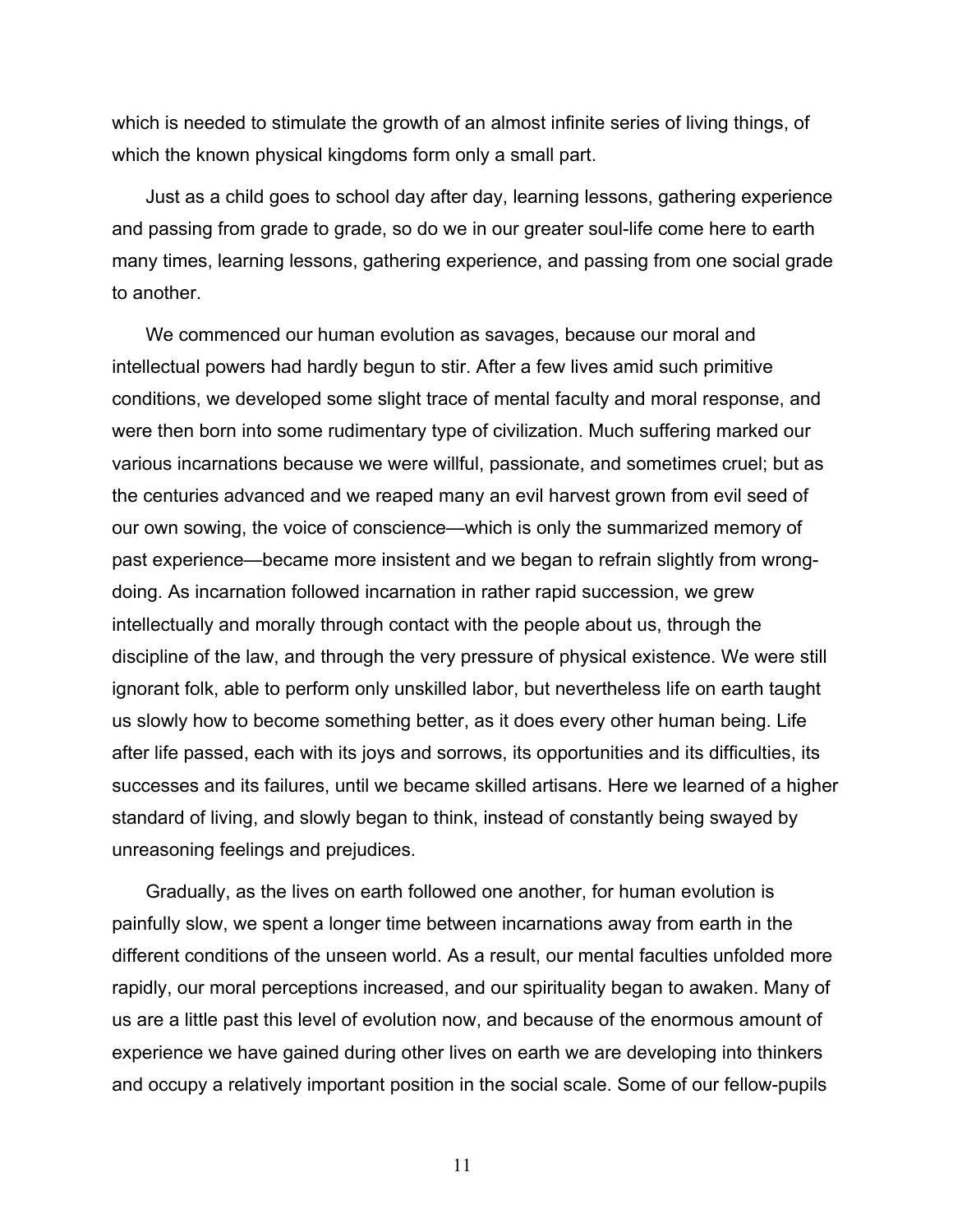which is needed to stimulate the growth of an almost infinite series of living things, of which the known physical kingdoms form only a small part.

Just as a child goes to school day after day, learning lessons, gathering experience and passing from grade to grade, so do we in our greater soul-life come here to earth many times, learning lessons, gathering experience, and passing from one social grade to another.

We commenced our human evolution as savages, because our moral and intellectual powers had hardly begun to stir. After a few lives amid such primitive conditions, we developed some slight trace of mental faculty and moral response, and were then born into some rudimentary type of civilization. Much suffering marked our various incarnations because we were willful, passionate, and sometimes cruel; but as the centuries advanced and we reaped many an evil harvest grown from evil seed of our own sowing, the voice of conscience—which is only the summarized memory of past experience—became more insistent and we began to refrain slightly from wrong-doing. As incarnation followed incarnation in rather rapid succession, we grew intellectually and morally through contact with the people about us, through the discipline of the law, and through the very pressure of physical existence. We were still ignorant folk, able to perform only unskilled labor, but nevertheless life on earth taught us slowly how to become something better, as it does every other human being. Life after life passed, each with its joys and sorrows, its opportunities and its difficulties, its successes and its failures, until we became skilled artisans. Here we learned of a higher standard of living, and slowly began to think, instead of constantly being swayed by unreasoning feelings and prejudices.

Gradually, as the lives on earth followed one another, for human evolution is painfully slow, we spent a longer time between incarnations away from earth in the different conditions of the unseen world. As a result, our mental faculties unfolded more rapidly, our moral perceptions increased, and our spirituality began to awaken. Many of us are a little past this level of evolution now, and because of the enormous amount of experience we have gained during other lives on earth we are developing into thinkers and occupy a relatively important position in the social scale. Some of our fellow-pupils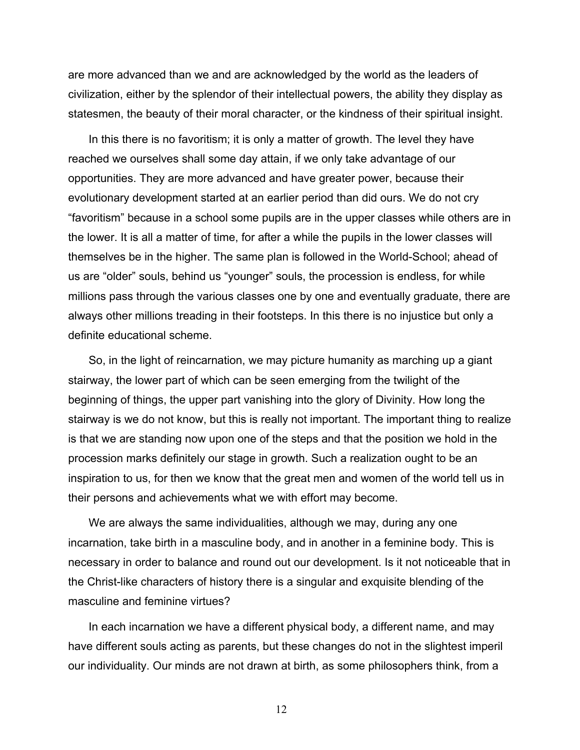are more advanced than we and are acknowledged by the world as the leaders of civilization, either by the splendor of their intellectual powers, the ability they display as statesmen, the beauty of their moral character, or the kindness of their spiritual insight.

In this there is no favoritism; it is only a matter of growth. The level they have reached we ourselves shall some day attain, if we only take advantage of our opportunities. They are more advanced and have greater power, because their evolutionary development started at an earlier period than did ours. We do not cry "favoritism" because in a school some pupils are in the upper classes while others are in the lower. It is all a matter of time, for after a while the pupils in the lower classes will themselves be in the higher. The same plan is followed in the World-School; ahead of us are "older" souls, behind us "younger" souls, the procession is endless, for while millions pass through the various classes one by one and eventually graduate, there are always other millions treading in their footsteps. In this there is no injustice but only a definite educational scheme.

So, in the light of reincarnation, we may picture humanity as marching up a giant stairway, the lower part of which can be seen emerging from the twilight of the beginning of things, the upper part vanishing into the glory of Divinity. How long the stairway is we do not know, but this is really not important. The important thing to realize is that we are standing now upon one of the steps and that the position we hold in the procession marks definitely our stage in growth. Such a realization ought to be an inspiration to us, for then we know that the great men and women of the world tell us in their persons and achievements what we with effort may become.

We are always the same individualities, although we may, during any one incarnation, take birth in a masculine body, and in another in a feminine body. This is necessary in order to balance and round out our development. Is it not noticeable that in the Christ-like characters of history there is a singular and exquisite blending of the masculine and feminine virtues?

In each incarnation we have a different physical body, a different name, and may have different souls acting as parents, but these changes do not in the slightest imperil our individuality. Our minds are not drawn at birth, as some philosophers think, from a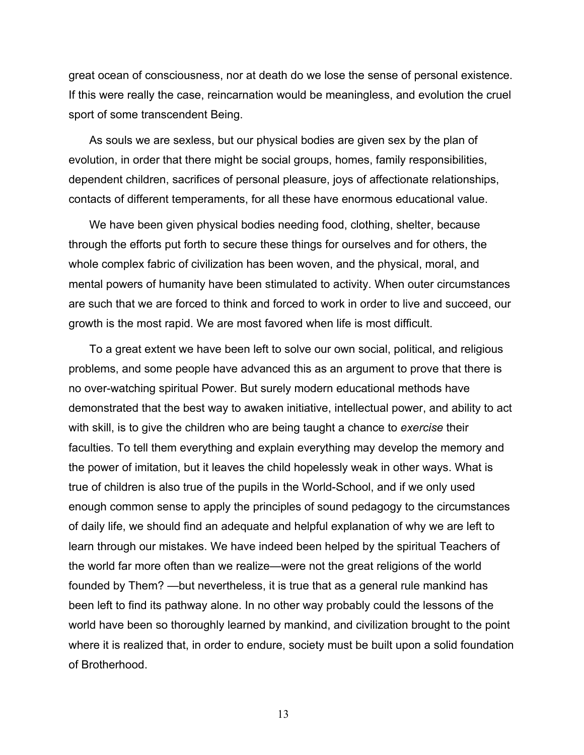great ocean of consciousness, nor at death do we lose the sense of personal existence. If this were really the case, reincarnation would be meaningless, and evolution the cruel sport of some transcendent Being.

As souls we are sexless, but our physical bodies are given sex by the plan of evolution, in order that there might be social groups, homes, family responsibilities, dependent children, sacrifices of personal pleasure, joys of affectionate relationships, contacts of different temperaments, for all these have enormous educational value.

We have been given physical bodies needing food, clothing, shelter, because through the efforts put forth to secure these things for ourselves and for others, the whole complex fabric of civilization has been woven, and the physical, moral, and mental powers of humanity have been stimulated to activity. When outer circumstances are such that we are forced to think and forced to work in order to live and succeed, our growth is the most rapid. We are most favored when life is most difficult.

To a great extent we have been left to solve our own social, political, and religious problems, and some people have advanced this as an argument to prove that there is no over-watching spiritual Power. But surely modern educational methods have demonstrated that the best way to awaken initiative, intellectual power, and ability to act with skill, is to give the children who are being taught a chance to *exercise* their faculties. To tell them everything and explain everything may develop the memory and the power of imitation, but it leaves the child hopelessly weak in other ways. What is true of children is also true of the pupils in the World-School, and if we only used enough common sense to apply the principles of sound pedagogy to the circumstances of daily life, we should find an adequate and helpful explanation of why we are left to learn through our mistakes. We have indeed been helped by the spiritual Teachers of the world far more often than we realize—were not the great religions of the world founded by Them? —but nevertheless, it is true that as a general rule mankind has been left to find its pathway alone. In no other way probably could the lessons of the world have been so thoroughly learned by mankind, and civilization brought to the point where it is realized that, in order to endure, society must be built upon a solid foundation of Brotherhood.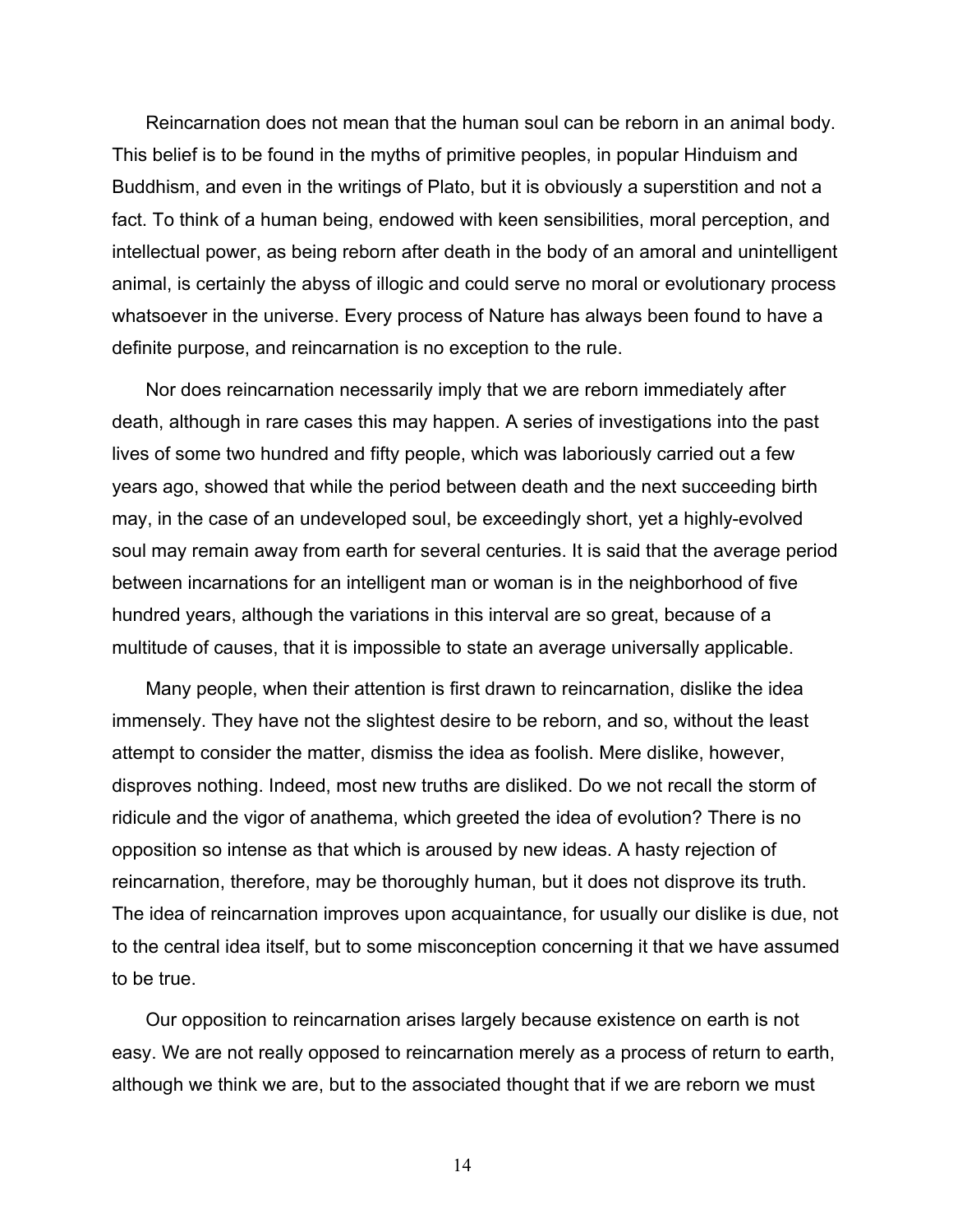Reincarnation does not mean that the human soul can be reborn in an animal body. This belief is to be found in the myths of primitive peoples, in popular Hinduism and Buddhism, and even in the writings of Plato, but it is obviously a superstition and not a fact. To think of a human being, endowed with keen sensibilities, moral perception, and intellectual power, as being reborn after death in the body of an amoral and unintelligent animal, is certainly the abyss of illogic and could serve no moral or evolutionary process whatsoever in the universe. Every process of Nature has always been found to have a definite purpose, and reincarnation is no exception to the rule.

Nor does reincarnation necessarily imply that we are reborn immediately after death, although in rare cases this may happen. A series of investigations into the past lives of some two hundred and fifty people, which was laboriously carried out a few years ago, showed that while the period between death and the next succeeding birth may, in the case of an undeveloped soul, be exceedingly short, yet a highly-evolved soul may remain away from earth for several centuries. It is said that the average period between incarnations for an intelligent man or woman is in the neighborhood of five hundred years, although the variations in this interval are so great, because of a multitude of causes, that it is impossible to state an average universally applicable.

Many people, when their attention is first drawn to reincarnation, dislike the idea immensely. They have not the slightest desire to be reborn, and so, without the least attempt to consider the matter, dismiss the idea as foolish. Mere dislike, however, disproves nothing. Indeed, most new truths are disliked. Do we not recall the storm of ridicule and the vigor of anathema, which greeted the idea of evolution? There is no opposition so intense as that which is aroused by new ideas. A hasty rejection of reincarnation, therefore, may be thoroughly human, but it does not disprove its truth. The idea of reincarnation improves upon acquaintance, for usually our dislike is due, not to the central idea itself, but to some misconception concerning it that we have assumed to be true.

Our opposition to reincarnation arises largely because existence on earth is not easy. We are not really opposed to reincarnation merely as a process of return to earth, although we think we are, but to the associated thought that if we are reborn we must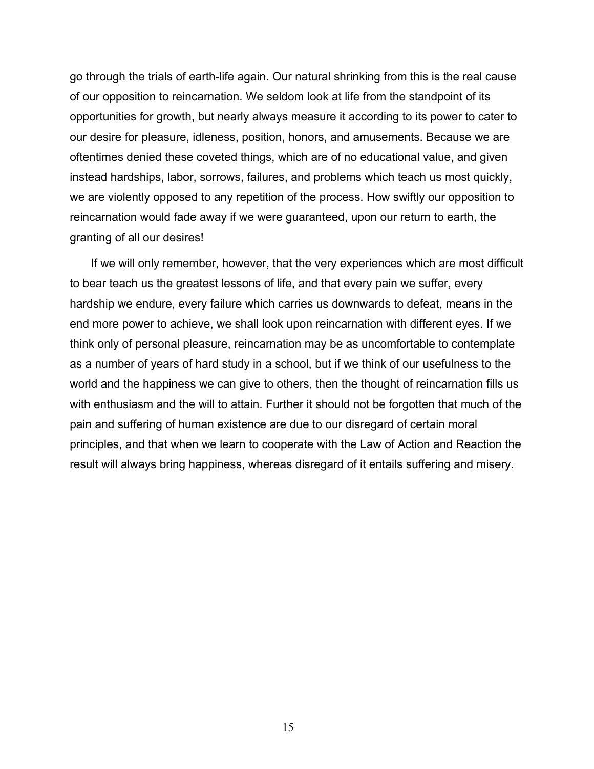go through the trials of earth-life again. Our natural shrinking from this is the real cause of our opposition to reincarnation. We seldom look at life from the standpoint of its opportunities for growth, but nearly always measure it according to its power to cater to our desire for pleasure, idleness, position, honors, and amusements. Because we are oftentimes denied these coveted things, which are of no educational value, and given instead hardships, labor, sorrows, failures, and problems which teach us most quickly, we are violently opposed to any repetition of the process. How swiftly our opposition to reincarnation would fade away if we were guaranteed, upon our return to earth, the granting of all our desires!

If we will only remember, however, that the very experiences which are most difficult to bear teach us the greatest lessons of life, and that every pain we suffer, every hardship we endure, every failure which carries us downwards to defeat, means in the end more power to achieve, we shall look upon reincarnation with different eyes. If we think only of personal pleasure, reincarnation may be as uncomfortable to contemplate as a number of years of hard study in a school, but if we think of our usefulness to the world and the happiness we can give to others, then the thought of reincarnation fills us with enthusiasm and the will to attain. Further it should not be forgotten that much of the pain and suffering of human existence are due to our disregard of certain moral principles, and that when we learn to cooperate with the Law of Action and Reaction the result will always bring happiness, whereas disregard of it entails suffering and misery.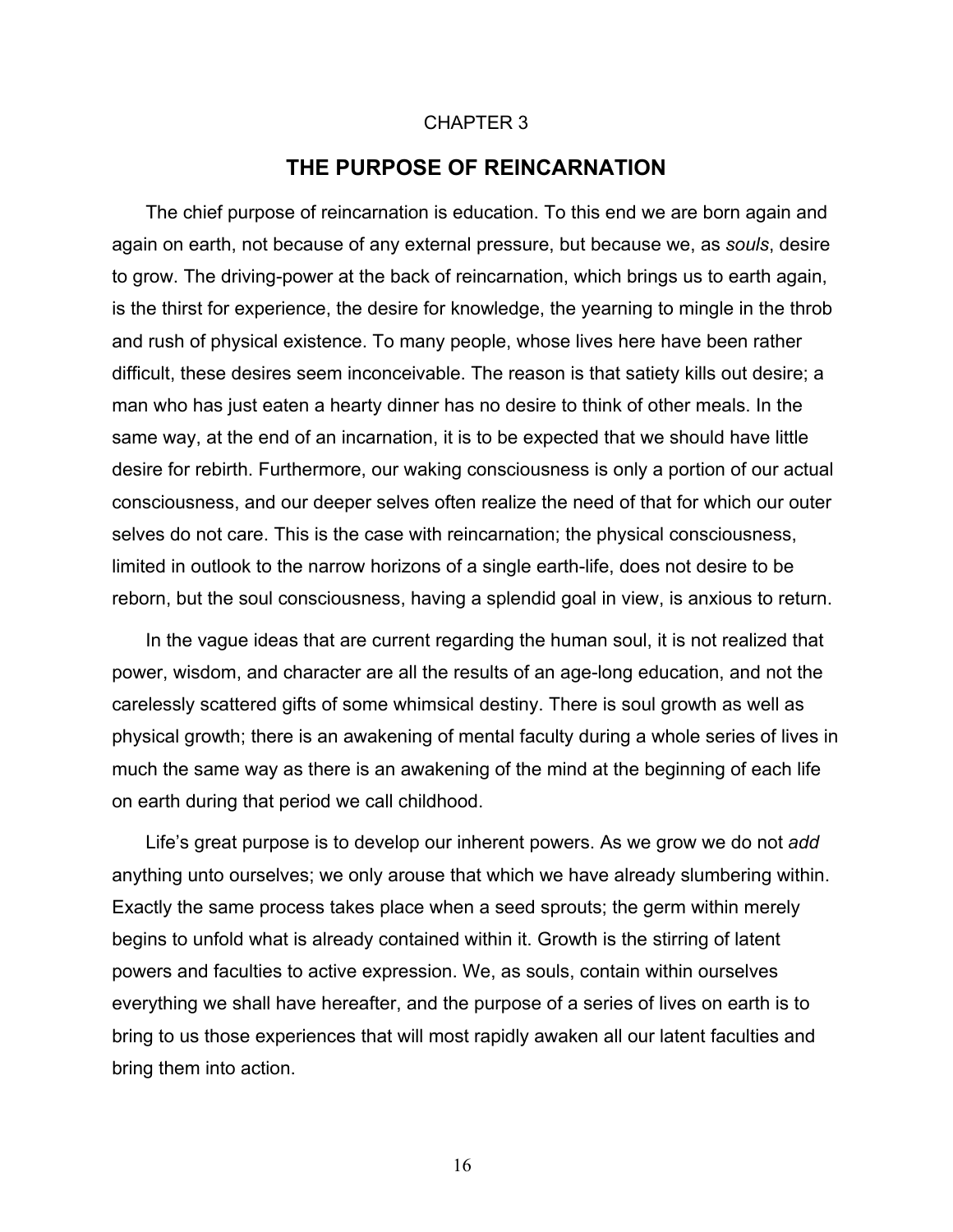CHAPTER 3

# THE PURPOSE OF REINCARNATION

The chief purpose of reincarnation is education. To this end we are born again and again on earth, not because of any external pressure, but because we, as *souls*, desire to grow. The driving-power at the back of reincarnation, which brings us to earth again, is the thirst for experience, the desire for knowledge, the yearning to mingle in the throb and rush of physical existence. To many people, whose lives here have been rather difficult, these desires seem inconceivable. The reason is that satiety kills out desire; a man who has just eaten a hearty dinner has no desire to think of other meals. In the same way, at the end of an incarnation, it is to be expected that we should have little desire for rebirth. Furthermore, our waking consciousness is only a portion of our actual consciousness, and our deeper selves often realize the need of that for which our outer selves do not care. This is the case with reincarnation; the physical consciousness, limited in outlook to the narrow horizons of a single earth-life, does not desire to be reborn, but the soul consciousness, having a splendid goal in view, is anxious to return.

In the vague ideas that are current regarding the human soul, it is not realized that power, wisdom, and character are all the results of an age-long education, and not the carelessly scattered gifts of some whimsical destiny. There is soul growth as well as physical growth; there is an awakening of mental faculty during a whole series of lives in much the same way as there is an awakening of the mind at the beginning of each life on earth during that period we call childhood.

Life's great purpose is to develop our inherent powers. As we grow we do not *add* anything unto ourselves; we only arouse that which we have already slumbering within. Exactly the same process takes place when a seed sprouts; the germ within merely begins to unfold what is already contained within it. Growth is the stirring of latent powers and faculties to active expression. We, as souls, contain within ourselves everything we shall have hereafter, and the purpose of a series of lives on earth is to bring to us those experiences that will most rapidly awaken all our latent faculties and bring them into action.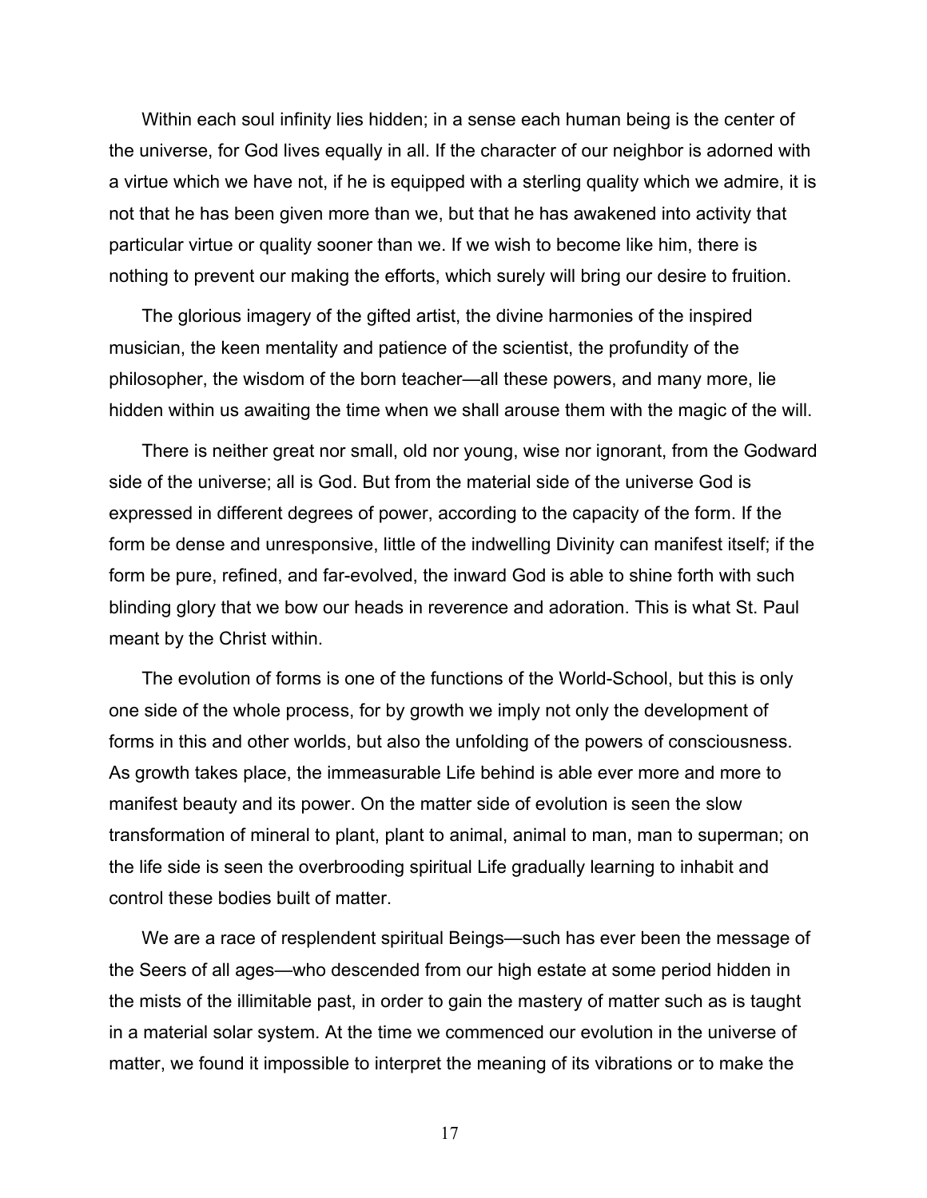Within each soul infinity lies hidden; in a sense each human being is the center of the universe, for God lives equally in all. If the character of our neighbor is adorned with a virtue which we have not, if he is equipped with a sterling quality which we admire, it is not that he has been given more than we, but that he has awakened into activity that particular virtue or quality sooner than we. If we wish to become like him, there is nothing to prevent our making the efforts, which surely will bring our desire to fruition.

The glorious imagery of the gifted artist, the divine harmonies of the inspired musician, the keen mentality and patience of the scientist, the profundity of the philosopher, the wisdom of the born teacher—all these powers, and many more, lie hidden within us awaiting the time when we shall arouse them with the magic of the will.

There is neither great nor small, old nor young, wise nor ignorant, from the Godward side of the universe; all is God. But from the material side of the universe God is expressed in different degrees of power, according to the capacity of the form. If the form be dense and unresponsive, little of the indwelling Divinity can manifest itself; if the form be pure, refined, and far-evolved, the inward God is able to shine forth with such blinding glory that we bow our heads in reverence and adoration. This is what St. Paul meant by the Christ within.

The evolution of forms is one of the functions of the World-School, but this is only one side of the whole process, for by growth we imply not only the development of forms in this and other worlds, but also the unfolding of the powers of consciousness. As growth takes place, the immeasurable Life behind is able ever more and more to manifest beauty and its power. On the matter side of evolution is seen the slow transformation of mineral to plant, plant to animal, animal to man, man to superman; on the life side is seen the overbrooding spiritual Life gradually learning to inhabit and control these bodies built of matter.

We are a race of resplendent spiritual Beings—such has ever been the message of the Seers of all ages—who descended from our high estate at some period hidden in the mists of the illimitable past, in order to gain the mastery of matter such as is taught in a material solar system. At the time we commenced our evolution in the universe of matter, we found it impossible to interpret the meaning of its vibrations or to make the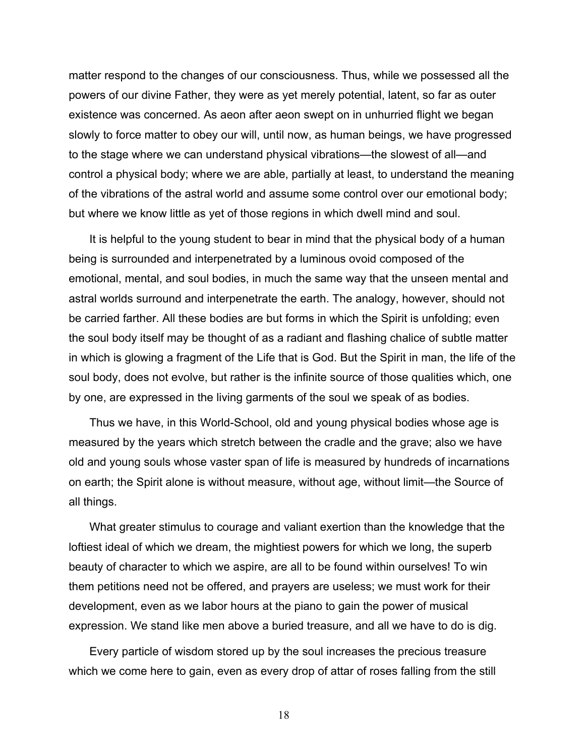matter respond to the changes of our consciousness. Thus, while we possessed all the powers of our divine Father, they were as yet merely potential, latent, so far as outer existence was concerned. As aeon after aeon swept on in unhurried flight we began slowly to force matter to obey our will, until now, as human beings, we have progressed to the stage where we can understand physical vibrations—the slowest of all—and control a physical body; where we are able, partially at least, to understand the meaning of the vibrations of the astral world and assume some control over our emotional body; but where we know little as yet of those regions in which dwell mind and soul.

It is helpful to the young student to bear in mind that the physical body of a human being is surrounded and interpenetrated by a luminous ovoid composed of the emotional, mental, and soul bodies, in much the same way that the unseen mental and astral worlds surround and interpenetrate the earth. The analogy, however, should not be carried farther. All these bodies are but forms in which the Spirit is unfolding; even the soul body itself may be thought of as a radiant and flashing chalice of subtle matter in which is glowing a fragment of the Life that is God. But the Spirit in man, the life of the soul body, does not evolve, but rather is the infinite source of those qualities which, one by one, are expressed in the living garments of the soul we speak of as bodies.

Thus we have, in this World-School, old and young physical bodies whose age is measured by the years which stretch between the cradle and the grave; also we have old and young souls whose vaster span of life is measured by hundreds of incarnations on earth; the Spirit alone is without measure, without age, without limit—the Source of all things.

What greater stimulus to courage and valiant exertion than the knowledge that the loftiest ideal of which we dream, the mightiest powers for which we long, the superb beauty of character to which we aspire, are all to be found within ourselves! To win them petitions need not be offered, and prayers are useless; we must work for their development, even as we labor hours at the piano to gain the power of musical expression. We stand like men above a buried treasure, and all we have to do is dig.

Every particle of wisdom stored up by the soul increases the precious treasure which we come here to gain, even as every drop of attar of roses falling from the still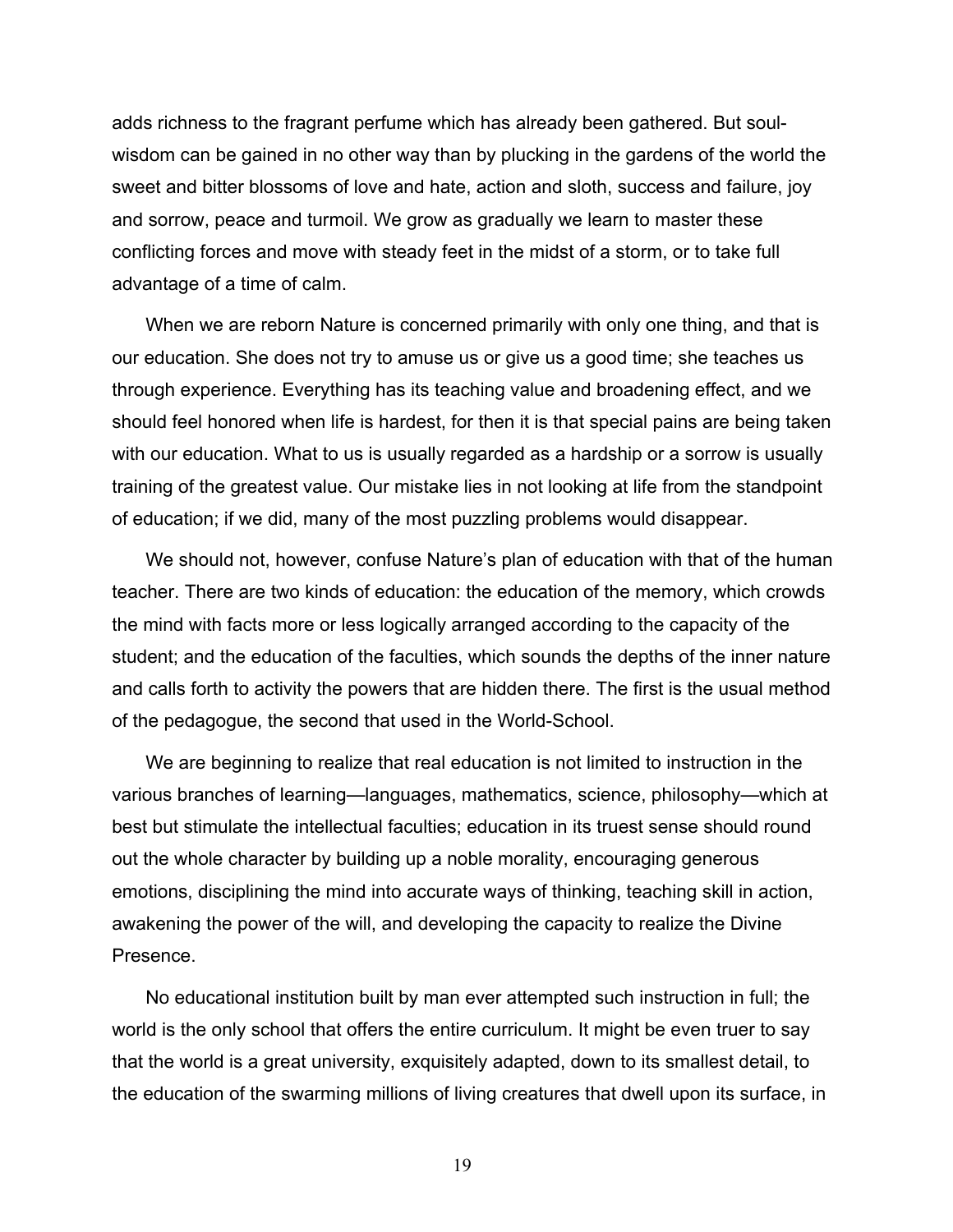adds richness to the fragrant perfume which has already been gathered. But soul-wisdom can be gained in no other way than by plucking in the gardens of the world the sweet and bitter blossoms of love and hate, action and sloth, success and failure, joy and sorrow, peace and turmoil. We grow as gradually we learn to master these conflicting forces and move with steady feet in the midst of a storm, or to take full advantage of a time of calm.

When we are reborn Nature is concerned primarily with only one thing, and that is our education. She does not try to amuse us or give us a good time; she teaches us through experience. Everything has its teaching value and broadening effect, and we should feel honored when life is hardest, for then it is that special pains are being taken with our education. What to us is usually regarded as a hardship or a sorrow is usually training of the greatest value. Our mistake lies in not looking at life from the standpoint of education; if we did, many of the most puzzling problems would disappear.

We should not, however, confuse Nature's plan of education with that of the human teacher. There are two kinds of education: the education of the memory, which crowds the mind with facts more or less logically arranged according to the capacity of the student; and the education of the faculties, which sounds the depths of the inner nature and calls forth to activity the powers that are hidden there. The first is the usual method of the pedagogue, the second that used in the World-School.

We are beginning to realize that real education is not limited to instruction in the various branches of learning—languages, mathematics, science, philosophy—which at best but stimulate the intellectual faculties; education in its truest sense should round out the whole character by building up a noble morality, encouraging generous emotions, disciplining the mind into accurate ways of thinking, teaching skill in action, awakening the power of the will, and developing the capacity to realize the Divine Presence.

No educational institution built by man ever attempted such instruction in full; the world is the only school that offers the entire curriculum. It might be even truer to say that the world is a great university, exquisitely adapted, down to its smallest detail, to the education of the swarming millions of living creatures that dwell upon its surface, in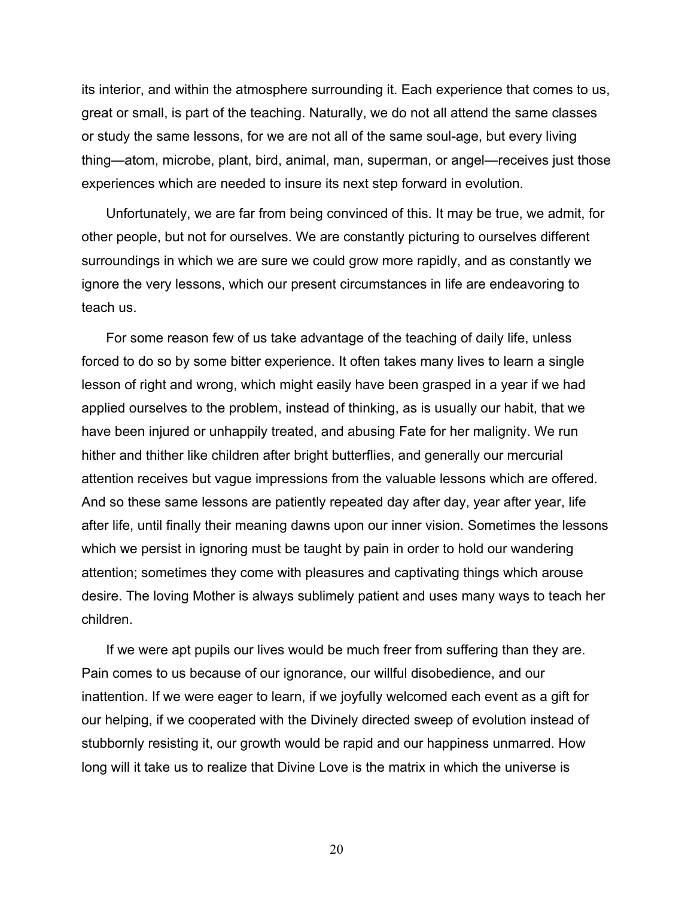its interior, and within the atmosphere surrounding it. Each experience that comes to us, great or small, is part of the teaching. Naturally, we do not all attend the same classes or study the same lessons, for we are not all of the same soul-age, but every living thing—atom, microbe, plant, bird, animal, man, superman, or angel—receives just those experiences which are needed to insure its next step forward in evolution.

Unfortunately, we are far from being convinced of this. It may be true, we admit, for other people, but not for ourselves. We are constantly picturing to ourselves different surroundings in which we are sure we could grow more rapidly, and as constantly we ignore the very lessons, which our present circumstances in life are endeavoring to teach us.

For some reason few of us take advantage of the teaching of daily life, unless forced to do so by some bitter experience. It often takes many lives to learn a single lesson of right and wrong, which might easily have been grasped in a year if we had applied ourselves to the problem, instead of thinking, as is usually our habit, that we have been injured or unhappily treated, and abusing Fate for her malignity. We run hither and thither like children after bright butterflies, and generally our mercurial attention receives but vague impressions from the valuable lessons which are offered. And so these same lessons are patiently repeated day after day, year after year, life after life, until finally their meaning dawns upon our inner vision. Sometimes the lessons which we persist in ignoring must be taught by pain in order to hold our wandering attention; sometimes they come with pleasures and captivating things which arouse desire. The loving Mother is always sublimely patient and uses many ways to teach her children.

If we were apt pupils our lives would be much freer from suffering than they are. Pain comes to us because of our ignorance, our willful disobedience, and our inattention. If we were eager to learn, if we joyfully welcomed each event as a gift for our helping, if we cooperated with the Divinely directed sweep of evolution instead of stubbornly resisting it, our growth would be rapid and our happiness unmarred. How long will it take us to realize that Divine Love is the matrix in which the universe is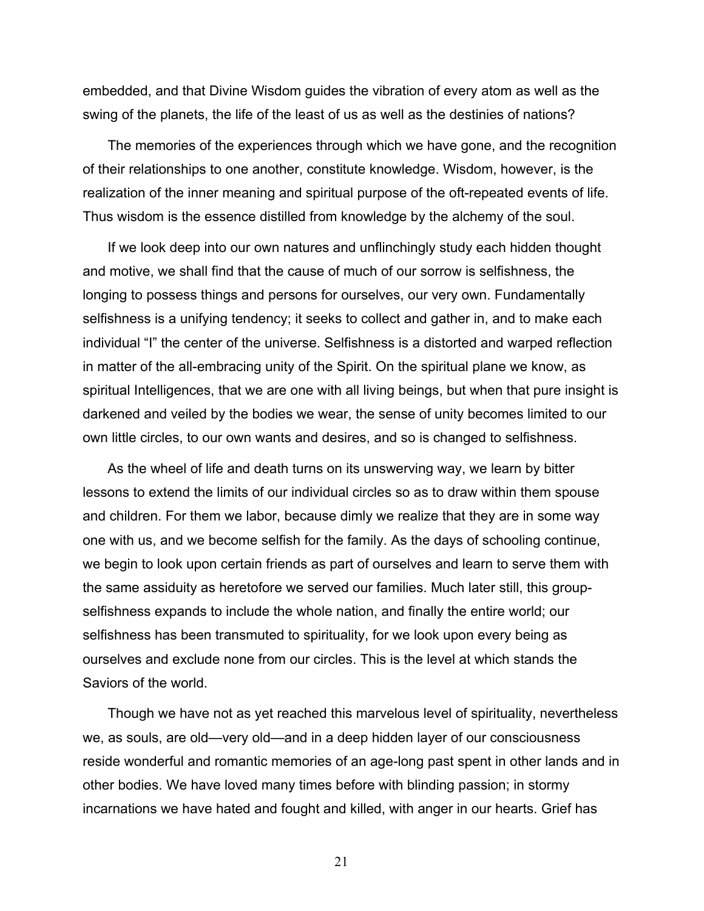embedded, and that Divine Wisdom guides the vibration of every atom as well as the swing of the planets, the life of the least of us as well as the destinies of nations?

The memories of the experiences through which we have gone, and the recognition of their relationships to one another, constitute knowledge. Wisdom, however, is the realization of the inner meaning and spiritual purpose of the oft-repeated events of life. Thus wisdom is the essence distilled from knowledge by the alchemy of the soul.

If we look deep into our own natures and unflinchingly study each hidden thought and motive, we shall find that the cause of much of our sorrow is selfishness, the longing to possess things and persons for ourselves, our very own. Fundamentally selfishness is a unifying tendency; it seeks to collect and gather in, and to make each individual "I" the center of the universe. Selfishness is a distorted and warped reflection in matter of the all-embracing unity of the Spirit. On the spiritual plane we know, as spiritual Intelligences, that we are one with all living beings, but when that pure insight is darkened and veiled by the bodies we wear, the sense of unity becomes limited to our own little circles, to our own wants and desires, and so is changed to selfishness.

As the wheel of life and death turns on its unswerving way, we learn by bitter lessons to extend the limits of our individual circles so as to draw within them spouse and children. For them we labor, because dimly we realize that they are in some way one with us, and we become selfish for the family. As the days of schooling continue, we begin to look upon certain friends as part of ourselves and learn to serve them with the same assiduity as heretofore we served our families. Much later still, this group-selfishness expands to include the whole nation, and finally the entire world; our selfishness has been transmuted to spirituality, for we look upon every being as ourselves and exclude none from our circles. This is the level at which stands the Saviors of the world.

Though we have not as yet reached this marvelous level of spirituality, nevertheless we, as souls, are old—very old—and in a deep hidden layer of our consciousness reside wonderful and romantic memories of an age-long past spent in other lands and in other bodies. We have loved many times before with blinding passion; in stormy incarnations we have hated and fought and killed, with anger in our hearts. Grief has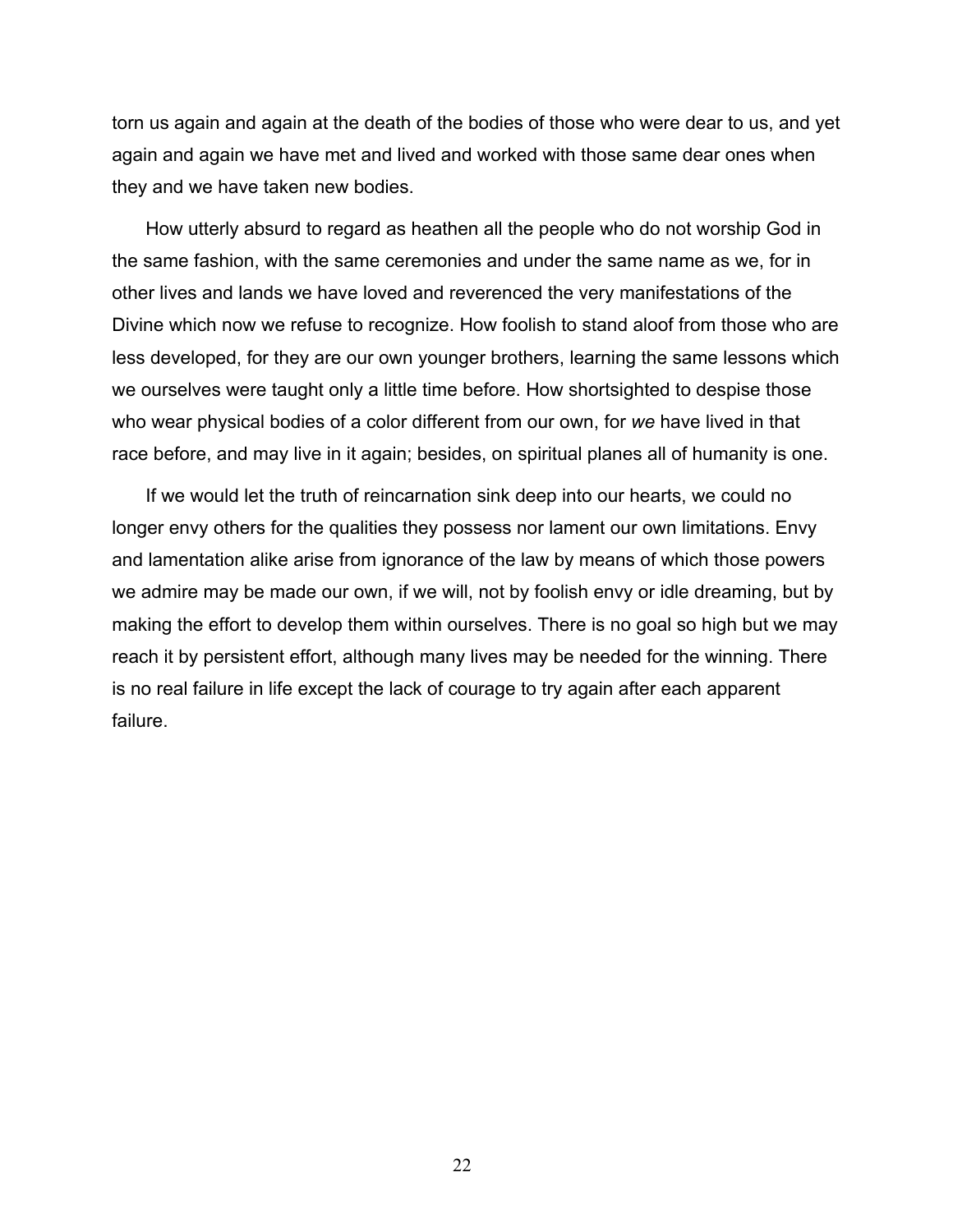torn us again and again at the death of the bodies of those who were dear to us, and yet again and again we have met and lived and worked with those same dear ones when they and we have taken new bodies.

How utterly absurd to regard as heathen all the people who do not worship God in the same fashion, with the same ceremonies and under the same name as we, for in other lives and lands we have loved and reverenced the very manifestations of the Divine which now we refuse to recognize. How foolish to stand aloof from those who are less developed, for they are our own younger brothers, learning the same lessons which we ourselves were taught only a little time before. How shortsighted to despise those who wear physical bodies of a color different from our own, for *we* have lived in that race before, and may live in it again; besides, on spiritual planes all of humanity is one.

If we would let the truth of reincarnation sink deep into our hearts, we could no longer envy others for the qualities they possess nor lament our own limitations. Envy and lamentation alike arise from ignorance of the law by means of which those powers we admire may be made our own, if we will, not by foolish envy or idle dreaming, but by making the effort to develop them within ourselves. There is no goal so high but we may reach it by persistent effort, although many lives may be needed for the winning. There is no real failure in life except the lack of courage to try again after each apparent failure.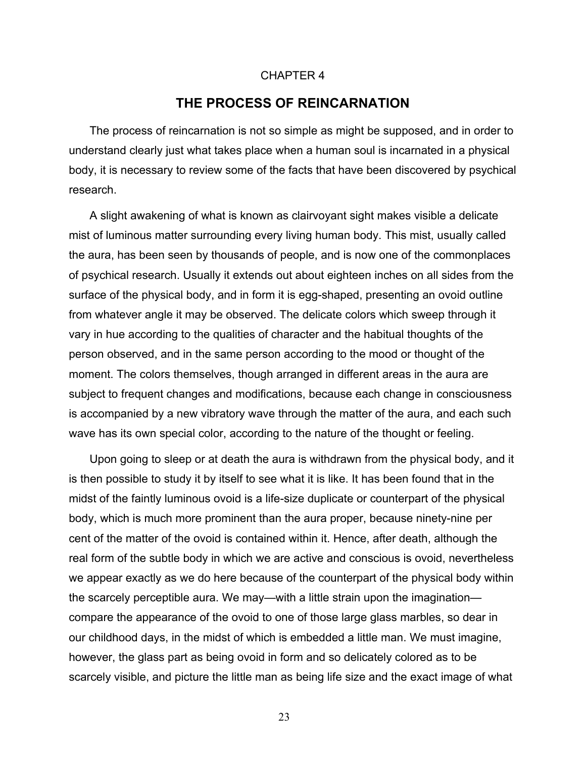CHAPTER 4

# THE PROCESS OF REINCARNATION

The process of reincarnation is not so simple as might be supposed, and in order to understand clearly just what takes place when a human soul is incarnated in a physical body, it is necessary to review some of the facts that have been discovered by psychical research.

A slight awakening of what is known as clairvoyant sight makes visible a delicate mist of luminous matter surrounding every living human body. This mist, usually called the aura, has been seen by thousands of people, and is now one of the commonplaces of psychical research. Usually it extends out about eighteen inches on all sides from the surface of the physical body, and in form it is egg-shaped, presenting an ovoid outline from whatever angle it may be observed. The delicate colors which sweep through it vary in hue according to the qualities of character and the habitual thoughts of the person observed, and in the same person according to the mood or thought of the moment. The colors themselves, though arranged in different areas in the aura are subject to frequent changes and modifications, because each change in consciousness is accompanied by a new vibratory wave through the matter of the aura, and each such wave has its own special color, according to the nature of the thought or feeling.

Upon going to sleep or at death the aura is withdrawn from the physical body, and it is then possible to study it by itself to see what it is like. It has been found that in the midst of the faintly luminous ovoid is a life-size duplicate or counterpart of the physical body, which is much more prominent than the aura proper, because ninety-nine per cent of the matter of the ovoid is contained within it. Hence, after death, although the real form of the subtle body in which we are active and conscious is ovoid, nevertheless we appear exactly as we do here because of the counterpart of the physical body within the scarcely perceptible aura. We may—with a little strain upon the imagination—compare the appearance of the ovoid to one of those large glass marbles, so dear in our childhood days, in the midst of which is embedded a little man. We must imagine, however, the glass part as being ovoid in form and so delicately colored as to be scarcely visible, and picture the little man as being life size and the exact image of what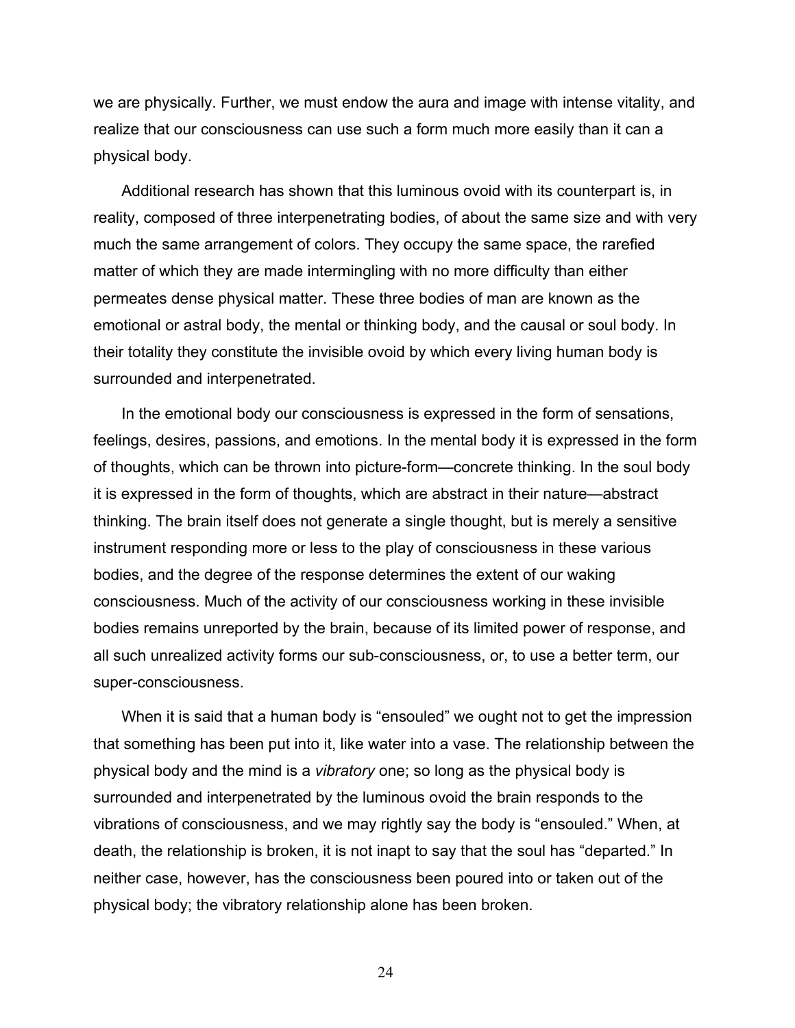we are physically. Further, we must endow the aura and image with intense vitality, and realize that our consciousness can use such a form much more easily than it can a physical body.

Additional research has shown that this luminous ovoid with its counterpart is, in reality, composed of three interpenetrating bodies, of about the same size and with very much the same arrangement of colors. They occupy the same space, the rarefied matter of which they are made intermingling with no more difficulty than either permeates dense physical matter. These three bodies of man are known as the emotional or astral body, the mental or thinking body, and the causal or soul body. In their totality they constitute the invisible ovoid by which every living human body is surrounded and interpenetrated.

In the emotional body our consciousness is expressed in the form of sensations, feelings, desires, passions, and emotions. In the mental body it is expressed in the form of thoughts, which can be thrown into picture-form—concrete thinking. In the soul body it is expressed in the form of thoughts, which are abstract in their nature—abstract thinking. The brain itself does not generate a single thought, but is merely a sensitive instrument responding more or less to the play of consciousness in these various bodies, and the degree of the response determines the extent of our waking consciousness. Much of the activity of our consciousness working in these invisible bodies remains unreported by the brain, because of its limited power of response, and all such unrealized activity forms our sub-consciousness, or, to use a better term, our super-consciousness.

When it is said that a human body is "ensouled" we ought not to get the impression that something has been put into it, like water into a vase. The relationship between the physical body and the mind is a *vibratory* one; so long as the physical body is surrounded and interpenetrated by the luminous ovoid the brain responds to the vibrations of consciousness, and we may rightly say the body is "ensouled." When, at death, the relationship is broken, it is not inapt to say that the soul has "departed." In neither case, however, has the consciousness been poured into or taken out of the physical body; the vibratory relationship alone has been broken.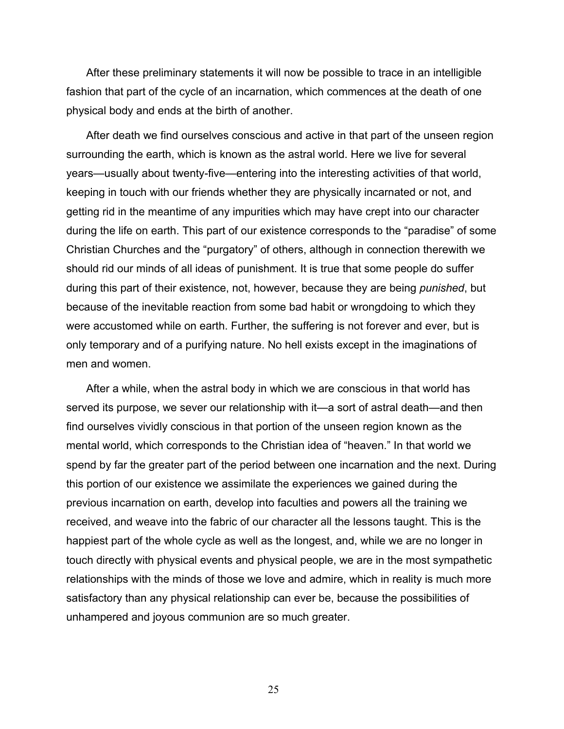After these preliminary statements it will now be possible to trace in an intelligible fashion that part of the cycle of an incarnation, which commences at the death of one physical body and ends at the birth of another.

After death we find ourselves conscious and active in that part of the unseen region surrounding the earth, which is known as the astral world. Here we live for several years—usually about twenty-five—entering into the interesting activities of that world, keeping in touch with our friends whether they are physically incarnated or not, and getting rid in the meantime of any impurities which may have crept into our character during the life on earth. This part of our existence corresponds to the "paradise" of some Christian Churches and the "purgatory" of others, although in connection therewith we should rid our minds of all ideas of punishment. It is true that some people do suffer during this part of their existence, not, however, because they are being *punished*, but because of the inevitable reaction from some bad habit or wrongdoing to which they were accustomed while on earth. Further, the suffering is not forever and ever, but is only temporary and of a purifying nature. No hell exists except in the imaginations of men and women.

After a while, when the astral body in which we are conscious in that world has served its purpose, we sever our relationship with it—a sort of astral death—and then find ourselves vividly conscious in that portion of the unseen region known as the mental world, which corresponds to the Christian idea of "heaven." In that world we spend by far the greater part of the period between one incarnation and the next. During this portion of our existence we assimilate the experiences we gained during the previous incarnation on earth, develop into faculties and powers all the training we received, and weave into the fabric of our character all the lessons taught. This is the happiest part of the whole cycle as well as the longest, and, while we are no longer in touch directly with physical events and physical people, we are in the most sympathetic relationships with the minds of those we love and admire, which in reality is much more satisfactory than any physical relationship can ever be, because the possibilities of unhampered and joyous communion are so much greater.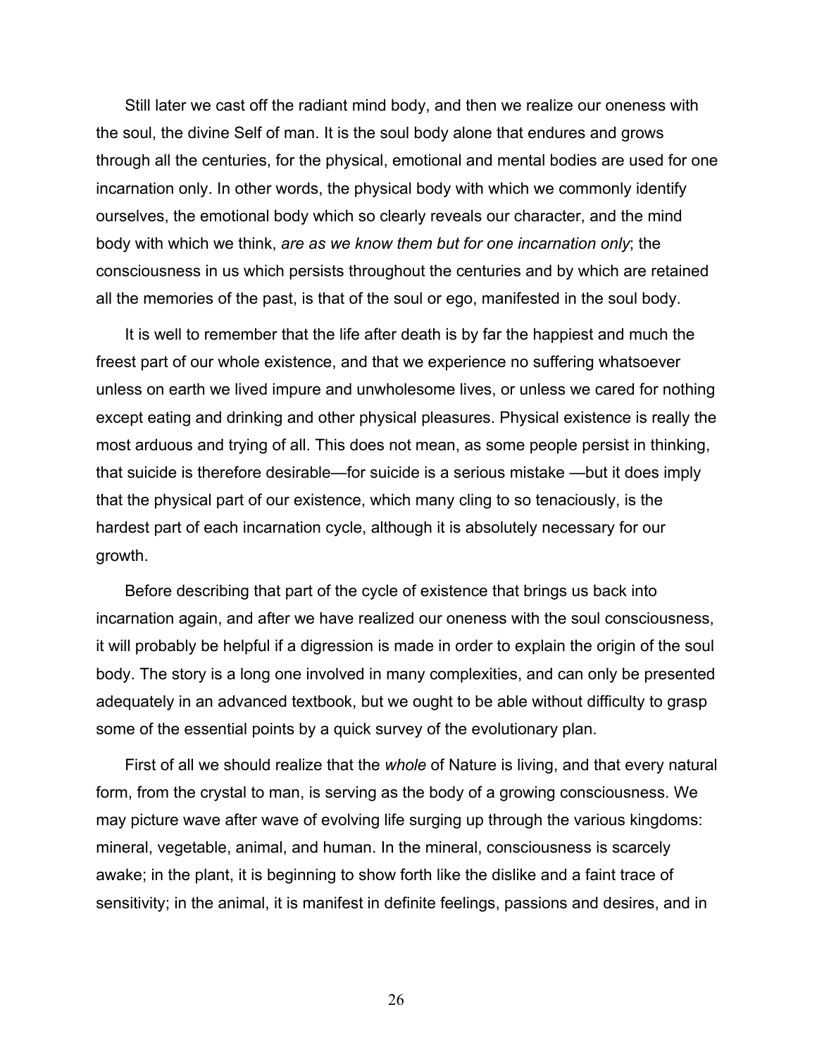Still later we cast off the radiant mind body, and then we realize our oneness with the soul, the divine Self of man. It is the soul body alone that endures and grows through all the centuries, for the physical, emotional and mental bodies are used for one incarnation only. In other words, the physical body with which we commonly identify ourselves, the emotional body which so clearly reveals our character, and the mind body with which we think, *are as we know them but for one incarnation only*; the consciousness in us which persists throughout the centuries and by which are retained all the memories of the past, is that of the soul or ego, manifested in the soul body.

It is well to remember that the life after death is by far the happiest and much the freest part of our whole existence, and that we experience no suffering whatsoever unless on earth we lived impure and unwholesome lives, or unless we cared for nothing except eating and drinking and other physical pleasures. Physical existence is really the most arduous and trying of all. This does not mean, as some people persist in thinking, that suicide is therefore desirable—for suicide is a serious mistake —but it does imply that the physical part of our existence, which many cling to so tenaciously, is the hardest part of each incarnation cycle, although it is absolutely necessary for our growth.

Before describing that part of the cycle of existence that brings us back into incarnation again, and after we have realized our oneness with the soul consciousness, it will probably be helpful if a digression is made in order to explain the origin of the soul body. The story is a long one involved in many complexities, and can only be presented adequately in an advanced textbook, but we ought to be able without difficulty to grasp some of the essential points by a quick survey of the evolutionary plan.

First of all we should realize that the *whole* of Nature is living, and that every natural form, from the crystal to man, is serving as the body of a growing consciousness. We may picture wave after wave of evolving life surging up through the various kingdoms: mineral, vegetable, animal, and human. In the mineral, consciousness is scarcely awake; in the plant, it is beginning to show forth like the dislike and a faint trace of sensitivity; in the animal, it is manifest in definite feelings, passions and desires, and in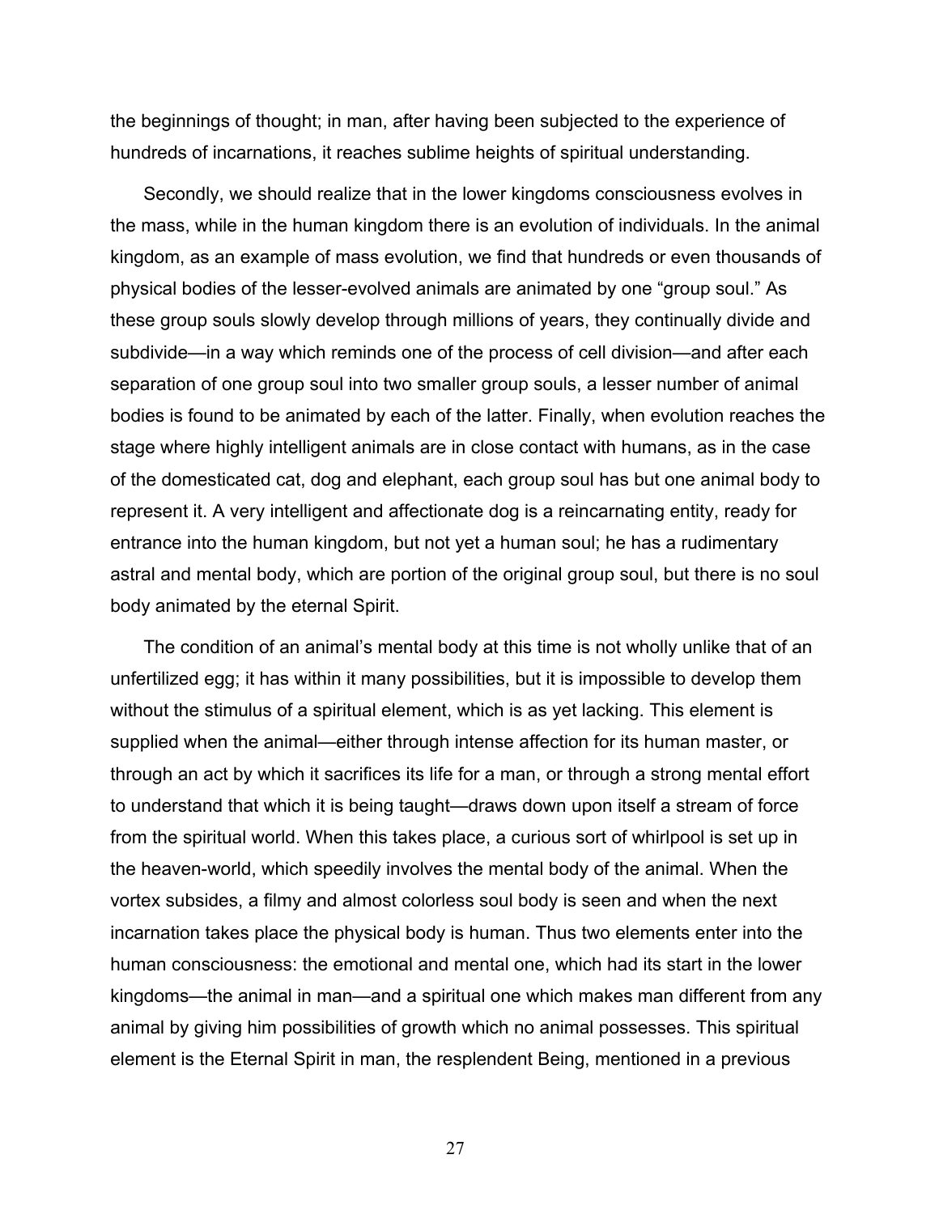the beginnings of thought; in man, after having been subjected to the experience of hundreds of incarnations, it reaches sublime heights of spiritual understanding.

Secondly, we should realize that in the lower kingdoms consciousness evolves in the mass, while in the human kingdom there is an evolution of individuals. In the animal kingdom, as an example of mass evolution, we find that hundreds or even thousands of physical bodies of the lesser-evolved animals are animated by one "group soul." As these group souls slowly develop through millions of years, they continually divide and subdivide—in a way which reminds one of the process of cell division—and after each separation of one group soul into two smaller group souls, a lesser number of animal bodies is found to be animated by each of the latter. Finally, when evolution reaches the stage where highly intelligent animals are in close contact with humans, as in the case of the domesticated cat, dog and elephant, each group soul has but one animal body to represent it. A very intelligent and affectionate dog is a reincarnating entity, ready for entrance into the human kingdom, but not yet a human soul; he has a rudimentary astral and mental body, which are portion of the original group soul, but there is no soul body animated by the eternal Spirit.

The condition of an animal's mental body at this time is not wholly unlike that of an unfertilized egg; it has within it many possibilities, but it is impossible to develop them without the stimulus of a spiritual element, which is as yet lacking. This element is supplied when the animal—either through intense affection for its human master, or through an act by which it sacrifices its life for a man, or through a strong mental effort to understand that which it is being taught—draws down upon itself a stream of force from the spiritual world. When this takes place, a curious sort of whirlpool is set up in the heaven-world, which speedily involves the mental body of the animal. When the vortex subsides, a filmy and almost colorless soul body is seen and when the next incarnation takes place the physical body is human. Thus two elements enter into the human consciousness: the emotional and mental one, which had its start in the lower kingdoms—the animal in man—and a spiritual one which makes man different from any animal by giving him possibilities of growth which no animal possesses. This spiritual element is the Eternal Spirit in man, the resplendent Being, mentioned in a previous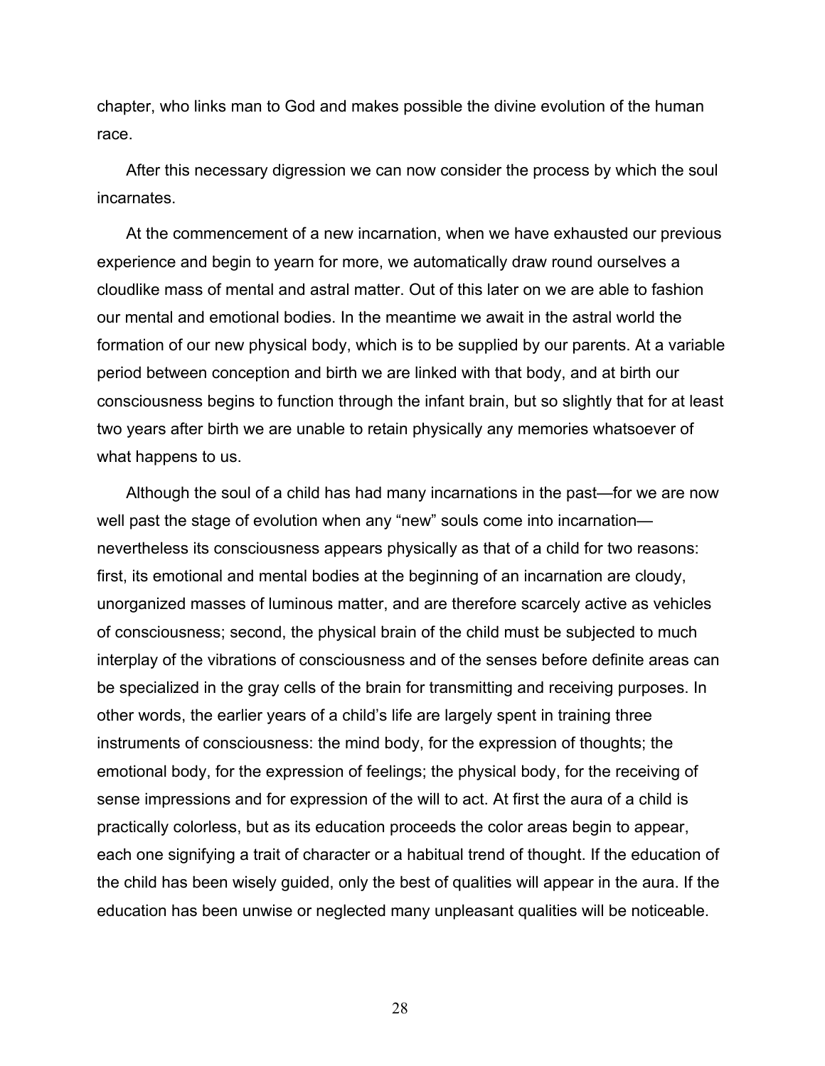chapter, who links man to God and makes possible the divine evolution of the human race.

After this necessary digression we can now consider the process by which the soul incarnates.

At the commencement of a new incarnation, when we have exhausted our previous experience and begin to yearn for more, we automatically draw round ourselves a cloudlike mass of mental and astral matter. Out of this later on we are able to fashion our mental and emotional bodies. In the meantime we await in the astral world the formation of our new physical body, which is to be supplied by our parents. At a variable period between conception and birth we are linked with that body, and at birth our consciousness begins to function through the infant brain, but so slightly that for at least two years after birth we are unable to retain physically any memories whatsoever of what happens to us.

Although the soul of a child has had many incarnations in the past—for we are now well past the stage of evolution when any "new" souls come into incarnation—nevertheless its consciousness appears physically as that of a child for two reasons: first, its emotional and mental bodies at the beginning of an incarnation are cloudy, unorganized masses of luminous matter, and are therefore scarcely active as vehicles of consciousness; second, the physical brain of the child must be subjected to much interplay of the vibrations of consciousness and of the senses before definite areas can be specialized in the gray cells of the brain for transmitting and receiving purposes. In other words, the earlier years of a child's life are largely spent in training three instruments of consciousness: the mind body, for the expression of thoughts; the emotional body, for the expression of feelings; the physical body, for the receiving of sense impressions and for expression of the will to act. At first the aura of a child is practically colorless, but as its education proceeds the color areas begin to appear, each one signifying a trait of character or a habitual trend of thought. If the education of the child has been wisely guided, only the best of qualities will appear in the aura. If the education has been unwise or neglected many unpleasant qualities will be noticeable.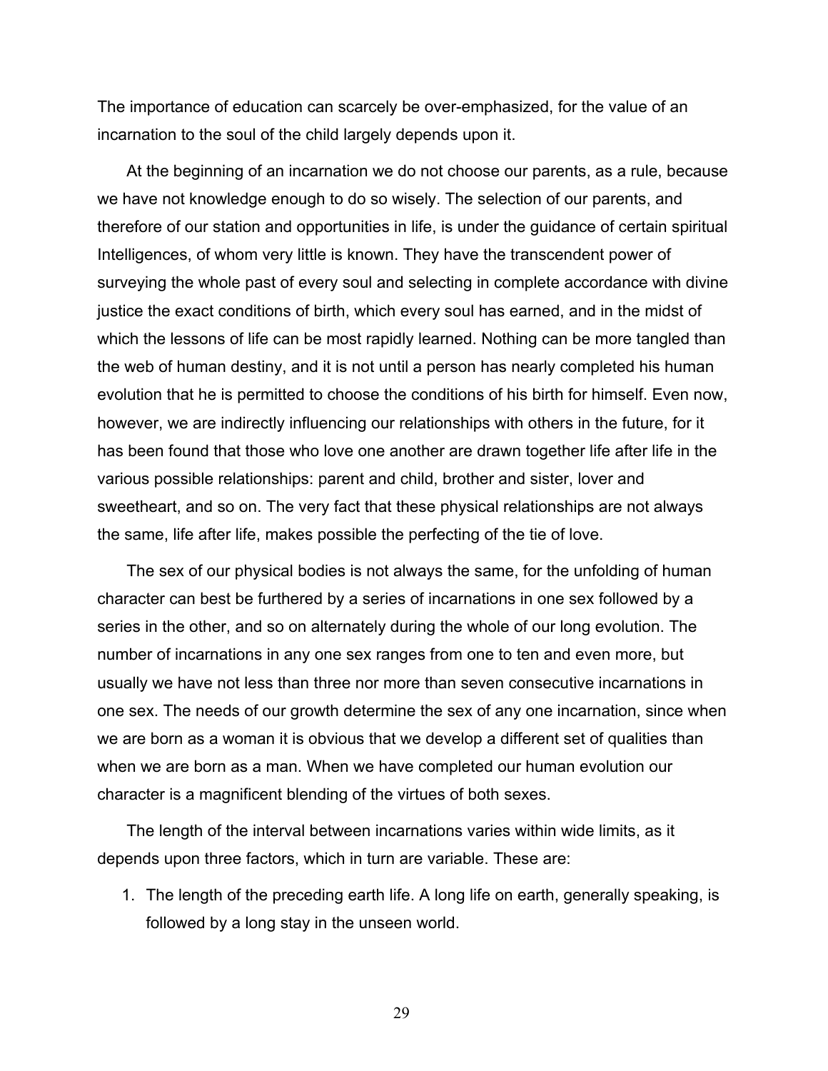The importance of education can scarcely be over-emphasized, for the value of an incarnation to the soul of the child largely depends upon it.

At the beginning of an incarnation we do not choose our parents, as a rule, because we have not knowledge enough to do so wisely. The selection of our parents, and therefore of our station and opportunities in life, is under the guidance of certain spiritual Intelligences, of whom very little is known. They have the transcendent power of surveying the whole past of every soul and selecting in complete accordance with divine justice the exact conditions of birth, which every soul has earned, and in the midst of which the lessons of life can be most rapidly learned. Nothing can be more tangled than the web of human destiny, and it is not until a person has nearly completed his human evolution that he is permitted to choose the conditions of his birth for himself. Even now, however, we are indirectly influencing our relationships with others in the future, for it has been found that those who love one another are drawn together life after life in the various possible relationships: parent and child, brother and sister, lover and sweetheart, and so on. The very fact that these physical relationships are not always the same, life after life, makes possible the perfecting of the tie of love.

The sex of our physical bodies is not always the same, for the unfolding of human character can best be furthered by a series of incarnations in one sex followed by a series in the other, and so on alternately during the whole of our long evolution. The number of incarnations in any one sex ranges from one to ten and even more, but usually we have not less than three nor more than seven consecutive incarnations in one sex. The needs of our growth determine the sex of any one incarnation, since when we are born as a woman it is obvious that we develop a different set of qualities than when we are born as a man. When we have completed our human evolution our character is a magnificent blending of the virtues of both sexes.

The length of the interval between incarnations varies within wide limits, as it depends upon three factors, which in turn are variable. These are:

1. The length of the preceding earth life. A long life on earth, generally speaking, is followed by a long stay in the unseen world.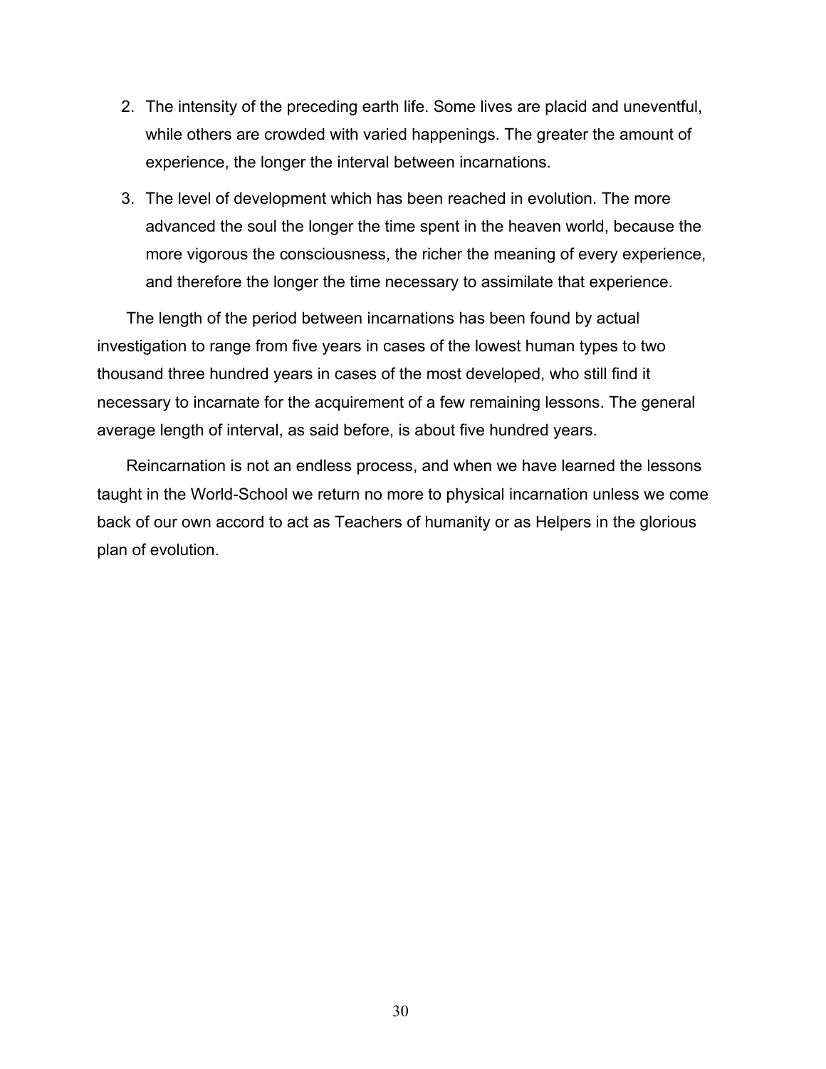2. The intensity of the preceding earth life. Some lives are placid and uneventful, while others are crowded with varied happenings. The greater the amount of experience, the longer the interval between incarnations.
3. The level of development which has been reached in evolution. The more advanced the soul the longer the time spent in the heaven world, because the more vigorous the consciousness, the richer the meaning of every experience, and therefore the longer the time necessary to assimilate that experience.

The length of the period between incarnations has been found by actual investigation to range from five years in cases of the lowest human types to two thousand three hundred years in cases of the most developed, who still find it necessary to incarnate for the acquirement of a few remaining lessons. The general average length of interval, as said before, is about five hundred years.

Reincarnation is not an endless process, and when we have learned the lessons taught in the World-School we return no more to physical incarnation unless we come back of our own accord to act as Teachers of humanity or as Helpers in the glorious plan of evolution.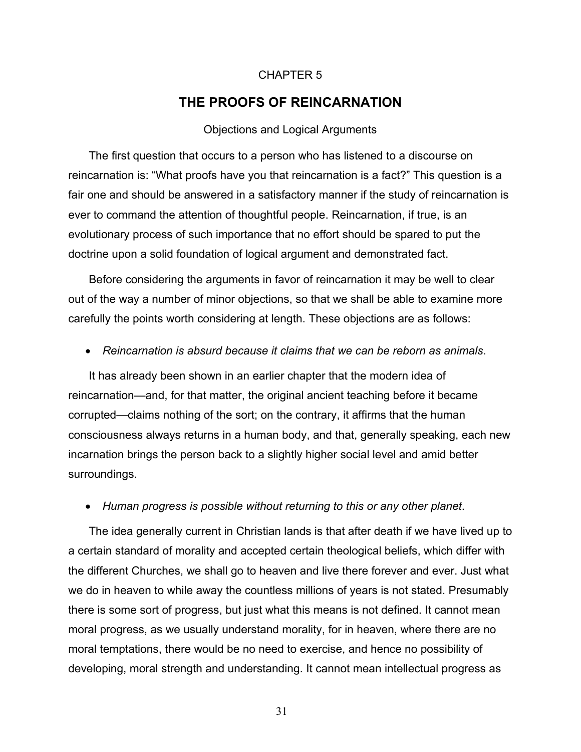CHAPTER 5

# THE PROOFS OF REINCARNATION

Objections and Logical Arguments

The first question that occurs to a person who has listened to a discourse on reincarnation is: “What proofs have you that reincarnation is a fact?” This question is a fair one and should be answered in a satisfactory manner if the study of reincarnation is ever to command the attention of thoughtful people. Reincarnation, if true, is an evolutionary process of such importance that no effort should be spared to put the doctrine upon a solid foundation of logical argument and demonstrated fact.

Before considering the arguments in favor of reincarnation it may be well to clear out of the way a number of minor objections, so that we shall be able to examine more carefully the points worth considering at length. These objections are as follows:

- *Reincarnation is absurd because it claims that we can be reborn as animals*.

It has already been shown in an earlier chapter that the modern idea of reincarnation—and, for that matter, the original ancient teaching before it became corrupted—claims nothing of the sort; on the contrary, it affirms that the human consciousness always returns in a human body, and that, generally speaking, each new incarnation brings the person back to a slightly higher social level and amid better surroundings.

- *Human progress is possible without returning to this or any other planet*.

The idea generally current in Christian lands is that after death if we have lived up to a certain standard of morality and accepted certain theological beliefs, which differ with the different Churches, we shall go to heaven and live there forever and ever. Just what we do in heaven to while away the countless millions of years is not stated. Presumably there is some sort of progress, but just what this means is not defined. It cannot mean moral progress, as we usually understand morality, for in heaven, where there are no moral temptations, there would be no need to exercise, and hence no possibility of developing, moral strength and understanding. It cannot mean intellectual progress as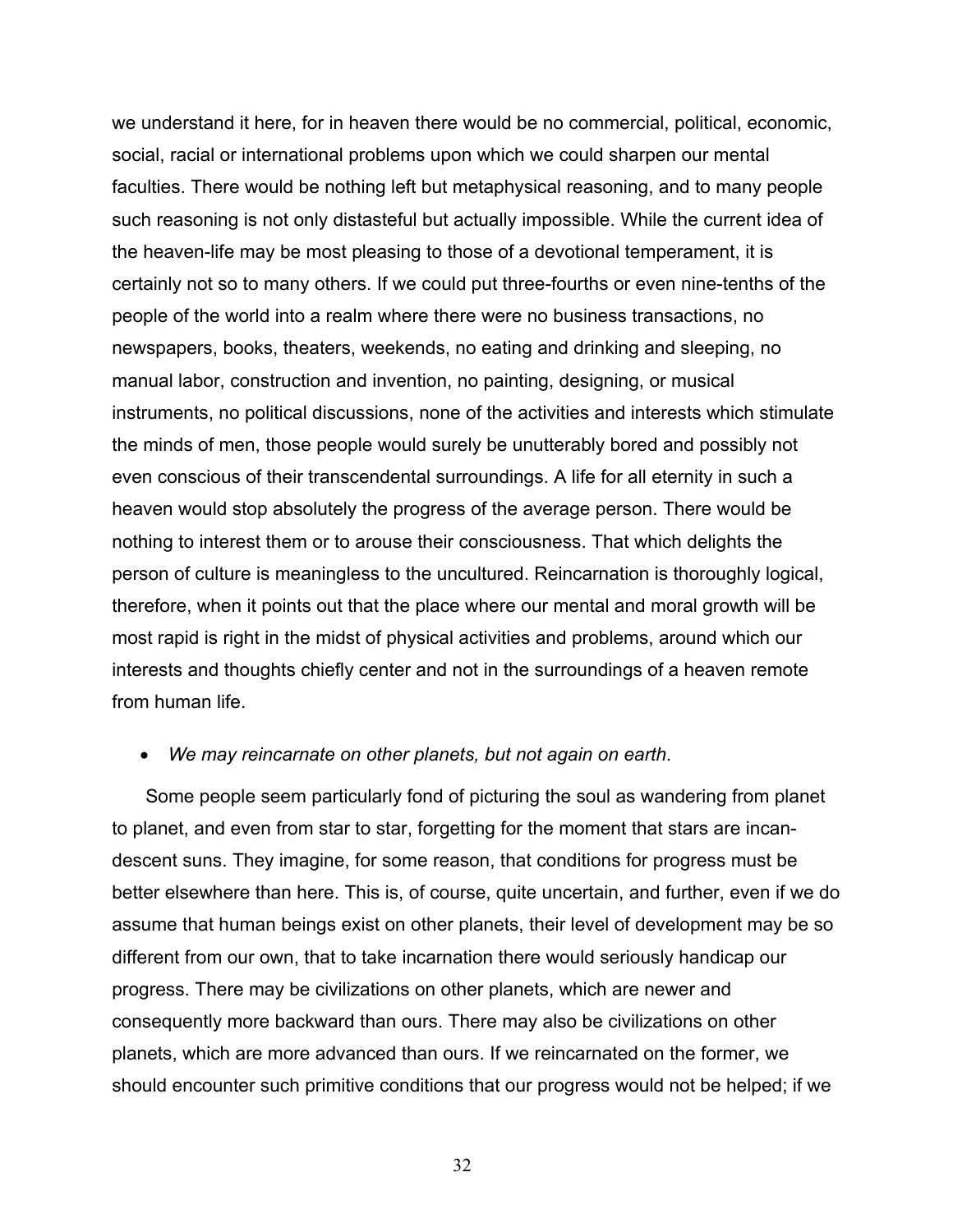we understand it here, for in heaven there would be no commercial, political, economic, social, racial or international problems upon which we could sharpen our mental faculties. There would be nothing left but metaphysical reasoning, and to many people such reasoning is not only distasteful but actually impossible. While the current idea of the heaven-life may be most pleasing to those of a devotional temperament, it is certainly not so to many others. If we could put three-fourths or even nine-tenths of the people of the world into a realm where there were no business transactions, no newspapers, books, theaters, weekends, no eating and drinking and sleeping, no manual labor, construction and invention, no painting, designing, or musical instruments, no political discussions, none of the activities and interests which stimulate the minds of men, those people would surely be unutterably bored and possibly not even conscious of their transcendental surroundings. A life for all eternity in such a heaven would stop absolutely the progress of the average person. There would be nothing to interest them or to arouse their consciousness. That which delights the person of culture is meaningless to the uncultured. Reincarnation is thoroughly logical, therefore, when it points out that the place where our mental and moral growth will be most rapid is right in the midst of physical activities and problems, around which our interests and thoughts chiefly center and not in the surroundings of a heaven remote from human life.

- *We may reincarnate on other planets, but not again on earth*.

Some people seem particularly fond of picturing the soul as wandering from planet to planet, and even from star to star, forgetting for the moment that stars are incandescent suns. They imagine, for some reason, that conditions for progress must be better elsewhere than here. This is, of course, quite uncertain, and further, even if we do assume that human beings exist on other planets, their level of development may be so different from our own, that to take incarnation there would seriously handicap our progress. There may be civilizations on other planets, which are newer and consequently more backward than ours. There may also be civilizations on other planets, which are more advanced than ours. If we reincarnated on the former, we should encounter such primitive conditions that our progress would not be helped; if we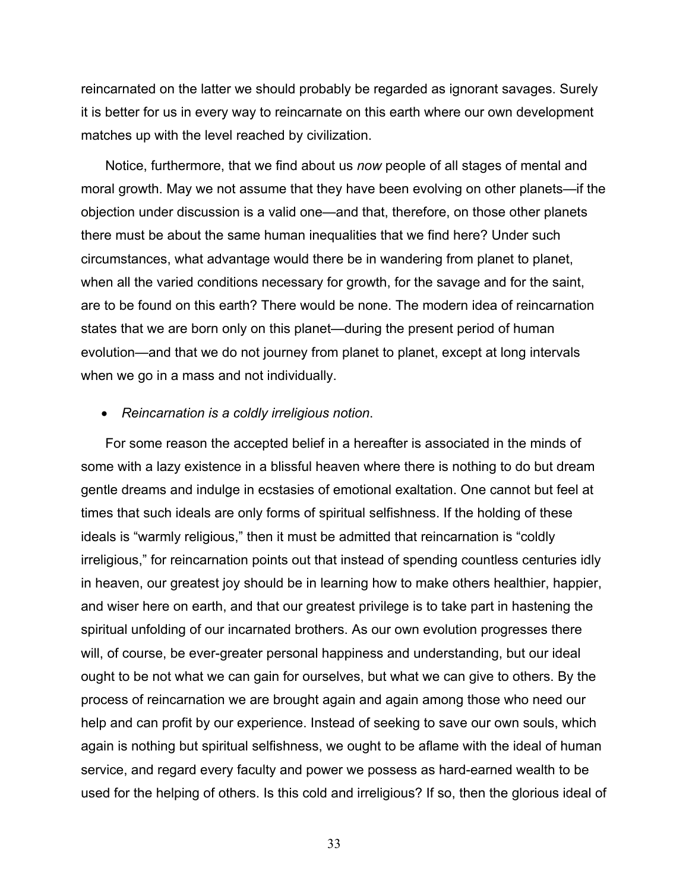reincarnated on the latter we should probably be regarded as ignorant savages. Surely it is better for us in every way to reincarnate on this earth where our own development matches up with the level reached by civilization.

Notice, furthermore, that we find about us *now* people of all stages of mental and moral growth. May we not assume that they have been evolving on other planets—if the objection under discussion is a valid one—and that, therefore, on those other planets there must be about the same human inequalities that we find here? Under such circumstances, what advantage would there be in wandering from planet to planet, when all the varied conditions necessary for growth, for the savage and for the saint, are to be found on this earth? There would be none. The modern idea of reincarnation states that we are born only on this planet—during the present period of human evolution—and that we do not journey from planet to planet, except at long intervals when we go in a mass and not individually.

- *Reincarnation is a coldly irreligious notion*.

For some reason the accepted belief in a hereafter is associated in the minds of some with a lazy existence in a blissful heaven where there is nothing to do but dream gentle dreams and indulge in ecstasies of emotional exaltation. One cannot but feel at times that such ideals are only forms of spiritual selfishness. If the holding of these ideals is "warmly religious," then it must be admitted that reincarnation is "coldly irreligious," for reincarnation points out that instead of spending countless centuries idly in heaven, our greatest joy should be in learning how to make others healthier, happier, and wiser here on earth, and that our greatest privilege is to take part in hastening the spiritual unfolding of our incarnated brothers. As our own evolution progresses there will, of course, be ever-greater personal happiness and understanding, but our ideal ought to be not what we can gain for ourselves, but what we can give to others. By the process of reincarnation we are brought again and again among those who need our help and can profit by our experience. Instead of seeking to save our own souls, which again is nothing but spiritual selfishness, we ought to be aflame with the ideal of human service, and regard every faculty and power we possess as hard-earned wealth to be used for the helping of others. Is this cold and irreligious? If so, then the glorious ideal of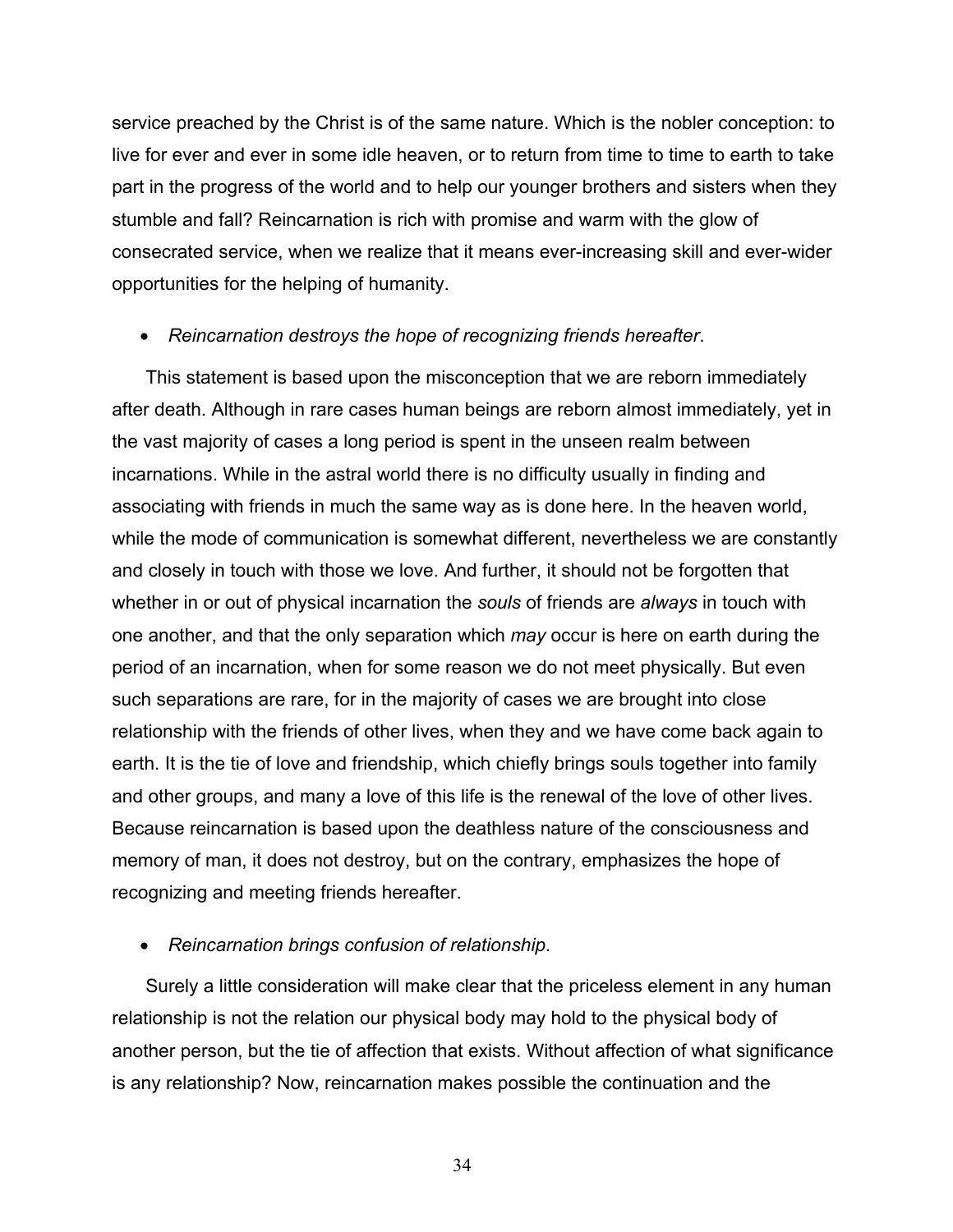service preached by the Christ is of the same nature. Which is the nobler conception: to live for ever and ever in some idle heaven, or to return from time to time to earth to take part in the progress of the world and to help our younger brothers and sisters when they stumble and fall? Reincarnation is rich with promise and warm with the glow of consecrated service, when we realize that it means ever-increasing skill and ever-wider opportunities for the helping of humanity.

- *Reincarnation destroys the hope of recognizing friends hereafter*.

This statement is based upon the misconception that we are reborn immediately after death. Although in rare cases human beings are reborn almost immediately, yet in the vast majority of cases a long period is spent in the unseen realm between incarnations. While in the astral world there is no difficulty usually in finding and associating with friends in much the same way as is done here. In the heaven world, while the mode of communication is somewhat different, nevertheless we are constantly and closely in touch with those we love. And further, it should not be forgotten that whether in or out of physical incarnation the *souls* of friends are *always* in touch with one another, and that the only separation which *may* occur is here on earth during the period of an incarnation, when for some reason we do not meet physically. But even such separations are rare, for in the majority of cases we are brought into close relationship with the friends of other lives, when they and we have come back again to earth. It is the tie of love and friendship, which chiefly brings souls together into family and other groups, and many a love of this life is the renewal of the love of other lives. Because reincarnation is based upon the deathless nature of the consciousness and memory of man, it does not destroy, but on the contrary, emphasizes the hope of recognizing and meeting friends hereafter.

- *Reincarnation brings confusion of relationship*.

Surely a little consideration will make clear that the priceless element in any human relationship is not the relation our physical body may hold to the physical body of another person, but the tie of affection that exists. Without affection of what significance is any relationship? Now, reincarnation makes possible the continuation and the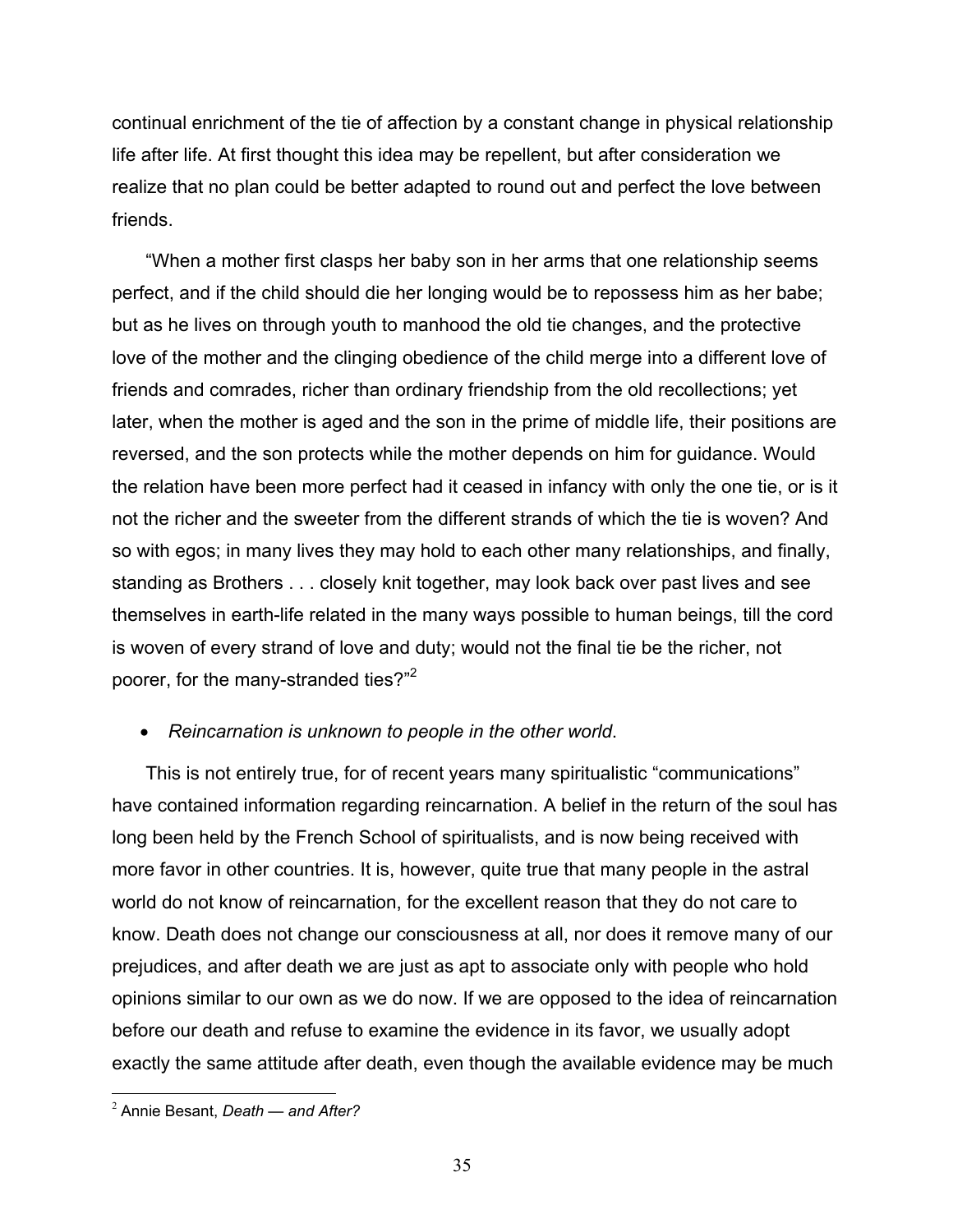continual enrichment of the tie of affection by a constant change in physical relationship life after life. At first thought this idea may be repellent, but after consideration we realize that no plan could be better adapted to round out and perfect the love between friends.

"When a mother first clasps her baby son in her arms that one relationship seems perfect, and if the child should die her longing would be to repossess him as her babe; but as he lives on through youth to manhood the old tie changes, and the protective love of the mother and the clinging obedience of the child merge into a different love of friends and comrades, richer than ordinary friendship from the old recollections; yet later, when the mother is aged and the son in the prime of middle life, their positions are reversed, and the son protects while the mother depends on him for guidance. Would the relation have been more perfect had it ceased in infancy with only the one tie, or is it not the richer and the sweeter from the different strands of which the tie is woven? And so with egos; in many lives they may hold to each other many relationships, and finally, standing as Brothers . . . closely knit together, may look back over past lives and see themselves in earth-life related in the many ways possible to human beings, till the cord is woven of every strand of love and duty; would not the final tie be the richer, not poorer, for the many-stranded ties?"[2]

- *Reincarnation is unknown to people in the other world*.

This is not entirely true, for of recent years many spiritualistic "communications" have contained information regarding reincarnation. A belief in the return of the soul has long been held by the French School of spiritualists, and is now being received with more favor in other countries. It is, however, quite true that many people in the astral world do not know of reincarnation, for the excellent reason that they do not care to know. Death does not change our consciousness at all, nor does it remove many of our prejudices, and after death we are just as apt to associate only with people who hold opinions similar to our own as we do now. If we are opposed to the idea of reincarnation before our death and refuse to examine the evidence in its favor, we usually adopt exactly the same attitude after death, even though the available evidence may be much

[2] Annie Besant, *Death — and After?*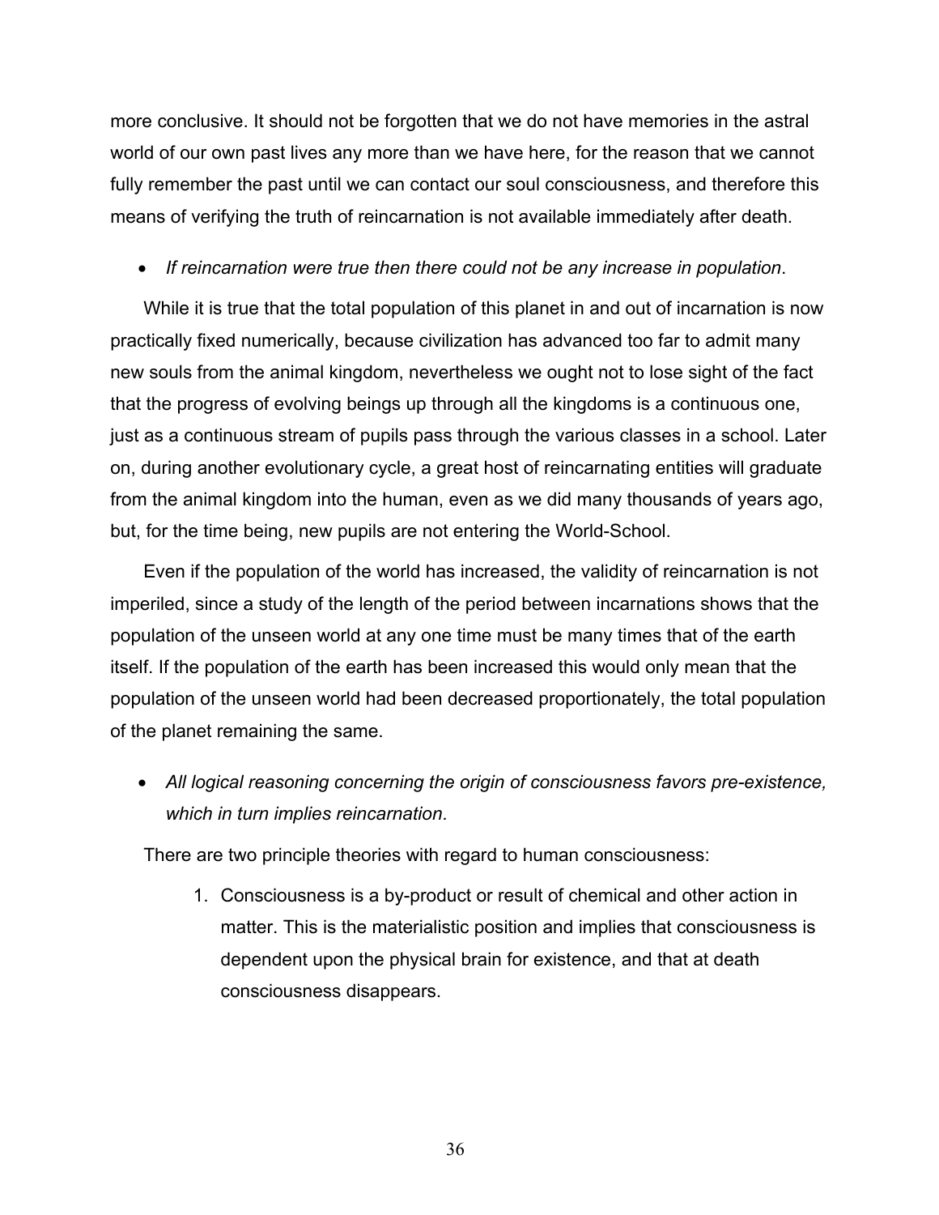more conclusive. It should not be forgotten that we do not have memories in the astral world of our own past lives any more than we have here, for the reason that we cannot fully remember the past until we can contact our soul consciousness, and therefore this means of verifying the truth of reincarnation is not available immediately after death.

- *If reincarnation were true then there could not be any increase in population*.

While it is true that the total population of this planet in and out of incarnation is now practically fixed numerically, because civilization has advanced too far to admit many new souls from the animal kingdom, nevertheless we ought not to lose sight of the fact that the progress of evolving beings up through all the kingdoms is a continuous one, just as a continuous stream of pupils pass through the various classes in a school. Later on, during another evolutionary cycle, a great host of reincarnating entities will graduate from the animal kingdom into the human, even as we did many thousands of years ago, but, for the time being, new pupils are not entering the World-School.

Even if the population of the world has increased, the validity of reincarnation is not imperiled, since a study of the length of the period between incarnations shows that the population of the unseen world at any one time must be many times that of the earth itself. If the population of the earth has been increased this would only mean that the population of the unseen world had been decreased proportionately, the total population of the planet remaining the same.

- *All logical reasoning concerning the origin of consciousness favors pre-existence, which in turn implies reincarnation*.

There are two principle theories with regard to human consciousness:

1. Consciousness is a by-product or result of chemical and other action in matter. This is the materialistic position and implies that consciousness is dependent upon the physical brain for existence, and that at death consciousness disappears.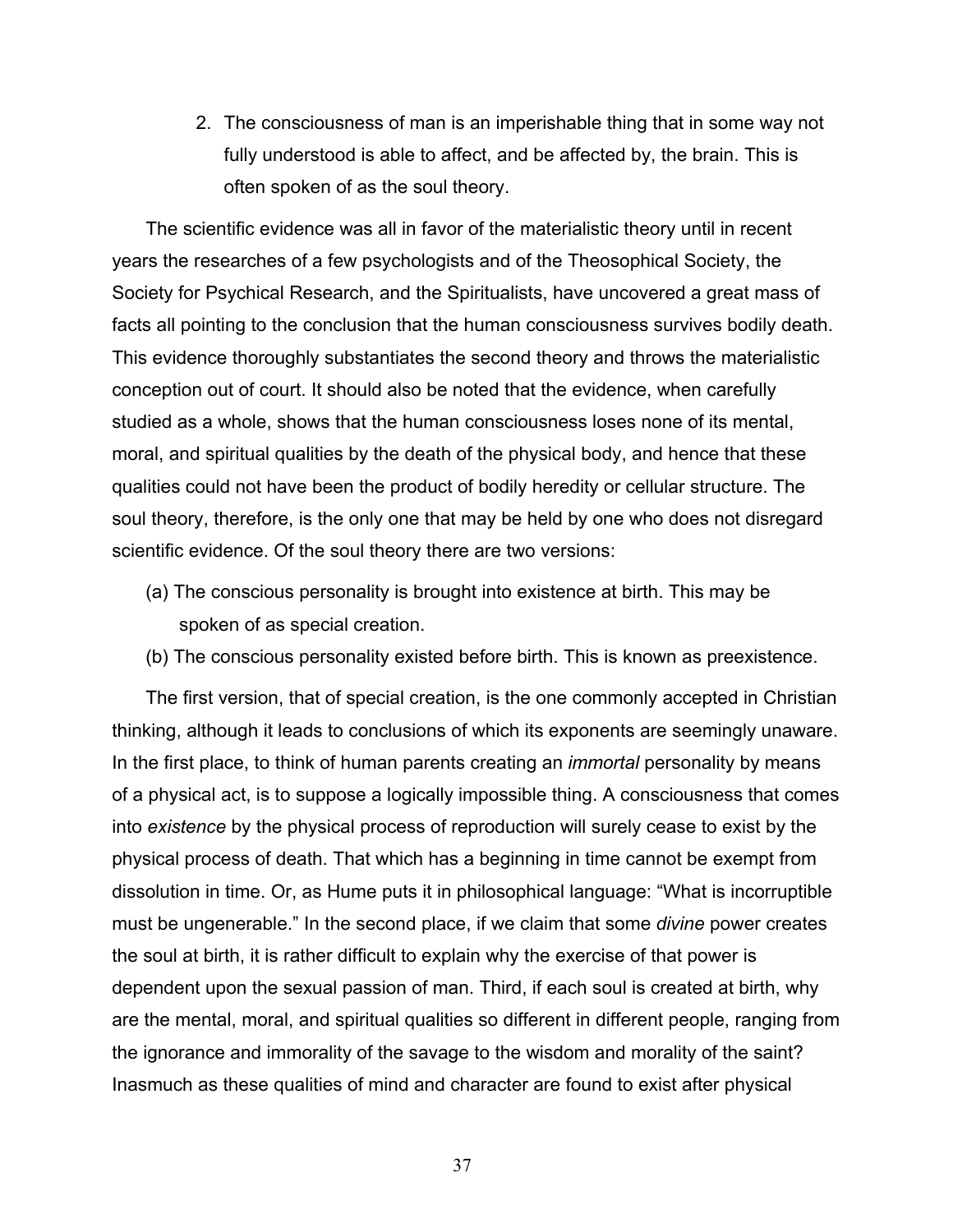2. The consciousness of man is an imperishable thing that in some way not fully understood is able to affect, and be affected by, the brain. This is often spoken of as the soul theory.

The scientific evidence was all in favor of the materialistic theory until in recent years the researches of a few psychologists and of the Theosophical Society, the Society for Psychical Research, and the Spiritualists, have uncovered a great mass of facts all pointing to the conclusion that the human consciousness survives bodily death. This evidence thoroughly substantiates the second theory and throws the materialistic conception out of court. It should also be noted that the evidence, when carefully studied as a whole, shows that the human consciousness loses none of its mental, moral, and spiritual qualities by the death of the physical body, and hence that these qualities could not have been the product of bodily heredity or cellular structure. The soul theory, therefore, is the only one that may be held by one who does not disregard scientific evidence. Of the soul theory there are two versions:

(a) The conscious personality is brought into existence at birth. This may be spoken of as special creation.

(b) The conscious personality existed before birth. This is known as preexistence.

The first version, that of special creation, is the one commonly accepted in Christian thinking, although it leads to conclusions of which its exponents are seemingly unaware. In the first place, to think of human parents creating an *immortal* personality by means of a physical act, is to suppose a logically impossible thing. A consciousness that comes into *existence* by the physical process of reproduction will surely cease to exist by the physical process of death. That which has a beginning in time cannot be exempt from dissolution in time. Or, as Hume puts it in philosophical language: "What is incorruptible must be ungenerable." In the second place, if we claim that some *divine* power creates the soul at birth, it is rather difficult to explain why the exercise of that power is dependent upon the sexual passion of man. Third, if each soul is created at birth, why are the mental, moral, and spiritual qualities so different in different people, ranging from the ignorance and immorality of the savage to the wisdom and morality of the saint? Inasmuch as these qualities of mind and character are found to exist after physical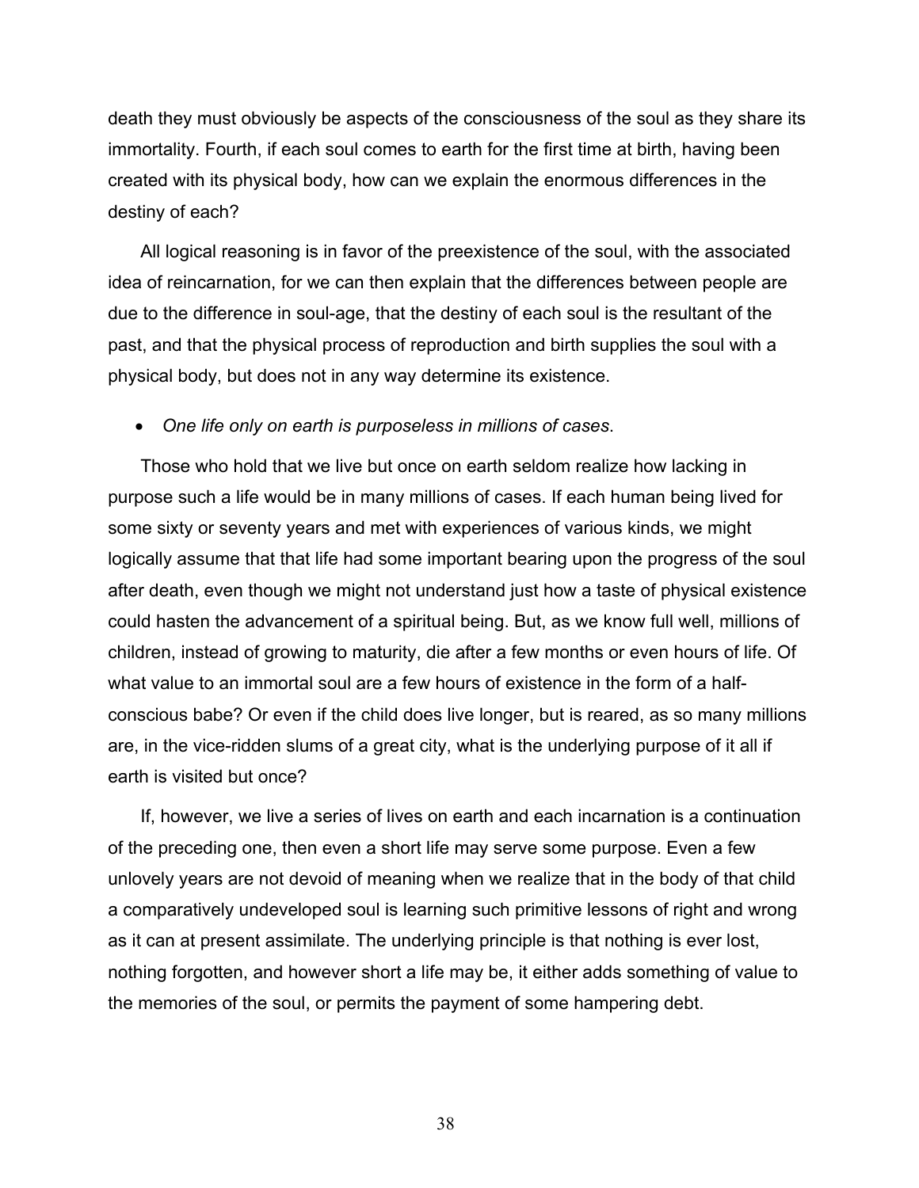death they must obviously be aspects of the consciousness of the soul as they share its immortality. Fourth, if each soul comes to earth for the first time at birth, having been created with its physical body, how can we explain the enormous differences in the destiny of each?

All logical reasoning is in favor of the preexistence of the soul, with the associated idea of reincarnation, for we can then explain that the differences between people are due to the difference in soul-age, that the destiny of each soul is the resultant of the past, and that the physical process of reproduction and birth supplies the soul with a physical body, but does not in any way determine its existence.

- *One life only on earth is purposeless in millions of cases.*

Those who hold that we live but once on earth seldom realize how lacking in purpose such a life would be in many millions of cases. If each human being lived for some sixty or seventy years and met with experiences of various kinds, we might logically assume that that life had some important bearing upon the progress of the soul after death, even though we might not understand just how a taste of physical existence could hasten the advancement of a spiritual being. But, as we know full well, millions of children, instead of growing to maturity, die after a few months or even hours of life. Of what value to an immortal soul are a few hours of existence in the form of a half-conscious babe? Or even if the child does live longer, but is reared, as so many millions are, in the vice-ridden slums of a great city, what is the underlying purpose of it all if earth is visited but once?

If, however, we live a series of lives on earth and each incarnation is a continuation of the preceding one, then even a short life may serve some purpose. Even a few unlovely years are not devoid of meaning when we realize that in the body of that child a comparatively undeveloped soul is learning such primitive lessons of right and wrong as it can at present assimilate. The underlying principle is that nothing is ever lost, nothing forgotten, and however short a life may be, it either adds something of value to the memories of the soul, or permits the payment of some hampering debt.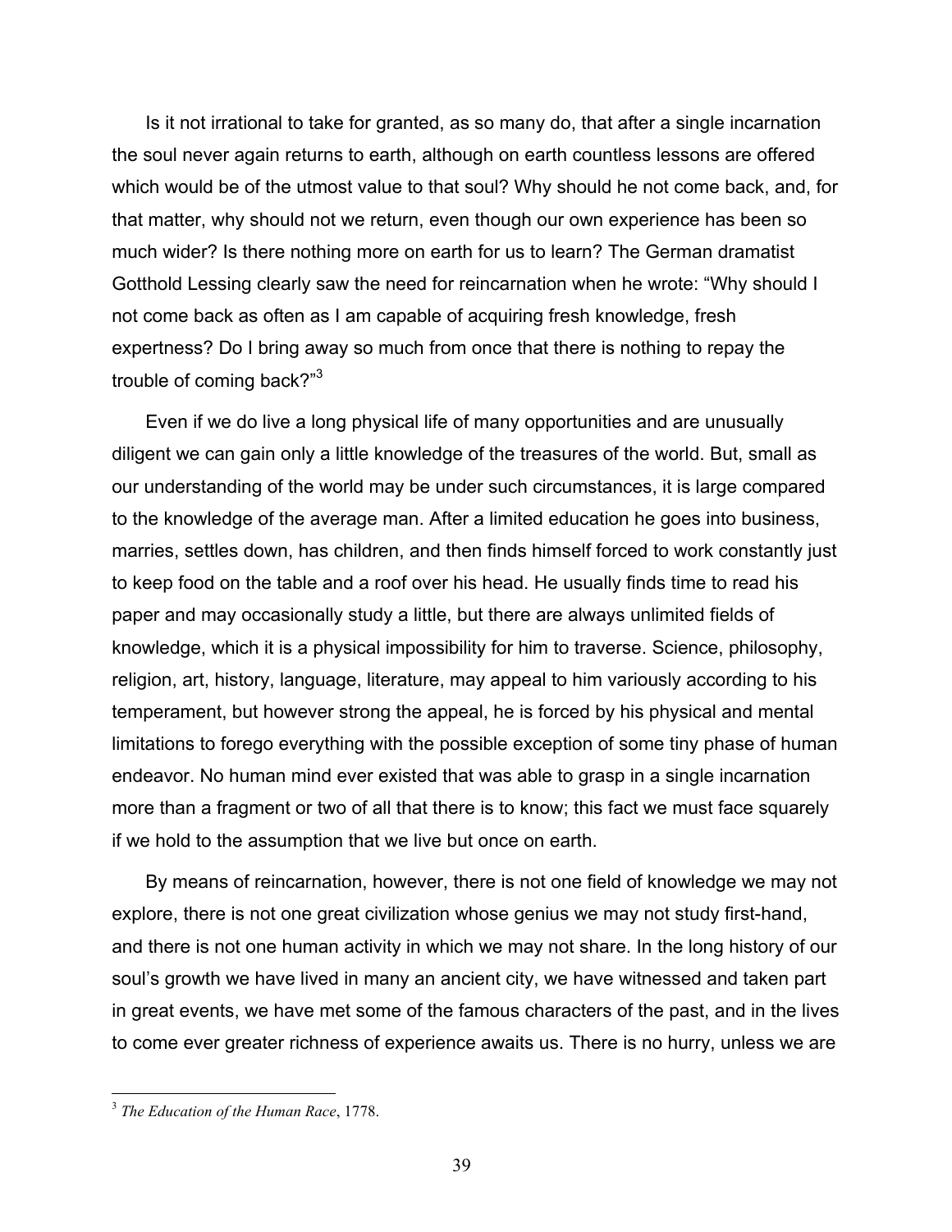Is it not irrational to take for granted, as so many do, that after a single incarnation the soul never again returns to earth, although on earth countless lessons are offered which would be of the utmost value to that soul? Why should he not come back, and, for that matter, why should not we return, even though our own experience has been so much wider? Is there nothing more on earth for us to learn? The German dramatist Gotthold Lessing clearly saw the need for reincarnation when he wrote: "Why should I not come back as often as I am capable of acquiring fresh knowledge, fresh expertness? Do I bring away so much from once that there is nothing to repay the trouble of coming back?"[3]

Even if we do live a long physical life of many opportunities and are unusually diligent we can gain only a little knowledge of the treasures of the world. But, small as our understanding of the world may be under such circumstances, it is large compared to the knowledge of the average man. After a limited education he goes into business, marries, settles down, has children, and then finds himself forced to work constantly just to keep food on the table and a roof over his head. He usually finds time to read his paper and may occasionally study a little, but there are always unlimited fields of knowledge, which it is a physical impossibility for him to traverse. Science, philosophy, religion, art, history, language, literature, may appeal to him variously according to his temperament, but however strong the appeal, he is forced by his physical and mental limitations to forego everything with the possible exception of some tiny phase of human endeavor. No human mind ever existed that was able to grasp in a single incarnation more than a fragment or two of all that there is to know; this fact we must face squarely if we hold to the assumption that we live but once on earth.

By means of reincarnation, however, there is not one field of knowledge we may not explore, there is not one great civilization whose genius we may not study first-hand, and there is not one human activity in which we may not share. In the long history of our soul's growth we have lived in many an ancient city, we have witnessed and taken part in great events, we have met some of the famous characters of the past, and in the lives to come ever greater richness of experience awaits us. There is no hurry, unless we are

---

[3] *The Education of the Human Race*, 1778.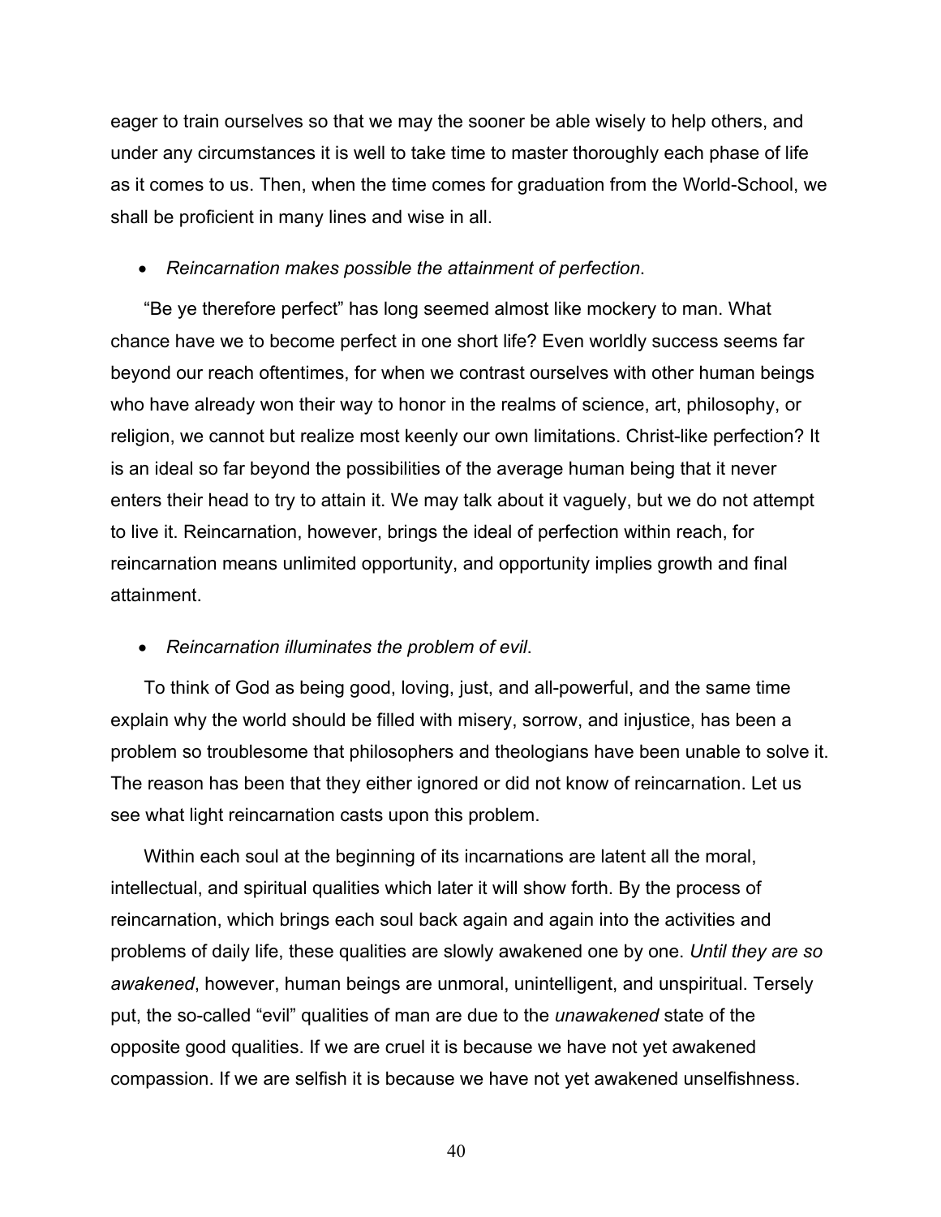eager to train ourselves so that we may the sooner be able wisely to help others, and under any circumstances it is well to take time to master thoroughly each phase of life as it comes to us. Then, when the time comes for graduation from the World-School, we shall be proficient in many lines and wise in all.

- *Reincarnation makes possible the attainment of perfection*.

"Be ye therefore perfect" has long seemed almost like mockery to man. What chance have we to become perfect in one short life? Even worldly success seems far beyond our reach oftentimes, for when we contrast ourselves with other human beings who have already won their way to honor in the realms of science, art, philosophy, or religion, we cannot but realize most keenly our own limitations. Christ-like perfection? It is an ideal so far beyond the possibilities of the average human being that it never enters their head to try to attain it. We may talk about it vaguely, but we do not attempt to live it. Reincarnation, however, brings the ideal of perfection within reach, for reincarnation means unlimited opportunity, and opportunity implies growth and final attainment.

- *Reincarnation illuminates the problem of evil*.

To think of God as being good, loving, just, and all-powerful, and the same time explain why the world should be filled with misery, sorrow, and injustice, has been a problem so troublesome that philosophers and theologians have been unable to solve it. The reason has been that they either ignored or did not know of reincarnation. Let us see what light reincarnation casts upon this problem.

Within each soul at the beginning of its incarnations are latent all the moral, intellectual, and spiritual qualities which later it will show forth. By the process of reincarnation, which brings each soul back again and again into the activities and problems of daily life, these qualities are slowly awakened one by one. *Until they are so awakened*, however, human beings are unmoral, unintelligent, and unspiritual. Tersely put, the so-called "evil" qualities of man are due to the *unawakened* state of the opposite good qualities. If we are cruel it is because we have not yet awakened compassion. If we are selfish it is because we have not yet awakened unselfishness.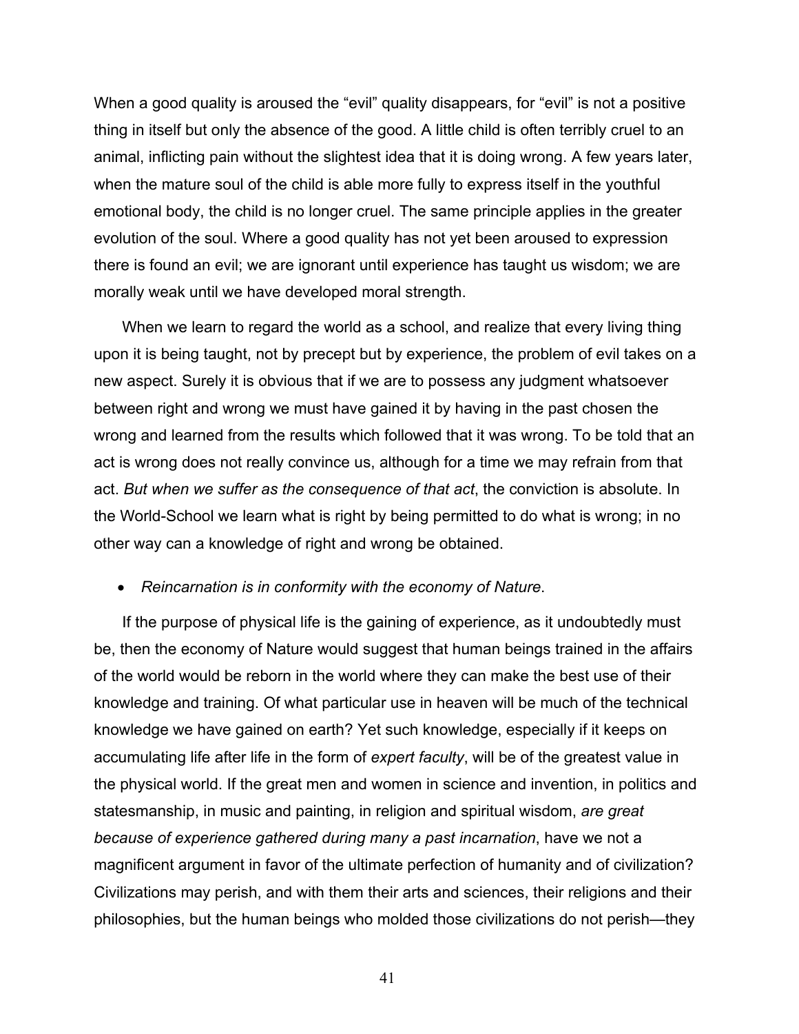When a good quality is aroused the "evil" quality disappears, for "evil" is not a positive thing in itself but only the absence of the good. A little child is often terribly cruel to an animal, inflicting pain without the slightest idea that it is doing wrong. A few years later, when the mature soul of the child is able more fully to express itself in the youthful emotional body, the child is no longer cruel. The same principle applies in the greater evolution of the soul. Where a good quality has not yet been aroused to expression there is found an evil; we are ignorant until experience has taught us wisdom; we are morally weak until we have developed moral strength.

When we learn to regard the world as a school, and realize that every living thing upon it is being taught, not by precept but by experience, the problem of evil takes on a new aspect. Surely it is obvious that if we are to possess any judgment whatsoever between right and wrong we must have gained it by having in the past chosen the wrong and learned from the results which followed that it was wrong. To be told that an act is wrong does not really convince us, although for a time we may refrain from that act. *But when we suffer as the consequence of that act*, the conviction is absolute. In the World-School we learn what is right by being permitted to do what is wrong; in no other way can a knowledge of right and wrong be obtained.

- *Reincarnation is in conformity with the economy of Nature*.

If the purpose of physical life is the gaining of experience, as it undoubtedly must be, then the economy of Nature would suggest that human beings trained in the affairs of the world would be reborn in the world where they can make the best use of their knowledge and training. Of what particular use in heaven will be much of the technical knowledge we have gained on earth? Yet such knowledge, especially if it keeps on accumulating life after life in the form of *expert faculty*, will be of the greatest value in the physical world. If the great men and women in science and invention, in politics and statesmanship, in music and painting, in religion and spiritual wisdom, *are great because of experience gathered during many a past incarnation*, have we not a magnificent argument in favor of the ultimate perfection of humanity and of civilization? Civilizations may perish, and with them their arts and sciences, their religions and their philosophies, but the human beings who molded those civilizations do not perish—they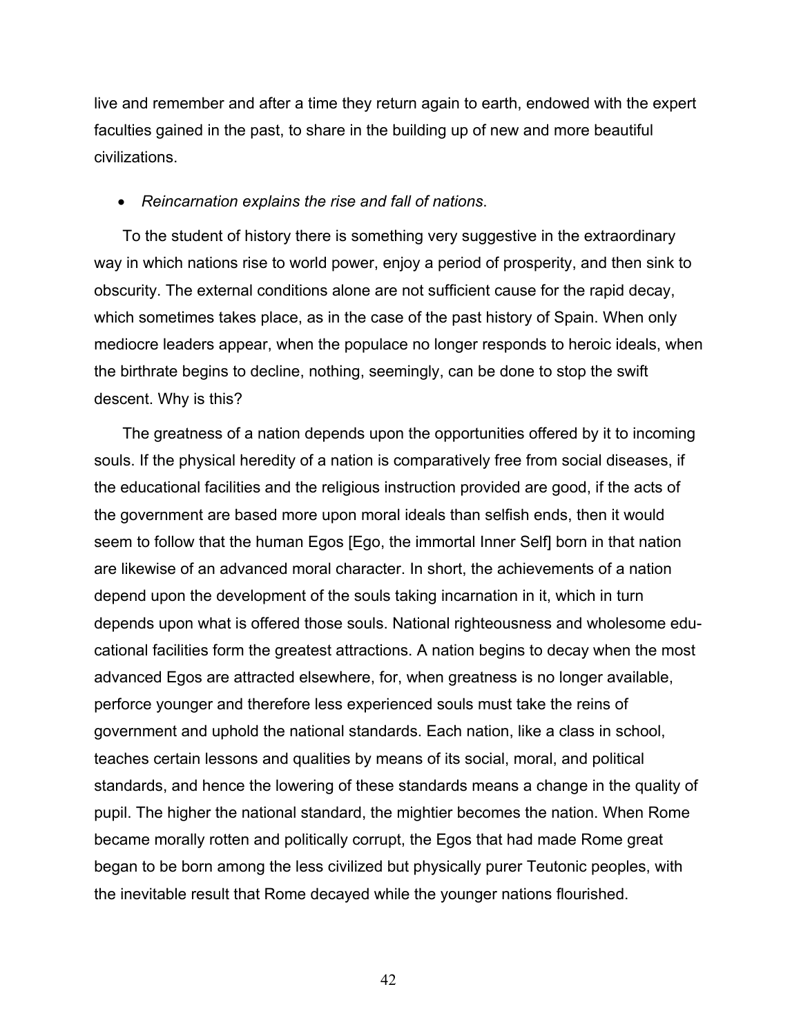live and remember and after a time they return again to earth, endowed with the expert faculties gained in the past, to share in the building up of new and more beautiful civilizations.

- *Reincarnation explains the rise and fall of nations*.

To the student of history there is something very suggestive in the extraordinary way in which nations rise to world power, enjoy a period of prosperity, and then sink to obscurity. The external conditions alone are not sufficient cause for the rapid decay, which sometimes takes place, as in the case of the past history of Spain. When only mediocre leaders appear, when the populace no longer responds to heroic ideals, when the birthrate begins to decline, nothing, seemingly, can be done to stop the swift descent. Why is this?

The greatness of a nation depends upon the opportunities offered by it to incoming souls. If the physical heredity of a nation is comparatively free from social diseases, if the educational facilities and the religious instruction provided are good, if the acts of the government are based more upon moral ideals than selfish ends, then it would seem to follow that the human Egos [Ego, the immortal Inner Self] born in that nation are likewise of an advanced moral character. In short, the achievements of a nation depend upon the development of the souls taking incarnation in it, which in turn depends upon what is offered those souls. National righteousness and wholesome educational facilities form the greatest attractions. A nation begins to decay when the most advanced Egos are attracted elsewhere, for, when greatness is no longer available, perforce younger and therefore less experienced souls must take the reins of government and uphold the national standards. Each nation, like a class in school, teaches certain lessons and qualities by means of its social, moral, and political standards, and hence the lowering of these standards means a change in the quality of pupil. The higher the national standard, the mightier becomes the nation. When Rome became morally rotten and politically corrupt, the Egos that had made Rome great began to be born among the less civilized but physically purer Teutonic peoples, with the inevitable result that Rome decayed while the younger nations flourished.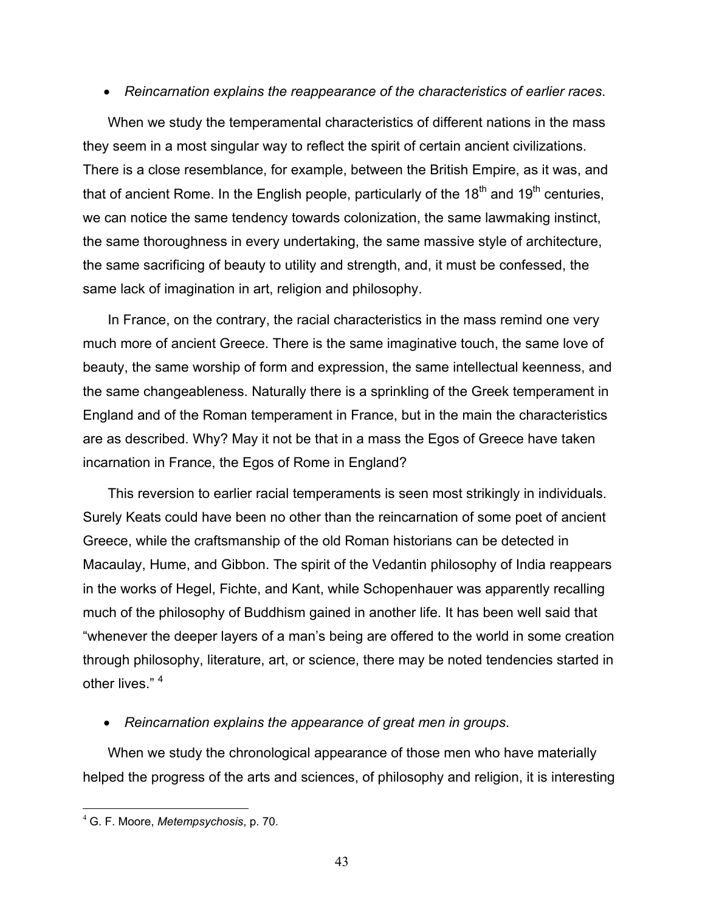- *Reincarnation explains the reappearance of the characteristics of earlier races*.

When we study the temperamental characteristics of different nations in the mass they seem in a most singular way to reflect the spirit of certain ancient civilizations. There is a close resemblance, for example, between the British Empire, as it was, and that of ancient Rome. In the English people, particularly of the 18th and 19th centuries, we can notice the same tendency towards colonization, the same lawmaking instinct, the same thoroughness in every undertaking, the same massive style of architecture, the same sacrificing of beauty to utility and strength, and, it must be confessed, the same lack of imagination in art, religion and philosophy.

In France, on the contrary, the racial characteristics in the mass remind one very much more of ancient Greece. There is the same imaginative touch, the same love of beauty, the same worship of form and expression, the same intellectual keenness, and the same changeableness. Naturally there is a sprinkling of the Greek temperament in England and of the Roman temperament in France, but in the main the characteristics are as described. Why? May it not be that in a mass the Egos of Greece have taken incarnation in France, the Egos of Rome in England?

This reversion to earlier racial temperaments is seen most strikingly in individuals. Surely Keats could have been no other than the reincarnation of some poet of ancient Greece, while the craftsmanship of the old Roman historians can be detected in Macaulay, Hume, and Gibbon. The spirit of the Vedantin philosophy of India reappears in the works of Hegel, Fichte, and Kant, while Schopenhauer was apparently recalling much of the philosophy of Buddhism gained in another life. It has been well said that "whenever the deeper layers of a man's being are offered to the world in some creation through philosophy, literature, art, or science, there may be noted tendencies started in other lives." [4]

- *Reincarnation explains the appearance of great men in groups*.

When we study the chronological appearance of those men who have materially helped the progress of the arts and sciences, of philosophy and religion, it is interesting

---

[4] G. F. Moore, *Metempsychosis*, p. 70.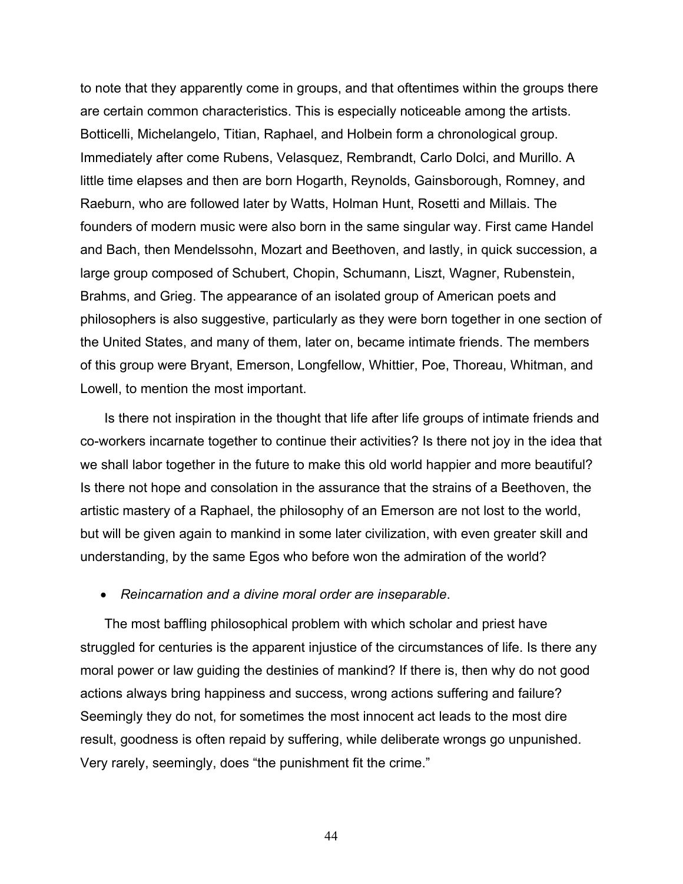to note that they apparently come in groups, and that oftentimes within the groups there are certain common characteristics. This is especially noticeable among the artists. Botticelli, Michelangelo, Titian, Raphael, and Holbein form a chronological group. Immediately after come Rubens, Velasquez, Rembrandt, Carlo Dolci, and Murillo. A little time elapses and then are born Hogarth, Reynolds, Gainsborough, Romney, and Raeburn, who are followed later by Watts, Holman Hunt, Rosetti and Millais. The founders of modern music were also born in the same singular way. First came Handel and Bach, then Mendelssohn, Mozart and Beethoven, and lastly, in quick succession, a large group composed of Schubert, Chopin, Schumann, Liszt, Wagner, Rubenstein, Brahms, and Grieg. The appearance of an isolated group of American poets and philosophers is also suggestive, particularly as they were born together in one section of the United States, and many of them, later on, became intimate friends. The members of this group were Bryant, Emerson, Longfellow, Whittier, Poe, Thoreau, Whitman, and Lowell, to mention the most important.

Is there not inspiration in the thought that life after life groups of intimate friends and co-workers incarnate together to continue their activities? Is there not joy in the idea that we shall labor together in the future to make this old world happier and more beautiful? Is there not hope and consolation in the assurance that the strains of a Beethoven, the artistic mastery of a Raphael, the philosophy of an Emerson are not lost to the world, but will be given again to mankind in some later civilization, with even greater skill and understanding, by the same Egos who before won the admiration of the world?

- *Reincarnation and a divine moral order are inseparable*.

The most baffling philosophical problem with which scholar and priest have struggled for centuries is the apparent injustice of the circumstances of life. Is there any moral power or law guiding the destinies of mankind? If there is, then why do not good actions always bring happiness and success, wrong actions suffering and failure? Seemingly they do not, for sometimes the most innocent act leads to the most dire result, goodness is often repaid by suffering, while deliberate wrongs go unpunished. Very rarely, seemingly, does “the punishment fit the crime.”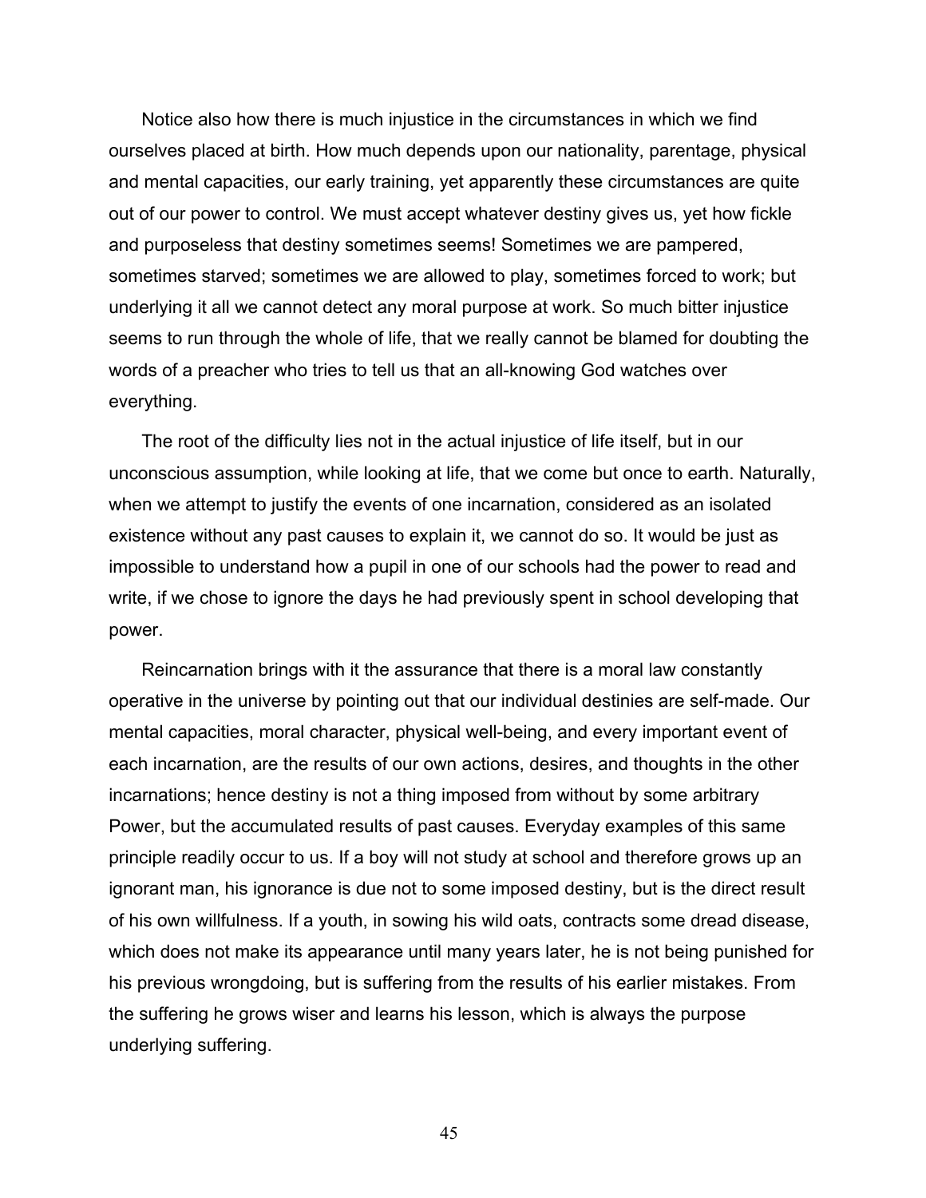Notice also how there is much injustice in the circumstances in which we find ourselves placed at birth. How much depends upon our nationality, parentage, physical and mental capacities, our early training, yet apparently these circumstances are quite out of our power to control. We must accept whatever destiny gives us, yet how fickle and purposeless that destiny sometimes seems! Sometimes we are pampered, sometimes starved; sometimes we are allowed to play, sometimes forced to work; but underlying it all we cannot detect any moral purpose at work. So much bitter injustice seems to run through the whole of life, that we really cannot be blamed for doubting the words of a preacher who tries to tell us that an all-knowing God watches over everything.

The root of the difficulty lies not in the actual injustice of life itself, but in our unconscious assumption, while looking at life, that we come but once to earth. Naturally, when we attempt to justify the events of one incarnation, considered as an isolated existence without any past causes to explain it, we cannot do so. It would be just as impossible to understand how a pupil in one of our schools had the power to read and write, if we chose to ignore the days he had previously spent in school developing that power.

Reincarnation brings with it the assurance that there is a moral law constantly operative in the universe by pointing out that our individual destinies are self-made. Our mental capacities, moral character, physical well-being, and every important event of each incarnation, are the results of our own actions, desires, and thoughts in the other incarnations; hence destiny is not a thing imposed from without by some arbitrary Power, but the accumulated results of past causes. Everyday examples of this same principle readily occur to us. If a boy will not study at school and therefore grows up an ignorant man, his ignorance is due not to some imposed destiny, but is the direct result of his own willfulness. If a youth, in sowing his wild oats, contracts some dread disease, which does not make its appearance until many years later, he is not being punished for his previous wrongdoing, but is suffering from the results of his earlier mistakes. From the suffering he grows wiser and learns his lesson, which is always the purpose underlying suffering.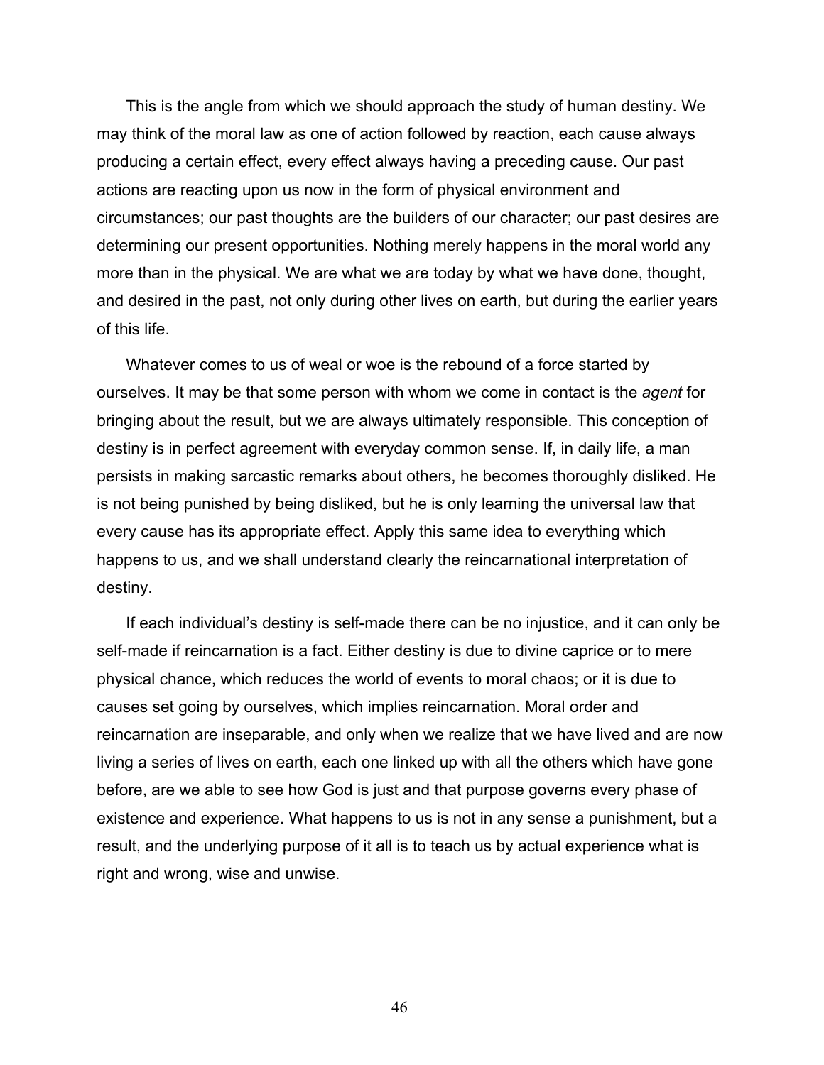This is the angle from which we should approach the study of human destiny. We may think of the moral law as one of action followed by reaction, each cause always producing a certain effect, every effect always having a preceding cause. Our past actions are reacting upon us now in the form of physical environment and circumstances; our past thoughts are the builders of our character; our past desires are determining our present opportunities. Nothing merely happens in the moral world any more than in the physical. We are what we are today by what we have done, thought, and desired in the past, not only during other lives on earth, but during the earlier years of this life.

Whatever comes to us of weal or woe is the rebound of a force started by ourselves. It may be that some person with whom we come in contact is the *agent* for bringing about the result, but we are always ultimately responsible. This conception of destiny is in perfect agreement with everyday common sense. If, in daily life, a man persists in making sarcastic remarks about others, he becomes thoroughly disliked. He is not being punished by being disliked, but he is only learning the universal law that every cause has its appropriate effect. Apply this same idea to everything which happens to us, and we shall understand clearly the reincarnational interpretation of destiny.

If each individual's destiny is self-made there can be no injustice, and it can only be self-made if reincarnation is a fact. Either destiny is due to divine caprice or to mere physical chance, which reduces the world of events to moral chaos; or it is due to causes set going by ourselves, which implies reincarnation. Moral order and reincarnation are inseparable, and only when we realize that we have lived and are now living a series of lives on earth, each one linked up with all the others which have gone before, are we able to see how God is just and that purpose governs every phase of existence and experience. What happens to us is not in any sense a punishment, but a result, and the underlying purpose of it all is to teach us by actual experience what is right and wrong, wise and unwise.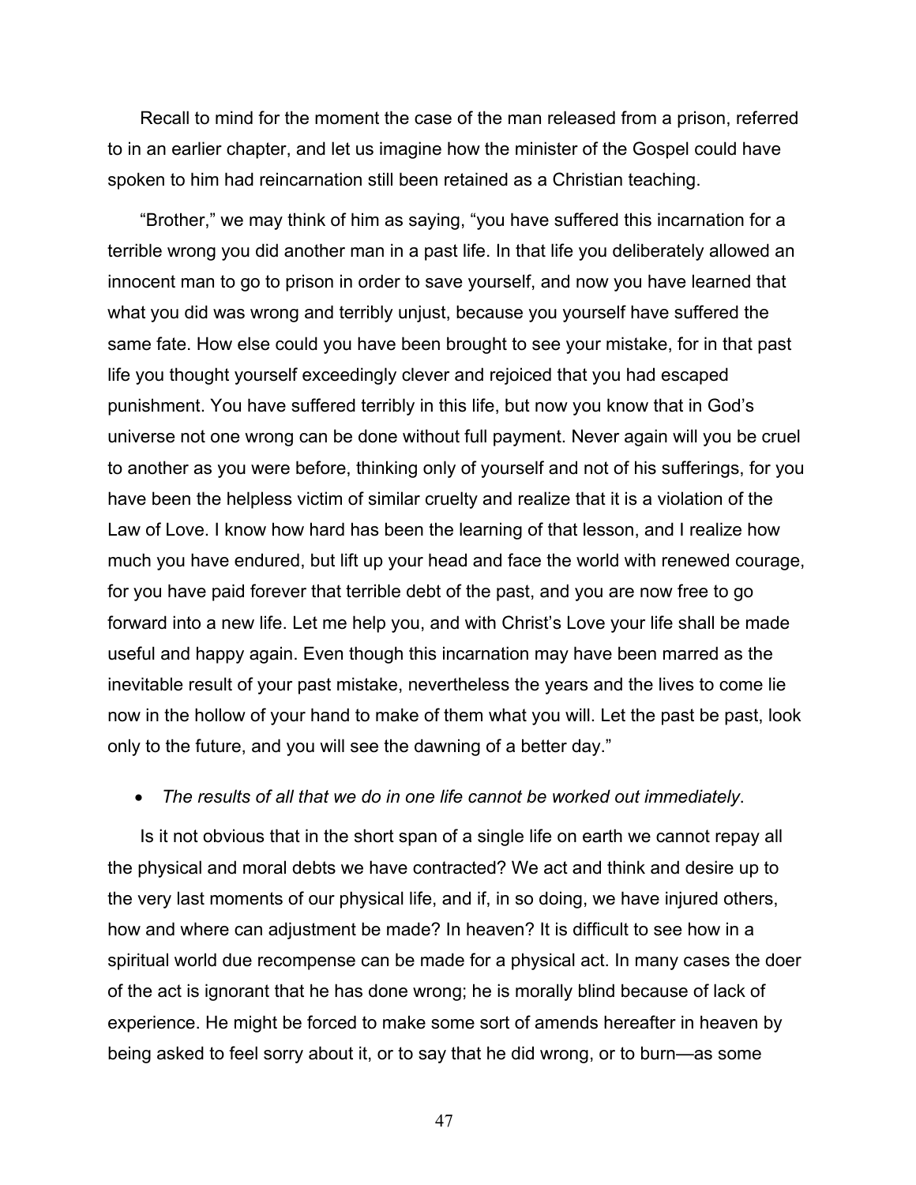Recall to mind for the moment the case of the man released from a prison, referred to in an earlier chapter, and let us imagine how the minister of the Gospel could have spoken to him had reincarnation still been retained as a Christian teaching.

"Brother," we may think of him as saying, "you have suffered this incarnation for a terrible wrong you did another man in a past life. In that life you deliberately allowed an innocent man to go to prison in order to save yourself, and now you have learned that what you did was wrong and terribly unjust, because you yourself have suffered the same fate. How else could you have been brought to see your mistake, for in that past life you thought yourself exceedingly clever and rejoiced that you had escaped punishment. You have suffered terribly in this life, but now you know that in God's universe not one wrong can be done without full payment. Never again will you be cruel to another as you were before, thinking only of yourself and not of his sufferings, for you have been the helpless victim of similar cruelty and realize that it is a violation of the Law of Love. I know how hard has been the learning of that lesson, and I realize how much you have endured, but lift up your head and face the world with renewed courage, for you have paid forever that terrible debt of the past, and you are now free to go forward into a new life. Let me help you, and with Christ's Love your life shall be made useful and happy again. Even though this incarnation may have been marred as the inevitable result of your past mistake, nevertheless the years and the lives to come lie now in the hollow of your hand to make of them what you will. Let the past be past, look only to the future, and you will see the dawning of a better day."

- *The results of all that we do in one life cannot be worked out immediately*.

Is it not obvious that in the short span of a single life on earth we cannot repay all the physical and moral debts we have contracted? We act and think and desire up to the very last moments of our physical life, and if, in so doing, we have injured others, how and where can adjustment be made? In heaven? It is difficult to see how in a spiritual world due recompense can be made for a physical act. In many cases the doer of the act is ignorant that he has done wrong; he is morally blind because of lack of experience. He might be forced to make some sort of amends hereafter in heaven by being asked to feel sorry about it, or to say that he did wrong, or to burn—as some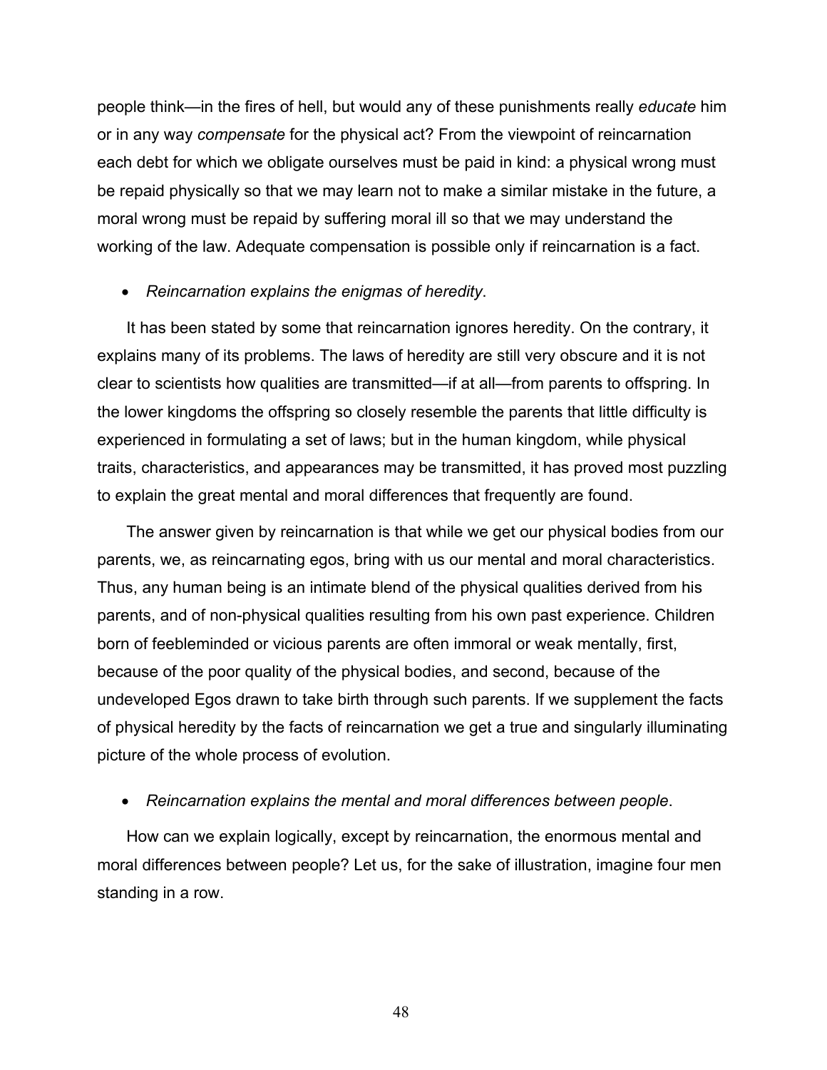people think—in the fires of hell, but would any of these punishments really *educate* him or in any way *compensate* for the physical act? From the viewpoint of reincarnation each debt for which we obligate ourselves must be paid in kind: a physical wrong must be repaid physically so that we may learn not to make a similar mistake in the future, a moral wrong must be repaid by suffering moral ill so that we may understand the working of the law. Adequate compensation is possible only if reincarnation is a fact.

- *Reincarnation explains the enigmas of heredity*.

It has been stated by some that reincarnation ignores heredity. On the contrary, it explains many of its problems. The laws of heredity are still very obscure and it is not clear to scientists how qualities are transmitted—if at all—from parents to offspring. In the lower kingdoms the offspring so closely resemble the parents that little difficulty is experienced in formulating a set of laws; but in the human kingdom, while physical traits, characteristics, and appearances may be transmitted, it has proved most puzzling to explain the great mental and moral differences that frequently are found.

The answer given by reincarnation is that while we get our physical bodies from our parents, we, as reincarnating egos, bring with us our mental and moral characteristics. Thus, any human being is an intimate blend of the physical qualities derived from his parents, and of non-physical qualities resulting from his own past experience. Children born of feebleminded or vicious parents are often immoral or weak mentally, first, because of the poor quality of the physical bodies, and second, because of the undeveloped Egos drawn to take birth through such parents. If we supplement the facts of physical heredity by the facts of reincarnation we get a true and singularly illuminating picture of the whole process of evolution.

- *Reincarnation explains the mental and moral differences between people*.

How can we explain logically, except by reincarnation, the enormous mental and moral differences between people? Let us, for the sake of illustration, imagine four men standing in a row.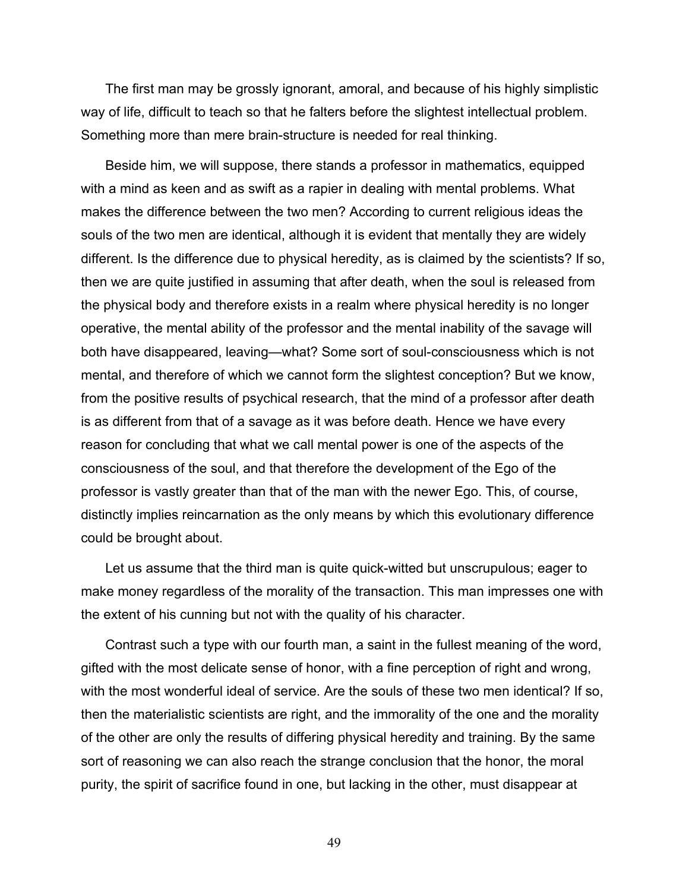The first man may be grossly ignorant, amoral, and because of his highly simplistic way of life, difficult to teach so that he falters before the slightest intellectual problem. Something more than mere brain-structure is needed for real thinking.

Beside him, we will suppose, there stands a professor in mathematics, equipped with a mind as keen and as swift as a rapier in dealing with mental problems. What makes the difference between the two men? According to current religious ideas the souls of the two men are identical, although it is evident that mentally they are widely different. Is the difference due to physical heredity, as is claimed by the scientists? If so, then we are quite justified in assuming that after death, when the soul is released from the physical body and therefore exists in a realm where physical heredity is no longer operative, the mental ability of the professor and the mental inability of the savage will both have disappeared, leaving—what? Some sort of soul-consciousness which is not mental, and therefore of which we cannot form the slightest conception? But we know, from the positive results of psychical research, that the mind of a professor after death is as different from that of a savage as it was before death. Hence we have every reason for concluding that what we call mental power is one of the aspects of the consciousness of the soul, and that therefore the development of the Ego of the professor is vastly greater than that of the man with the newer Ego. This, of course, distinctly implies reincarnation as the only means by which this evolutionary difference could be brought about.

Let us assume that the third man is quite quick-witted but unscrupulous; eager to make money regardless of the morality of the transaction. This man impresses one with the extent of his cunning but not with the quality of his character.

Contrast such a type with our fourth man, a saint in the fullest meaning of the word, gifted with the most delicate sense of honor, with a fine perception of right and wrong, with the most wonderful ideal of service. Are the souls of these two men identical? If so, then the materialistic scientists are right, and the immorality of the one and the morality of the other are only the results of differing physical heredity and training. By the same sort of reasoning we can also reach the strange conclusion that the honor, the moral purity, the spirit of sacrifice found in one, but lacking in the other, must disappear at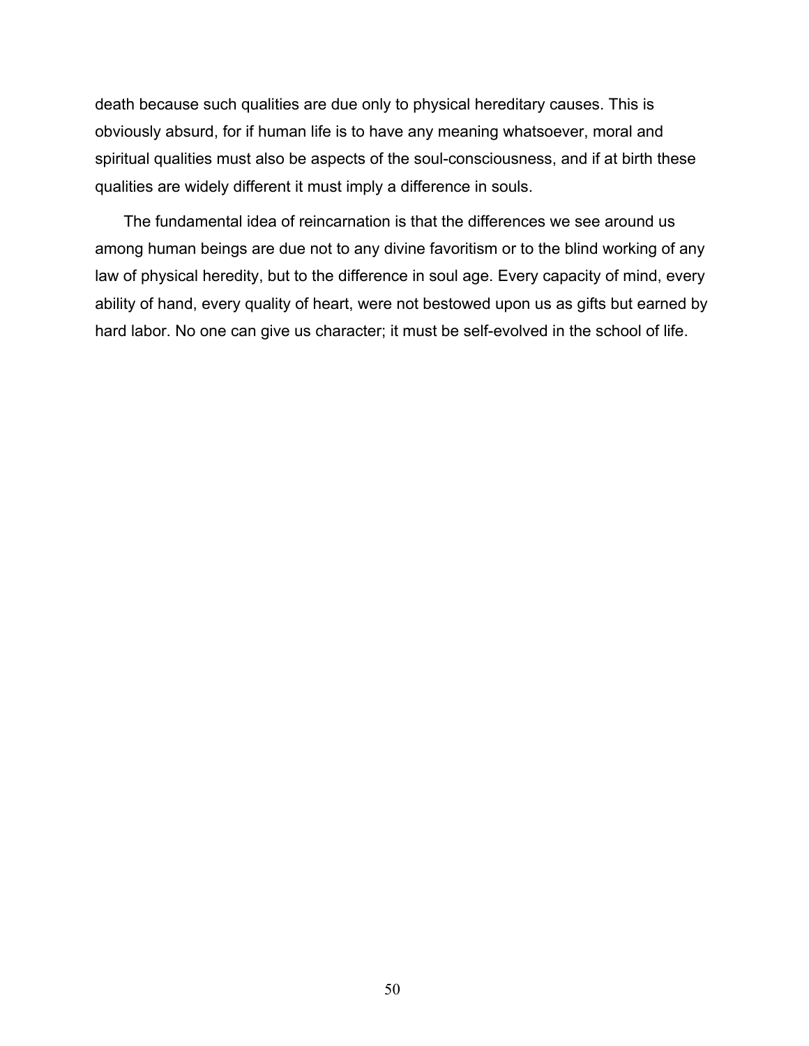death because such qualities are due only to physical hereditary causes. This is obviously absurd, for if human life is to have any meaning whatsoever, moral and spiritual qualities must also be aspects of the soul-consciousness, and if at birth these qualities are widely different it must imply a difference in souls.

The fundamental idea of reincarnation is that the differences we see around us among human beings are due not to any divine favoritism or to the blind working of any law of physical heredity, but to the difference in soul age. Every capacity of mind, every ability of hand, every quality of heart, were not bestowed upon us as gifts but earned by hard labor. No one can give us character; it must be self-evolved in the school of life.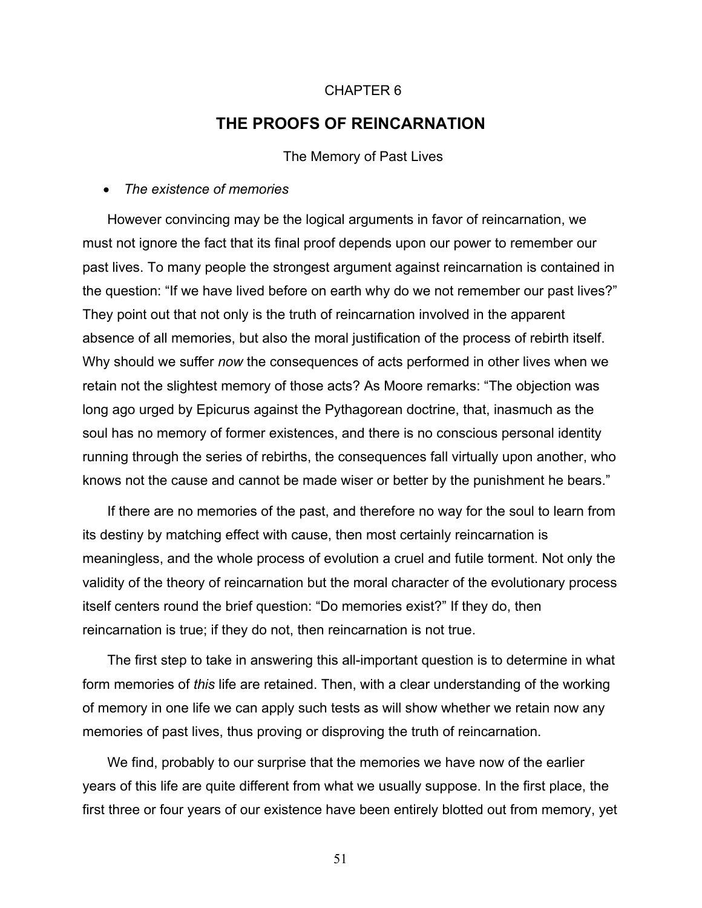CHAPTER 6

# THE PROOFS OF REINCARNATION

The Memory of Past Lives

- *The existence of memories*

However convincing may be the logical arguments in favor of reincarnation, we must not ignore the fact that its final proof depends upon our power to remember our past lives. To many people the strongest argument against reincarnation is contained in the question: "If we have lived before on earth why do we not remember our past lives?" They point out that not only is the truth of reincarnation involved in the apparent absence of all memories, but also the moral justification of the process of rebirth itself. Why should we suffer *now* the consequences of acts performed in other lives when we retain not the slightest memory of those acts? As Moore remarks: "The objection was long ago urged by Epicurus against the Pythagorean doctrine, that, inasmuch as the soul has no memory of former existences, and there is no conscious personal identity running through the series of rebirths, the consequences fall virtually upon another, who knows not the cause and cannot be made wiser or better by the punishment he bears."

If there are no memories of the past, and therefore no way for the soul to learn from its destiny by matching effect with cause, then most certainly reincarnation is meaningless, and the whole process of evolution a cruel and futile torment. Not only the validity of the theory of reincarnation but the moral character of the evolutionary process itself centers round the brief question: "Do memories exist?" If they do, then reincarnation is true; if they do not, then reincarnation is not true.

The first step to take in answering this all-important question is to determine in what form memories of *this* life are retained. Then, with a clear understanding of the working of memory in one life we can apply such tests as will show whether we retain now any memories of past lives, thus proving or disproving the truth of reincarnation.

We find, probably to our surprise that the memories we have now of the earlier years of this life are quite different from what we usually suppose. In the first place, the first three or four years of our existence have been entirely blotted out from memory, yet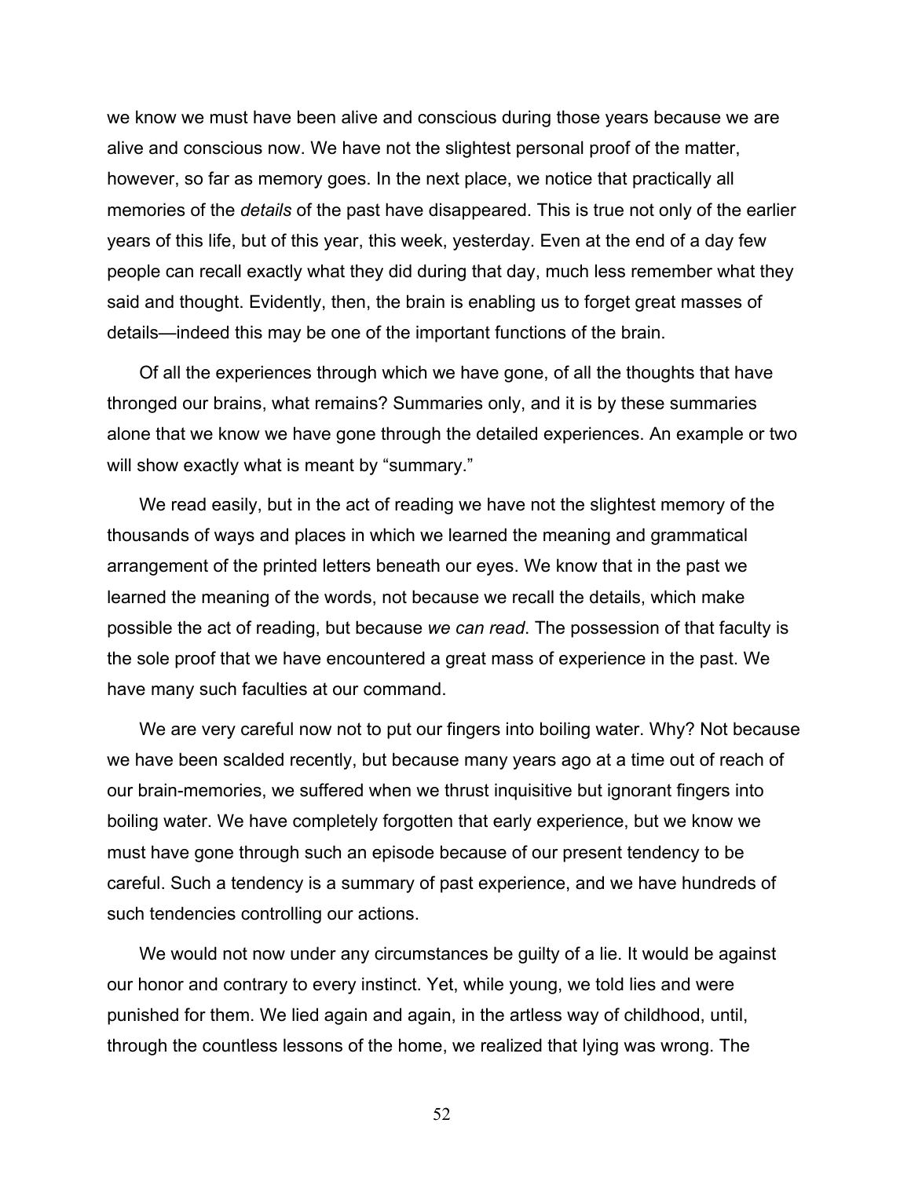we know we must have been alive and conscious during those years because we are alive and conscious now. We have not the slightest personal proof of the matter, however, so far as memory goes. In the next place, we notice that practically all memories of the *details* of the past have disappeared. This is true not only of the earlier years of this life, but of this year, this week, yesterday. Even at the end of a day few people can recall exactly what they did during that day, much less remember what they said and thought. Evidently, then, the brain is enabling us to forget great masses of details—indeed this may be one of the important functions of the brain.

Of all the experiences through which we have gone, of all the thoughts that have thronged our brains, what remains? Summaries only, and it is by these summaries alone that we know we have gone through the detailed experiences. An example or two will show exactly what is meant by "summary."

We read easily, but in the act of reading we have not the slightest memory of the thousands of ways and places in which we learned the meaning and grammatical arrangement of the printed letters beneath our eyes. We know that in the past we learned the meaning of the words, not because we recall the details, which make possible the act of reading, but because *we can read*. The possession of that faculty is the sole proof that we have encountered a great mass of experience in the past. We have many such faculties at our command.

We are very careful now not to put our fingers into boiling water. Why? Not because we have been scalded recently, but because many years ago at a time out of reach of our brain-memories, we suffered when we thrust inquisitive but ignorant fingers into boiling water. We have completely forgotten that early experience, but we know we must have gone through such an episode because of our present tendency to be careful. Such a tendency is a summary of past experience, and we have hundreds of such tendencies controlling our actions.

We would not now under any circumstances be guilty of a lie. It would be against our honor and contrary to every instinct. Yet, while young, we told lies and were punished for them. We lied again and again, in the artless way of childhood, until, through the countless lessons of the home, we realized that lying was wrong. The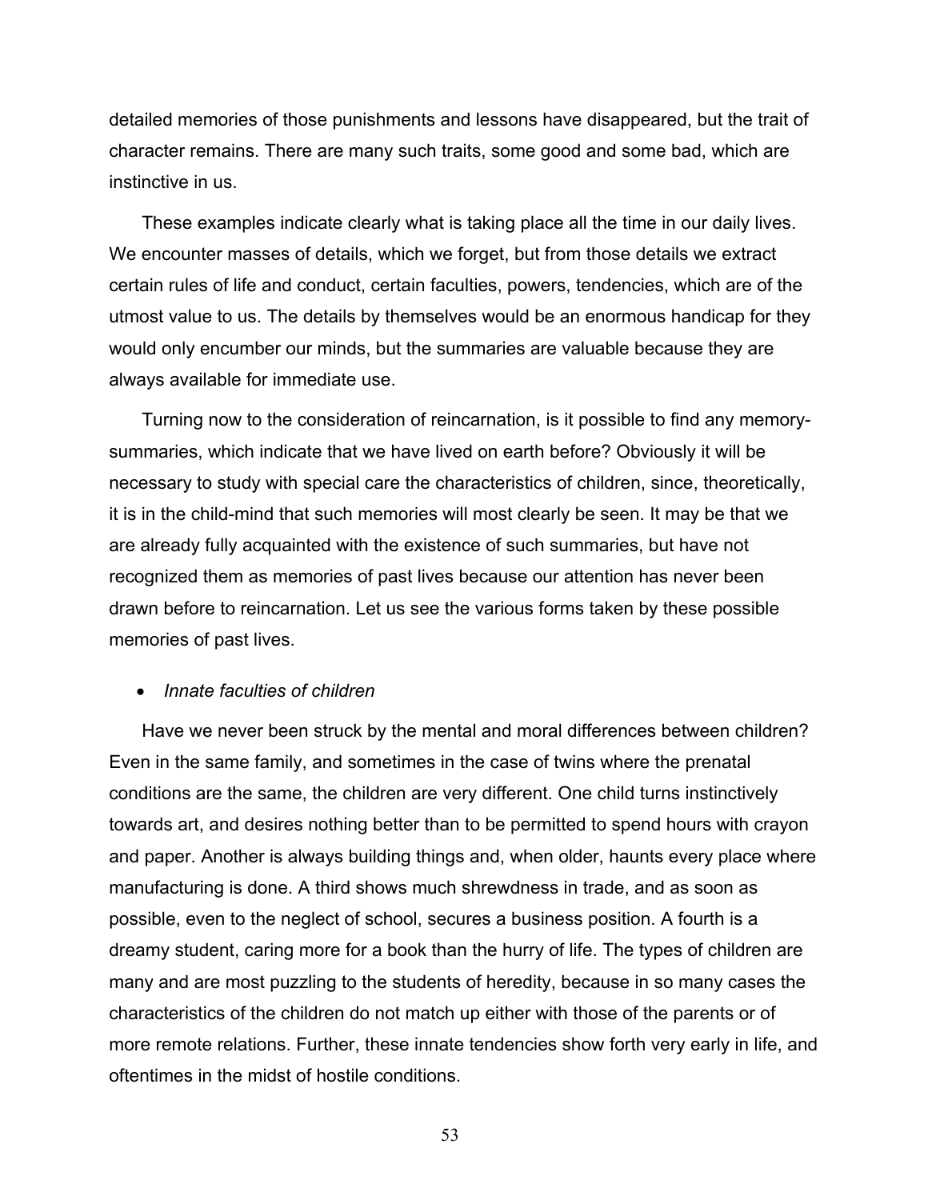detailed memories of those punishments and lessons have disappeared, but the trait of character remains. There are many such traits, some good and some bad, which are instinctive in us.

These examples indicate clearly what is taking place all the time in our daily lives. We encounter masses of details, which we forget, but from those details we extract certain rules of life and conduct, certain faculties, powers, tendencies, which are of the utmost value to us. The details by themselves would be an enormous handicap for they would only encumber our minds, but the summaries are valuable because they are always available for immediate use.

Turning now to the consideration of reincarnation, is it possible to find any memory-summaries, which indicate that we have lived on earth before? Obviously it will be necessary to study with special care the characteristics of children, since, theoretically, it is in the child-mind that such memories will most clearly be seen. It may be that we are already fully acquainted with the existence of such summaries, but have not recognized them as memories of past lives because our attention has never been drawn before to reincarnation. Let us see the various forms taken by these possible memories of past lives.

- *Innate faculties of children*

Have we never been struck by the mental and moral differences between children? Even in the same family, and sometimes in the case of twins where the prenatal conditions are the same, the children are very different. One child turns instinctively towards art, and desires nothing better than to be permitted to spend hours with crayon and paper. Another is always building things and, when older, haunts every place where manufacturing is done. A third shows much shrewdness in trade, and as soon as possible, even to the neglect of school, secures a business position. A fourth is a dreamy student, caring more for a book than the hurry of life. The types of children are many and are most puzzling to the students of heredity, because in so many cases the characteristics of the children do not match up either with those of the parents or of more remote relations. Further, these innate tendencies show forth very early in life, and oftentimes in the midst of hostile conditions.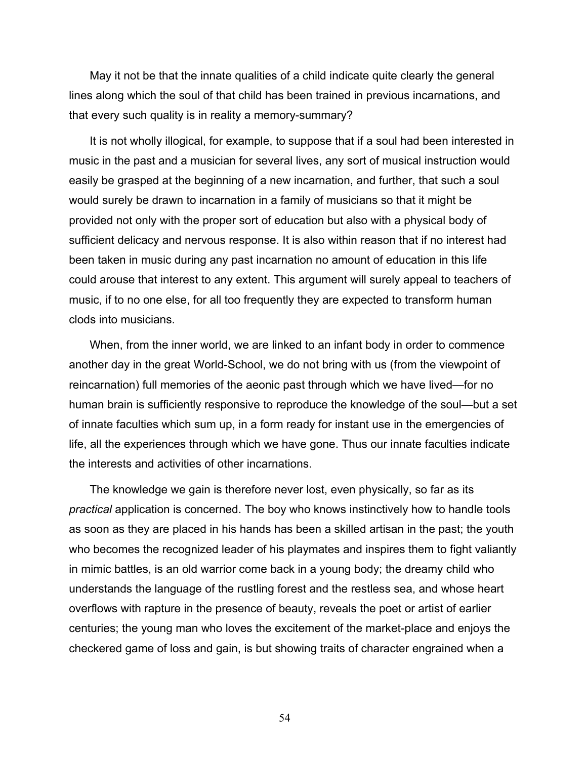May it not be that the innate qualities of a child indicate quite clearly the general lines along which the soul of that child has been trained in previous incarnations, and that every such quality is in reality a memory-summary?

It is not wholly illogical, for example, to suppose that if a soul had been interested in music in the past and a musician for several lives, any sort of musical instruction would easily be grasped at the beginning of a new incarnation, and further, that such a soul would surely be drawn to incarnation in a family of musicians so that it might be provided not only with the proper sort of education but also with a physical body of sufficient delicacy and nervous response. It is also within reason that if no interest had been taken in music during any past incarnation no amount of education in this life could arouse that interest to any extent. This argument will surely appeal to teachers of music, if to no one else, for all too frequently they are expected to transform human clods into musicians.

When, from the inner world, we are linked to an infant body in order to commence another day in the great World-School, we do not bring with us (from the viewpoint of reincarnation) full memories of the aeonic past through which we have lived—for no human brain is sufficiently responsive to reproduce the knowledge of the soul—but a set of innate faculties which sum up, in a form ready for instant use in the emergencies of life, all the experiences through which we have gone. Thus our innate faculties indicate the interests and activities of other incarnations.

The knowledge we gain is therefore never lost, even physically, so far as its *practical* application is concerned. The boy who knows instinctively how to handle tools as soon as they are placed in his hands has been a skilled artisan in the past; the youth who becomes the recognized leader of his playmates and inspires them to fight valiantly in mimic battles, is an old warrior come back in a young body; the dreamy child who understands the language of the rustling forest and the restless sea, and whose heart overflows with rapture in the presence of beauty, reveals the poet or artist of earlier centuries; the young man who loves the excitement of the market-place and enjoys the checkered game of loss and gain, is but showing traits of character engrained when a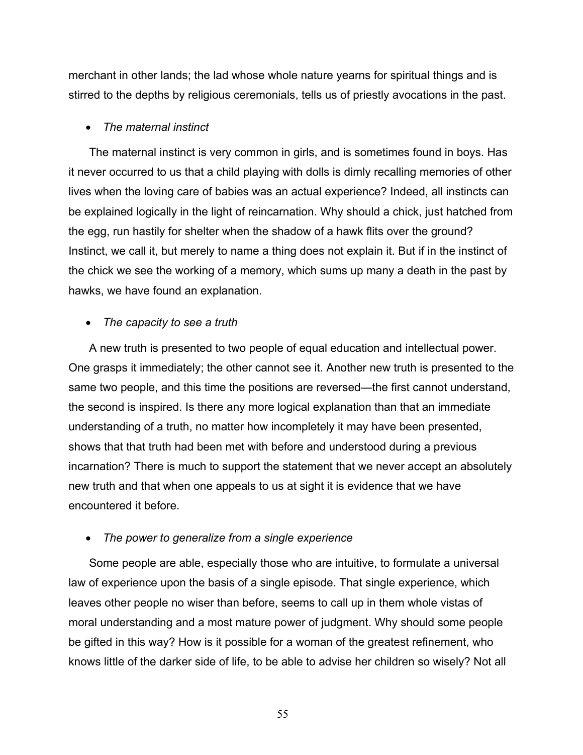merchant in other lands; the lad whose whole nature yearns for spiritual things and is stirred to the depths by religious ceremonials, tells us of priestly avocations in the past.

- *The maternal instinct*

The maternal instinct is very common in girls, and is sometimes found in boys. Has it never occurred to us that a child playing with dolls is dimly recalling memories of other lives when the loving care of babies was an actual experience? Indeed, all instincts can be explained logically in the light of reincarnation. Why should a chick, just hatched from the egg, run hastily for shelter when the shadow of a hawk flits over the ground? Instinct, we call it, but merely to name a thing does not explain it. But if in the instinct of the chick we see the working of a memory, which sums up many a death in the past by hawks, we have found an explanation.

- *The capacity to see a truth*

A new truth is presented to two people of equal education and intellectual power. One grasps it immediately; the other cannot see it. Another new truth is presented to the same two people, and this time the positions are reversed—the first cannot understand, the second is inspired. Is there any more logical explanation than that an immediate understanding of a truth, no matter how incompletely it may have been presented, shows that that truth had been met with before and understood during a previous incarnation? There is much to support the statement that we never accept an absolutely new truth and that when one appeals to us at sight it is evidence that we have encountered it before.

- *The power to generalize from a single experience*

Some people are able, especially those who are intuitive, to formulate a universal law of experience upon the basis of a single episode. That single experience, which leaves other people no wiser than before, seems to call up in them whole vistas of moral understanding and a most mature power of judgment. Why should some people be gifted in this way? How is it possible for a woman of the greatest refinement, who knows little of the darker side of life, to be able to advise her children so wisely? Not all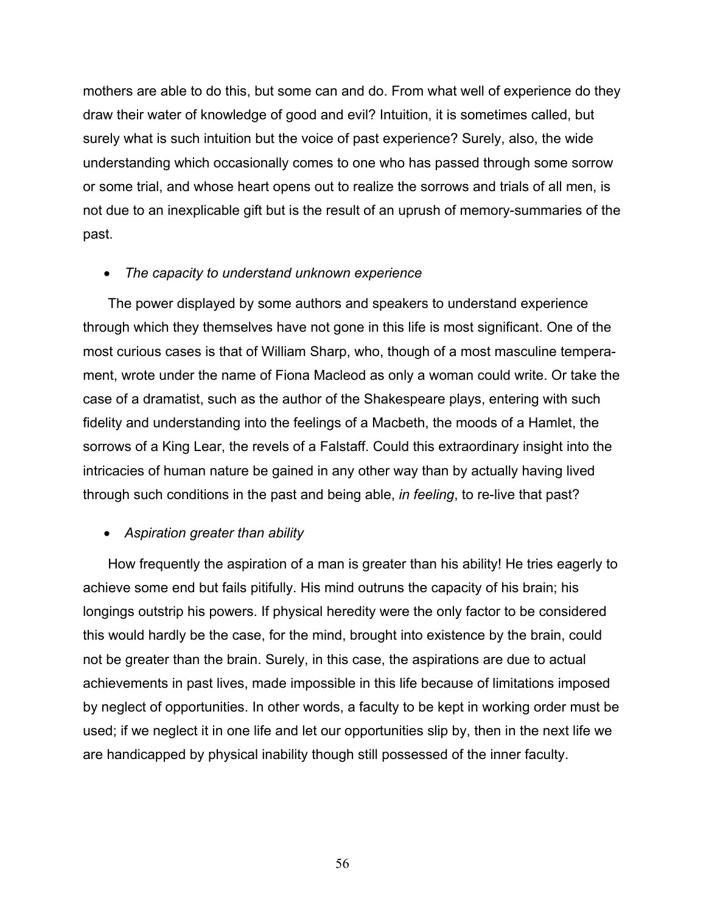mothers are able to do this, but some can and do. From what well of experience do they draw their water of knowledge of good and evil? Intuition, it is sometimes called, but surely what is such intuition but the voice of past experience? Surely, also, the wide understanding which occasionally comes to one who has passed through some sorrow or some trial, and whose heart opens out to realize the sorrows and trials of all men, is not due to an inexplicable gift but is the result of an uprush of memory-summaries of the past.

- *The capacity to understand unknown experience*

The power displayed by some authors and speakers to understand experience through which they themselves have not gone in this life is most significant. One of the most curious cases is that of William Sharp, who, though of a most masculine temperament, wrote under the name of Fiona Macleod as only a woman could write. Or take the case of a dramatist, such as the author of the Shakespeare plays, entering with such fidelity and understanding into the feelings of a Macbeth, the moods of a Hamlet, the sorrows of a King Lear, the revels of a Falstaff. Could this extraordinary insight into the intricacies of human nature be gained in any other way than by actually having lived through such conditions in the past and being able, *in feeling*, to re-live that past?

- *Aspiration greater than ability*

How frequently the aspiration of a man is greater than his ability! He tries eagerly to achieve some end but fails pitifully. His mind outruns the capacity of his brain; his longings outstrip his powers. If physical heredity were the only factor to be considered this would hardly be the case, for the mind, brought into existence by the brain, could not be greater than the brain. Surely, in this case, the aspirations are due to actual achievements in past lives, made impossible in this life because of limitations imposed by neglect of opportunities. In other words, a faculty to be kept in working order must be used; if we neglect it in one life and let our opportunities slip by, then in the next life we are handicapped by physical inability though still possessed of the inner faculty.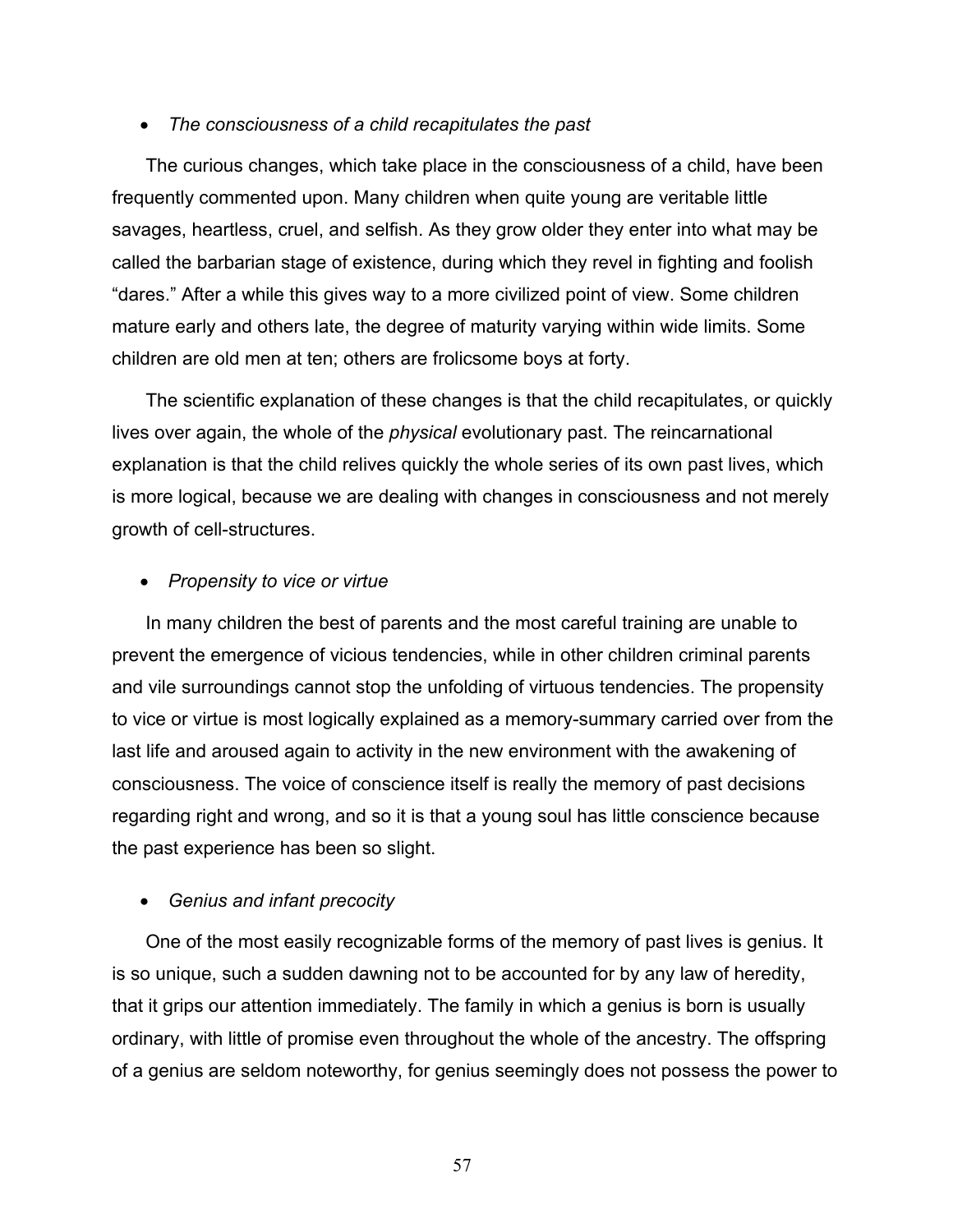- *The consciousness of a child recapitulates the past*

The curious changes, which take place in the consciousness of a child, have been frequently commented upon. Many children when quite young are veritable little savages, heartless, cruel, and selfish. As they grow older they enter into what may be called the barbarian stage of existence, during which they revel in fighting and foolish "dares." After a while this gives way to a more civilized point of view. Some children mature early and others late, the degree of maturity varying within wide limits. Some children are old men at ten; others are frolicsome boys at forty.

The scientific explanation of these changes is that the child recapitulates, or quickly lives over again, the whole of the *physical* evolutionary past. The reincarnational explanation is that the child relives quickly the whole series of its own past lives, which is more logical, because we are dealing with changes in consciousness and not merely growth of cell-structures.

- *Propensity to vice or virtue*

In many children the best of parents and the most careful training are unable to prevent the emergence of vicious tendencies, while in other children criminal parents and vile surroundings cannot stop the unfolding of virtuous tendencies. The propensity to vice or virtue is most logically explained as a memory-summary carried over from the last life and aroused again to activity in the new environment with the awakening of consciousness. The voice of conscience itself is really the memory of past decisions regarding right and wrong, and so it is that a young soul has little conscience because the past experience has been so slight.

- *Genius and infant precocity*

One of the most easily recognizable forms of the memory of past lives is genius. It is so unique, such a sudden dawning not to be accounted for by any law of heredity, that it grips our attention immediately. The family in which a genius is born is usually ordinary, with little of promise even throughout the whole of the ancestry. The offspring of a genius are seldom noteworthy, for genius seemingly does not possess the power to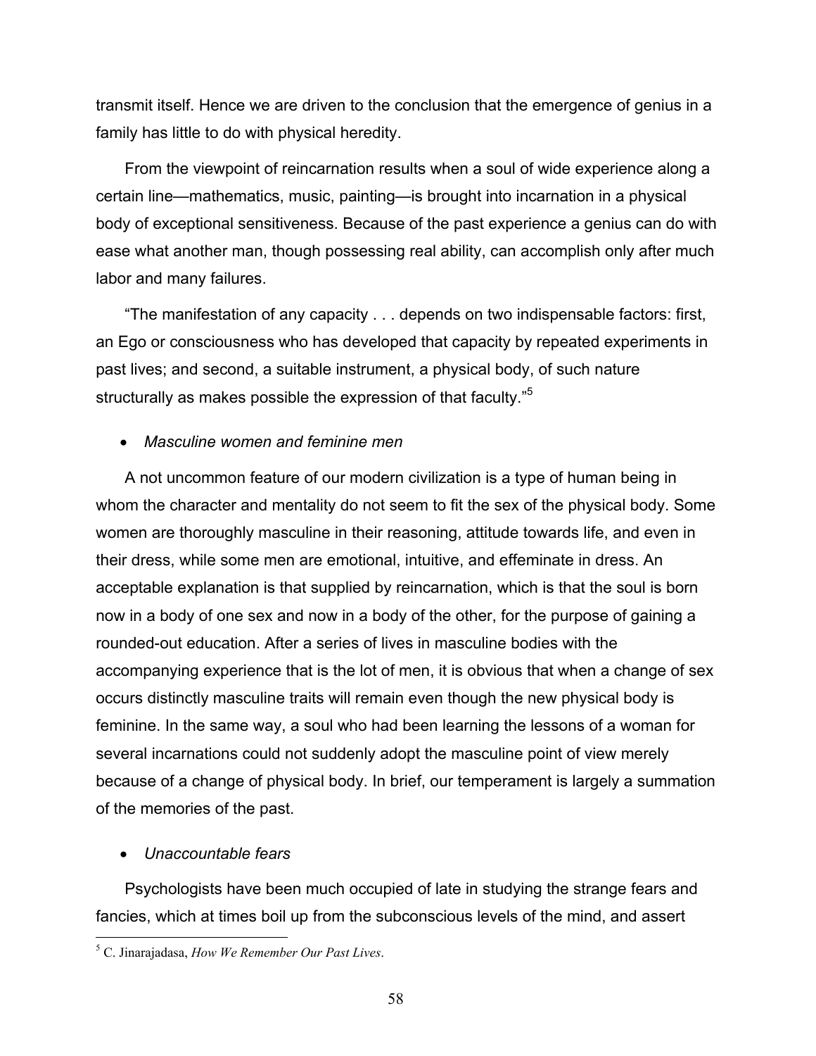transmit itself. Hence we are driven to the conclusion that the emergence of genius in a family has little to do with physical heredity.

From the viewpoint of reincarnation results when a soul of wide experience along a certain line—mathematics, music, painting—is brought into incarnation in a physical body of exceptional sensitiveness. Because of the past experience a genius can do with ease what another man, though possessing real ability, can accomplish only after much labor and many failures.

"The manifestation of any capacity . . . depends on two indispensable factors: first, an Ego or consciousness who has developed that capacity by repeated experiments in past lives; and second, a suitable instrument, a physical body, of such nature structurally as makes possible the expression of that faculty."[5]

- *Masculine women and feminine men*

A not uncommon feature of our modern civilization is a type of human being in whom the character and mentality do not seem to fit the sex of the physical body. Some women are thoroughly masculine in their reasoning, attitude towards life, and even in their dress, while some men are emotional, intuitive, and effeminate in dress. An acceptable explanation is that supplied by reincarnation, which is that the soul is born now in a body of one sex and now in a body of the other, for the purpose of gaining a rounded-out education. After a series of lives in masculine bodies with the accompanying experience that is the lot of men, it is obvious that when a change of sex occurs distinctly masculine traits will remain even though the new physical body is feminine. In the same way, a soul who had been learning the lessons of a woman for several incarnations could not suddenly adopt the masculine point of view merely because of a change of physical body. In brief, our temperament is largely a summation of the memories of the past.

- *Unaccountable fears*

Psychologists have been much occupied of late in studying the strange fears and fancies, which at times boil up from the subconscious levels of the mind, and assert

[5] C. Jinarajadasa, *How We Remember Our Past Lives*.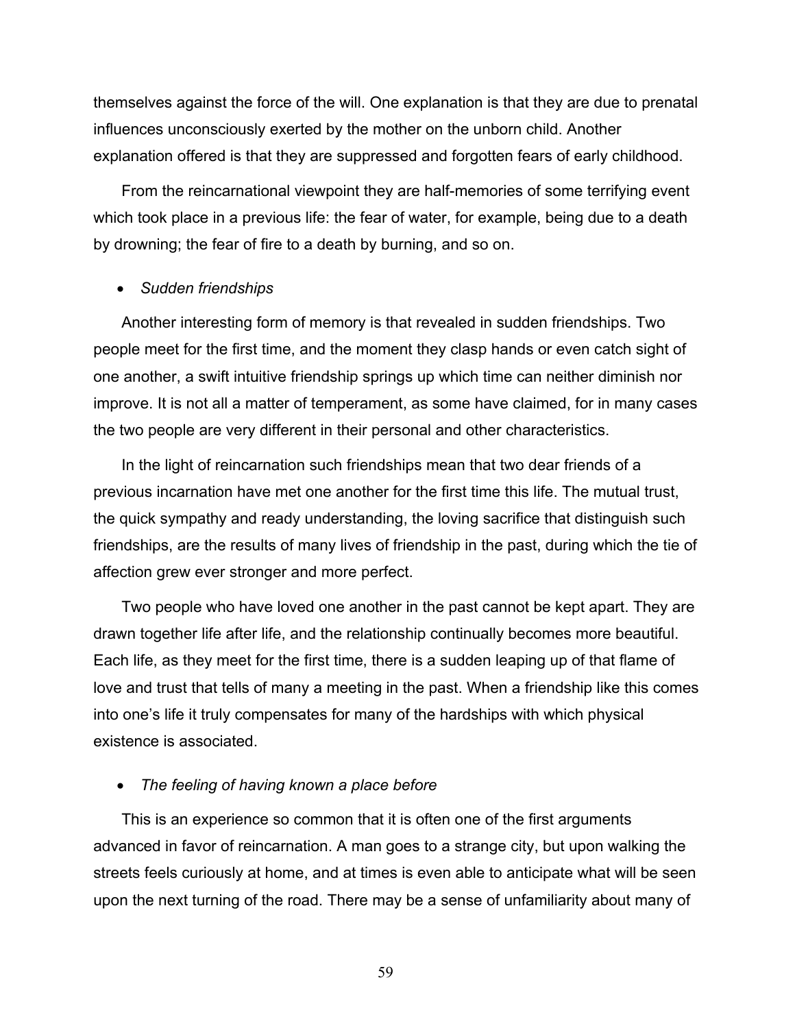themselves against the force of the will. One explanation is that they are due to prenatal influences unconsciously exerted by the mother on the unborn child. Another explanation offered is that they are suppressed and forgotten fears of early childhood.

From the reincarnational viewpoint they are half-memories of some terrifying event which took place in a previous life: the fear of water, for example, being due to a death by drowning; the fear of fire to a death by burning, and so on.

- *Sudden friendships*

Another interesting form of memory is that revealed in sudden friendships. Two people meet for the first time, and the moment they clasp hands or even catch sight of one another, a swift intuitive friendship springs up which time can neither diminish nor improve. It is not all a matter of temperament, as some have claimed, for in many cases the two people are very different in their personal and other characteristics.

In the light of reincarnation such friendships mean that two dear friends of a previous incarnation have met one another for the first time this life. The mutual trust, the quick sympathy and ready understanding, the loving sacrifice that distinguish such friendships, are the results of many lives of friendship in the past, during which the tie of affection grew ever stronger and more perfect.

Two people who have loved one another in the past cannot be kept apart. They are drawn together life after life, and the relationship continually becomes more beautiful. Each life, as they meet for the first time, there is a sudden leaping up of that flame of love and trust that tells of many a meeting in the past. When a friendship like this comes into one's life it truly compensates for many of the hardships with which physical existence is associated.

- *The feeling of having known a place before*

This is an experience so common that it is often one of the first arguments advanced in favor of reincarnation. A man goes to a strange city, but upon walking the streets feels curiously at home, and at times is even able to anticipate what will be seen upon the next turning of the road. There may be a sense of unfamiliarity about many of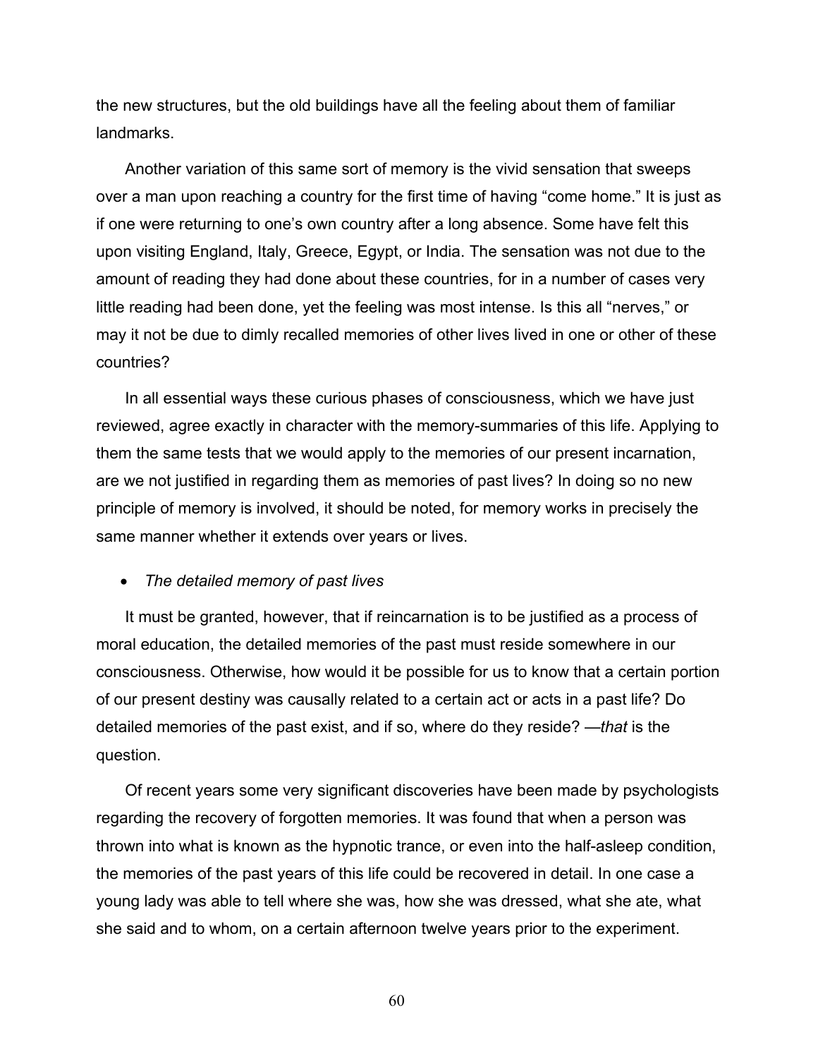the new structures, but the old buildings have all the feeling about them of familiar landmarks.

Another variation of this same sort of memory is the vivid sensation that sweeps over a man upon reaching a country for the first time of having "come home." It is just as if one were returning to one's own country after a long absence. Some have felt this upon visiting England, Italy, Greece, Egypt, or India. The sensation was not due to the amount of reading they had done about these countries, for in a number of cases very little reading had been done, yet the feeling was most intense. Is this all "nerves," or may it not be due to dimly recalled memories of other lives lived in one or other of these countries?

In all essential ways these curious phases of consciousness, which we have just reviewed, agree exactly in character with the memory-summaries of this life. Applying to them the same tests that we would apply to the memories of our present incarnation, are we not justified in regarding them as memories of past lives? In doing so no new principle of memory is involved, it should be noted, for memory works in precisely the same manner whether it extends over years or lives.

- *The detailed memory of past lives*

It must be granted, however, that if reincarnation is to be justified as a process of moral education, the detailed memories of the past must reside somewhere in our consciousness. Otherwise, how would it be possible for us to know that a certain portion of our present destiny was causally related to a certain act or acts in a past life? Do detailed memories of the past exist, and if so, where do they reside? —*that* is the question.

Of recent years some very significant discoveries have been made by psychologists regarding the recovery of forgotten memories. It was found that when a person was thrown into what is known as the hypnotic trance, or even into the half-asleep condition, the memories of the past years of this life could be recovered in detail. In one case a young lady was able to tell where she was, how she was dressed, what she ate, what she said and to whom, on a certain afternoon twelve years prior to the experiment.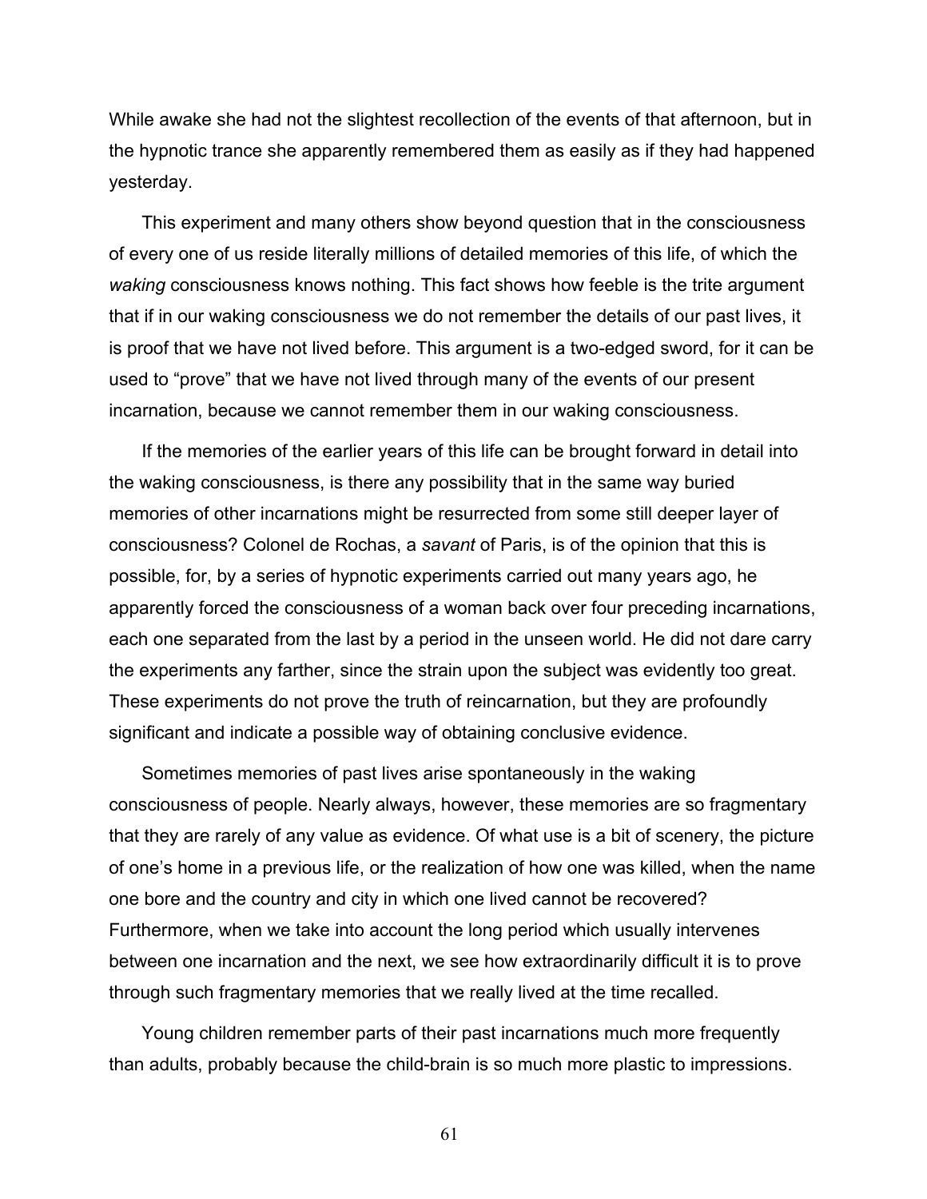While awake she had not the slightest recollection of the events of that afternoon, but in the hypnotic trance she apparently remembered them as easily as if they had happened yesterday.

This experiment and many others show beyond question that in the consciousness of every one of us reside literally millions of detailed memories of this life, of which the *waking* consciousness knows nothing. This fact shows how feeble is the trite argument that if in our waking consciousness we do not remember the details of our past lives, it is proof that we have not lived before. This argument is a two-edged sword, for it can be used to "prove" that we have not lived through many of the events of our present incarnation, because we cannot remember them in our waking consciousness.

If the memories of the earlier years of this life can be brought forward in detail into the waking consciousness, is there any possibility that in the same way buried memories of other incarnations might be resurrected from some still deeper layer of consciousness? Colonel de Rochas, a *savant* of Paris, is of the opinion that this is possible, for, by a series of hypnotic experiments carried out many years ago, he apparently forced the consciousness of a woman back over four preceding incarnations, each one separated from the last by a period in the unseen world. He did not dare carry the experiments any farther, since the strain upon the subject was evidently too great. These experiments do not prove the truth of reincarnation, but they are profoundly significant and indicate a possible way of obtaining conclusive evidence.

Sometimes memories of past lives arise spontaneously in the waking consciousness of people. Nearly always, however, these memories are so fragmentary that they are rarely of any value as evidence. Of what use is a bit of scenery, the picture of one's home in a previous life, or the realization of how one was killed, when the name one bore and the country and city in which one lived cannot be recovered? Furthermore, when we take into account the long period which usually intervenes between one incarnation and the next, we see how extraordinarily difficult it is to prove through such fragmentary memories that we really lived at the time recalled.

Young children remember parts of their past incarnations much more frequently than adults, probably because the child-brain is so much more plastic to impressions.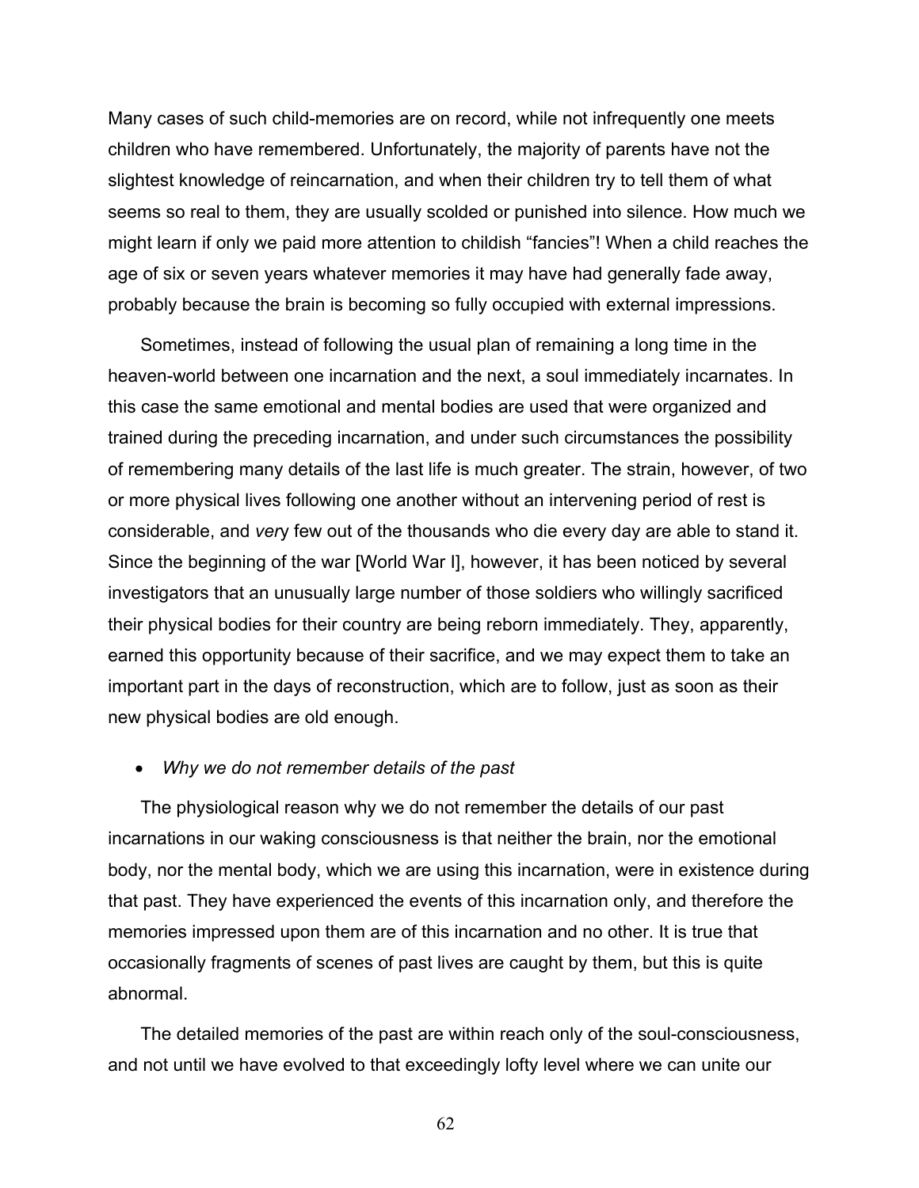Many cases of such child-memories are on record, while not infrequently one meets children who have remembered. Unfortunately, the majority of parents have not the slightest knowledge of reincarnation, and when their children try to tell them of what seems so real to them, they are usually scolded or punished into silence. How much we might learn if only we paid more attention to childish "fancies"! When a child reaches the age of six or seven years whatever memories it may have had generally fade away, probably because the brain is becoming so fully occupied with external impressions.

Sometimes, instead of following the usual plan of remaining a long time in the heaven-world between one incarnation and the next, a soul immediately incarnates. In this case the same emotional and mental bodies are used that were organized and trained during the preceding incarnation, and under such circumstances the possibility of remembering many details of the last life is much greater. The strain, however, of two or more physical lives following one another without an intervening period of rest is considerable, and *very* few out of the thousands who die every day are able to stand it. Since the beginning of the war [World War I], however, it has been noticed by several investigators that an unusually large number of those soldiers who willingly sacrificed their physical bodies for their country are being reborn immediately. They, apparently, earned this opportunity because of their sacrifice, and we may expect them to take an important part in the days of reconstruction, which are to follow, just as soon as their new physical bodies are old enough.

- *Why we do not remember details of the past*

The physiological reason why we do not remember the details of our past incarnations in our waking consciousness is that neither the brain, nor the emotional body, nor the mental body, which we are using this incarnation, were in existence during that past. They have experienced the events of this incarnation only, and therefore the memories impressed upon them are of this incarnation and no other. It is true that occasionally fragments of scenes of past lives are caught by them, but this is quite abnormal.

The detailed memories of the past are within reach only of the soul-consciousness, and not until we have evolved to that exceedingly lofty level where we can unite our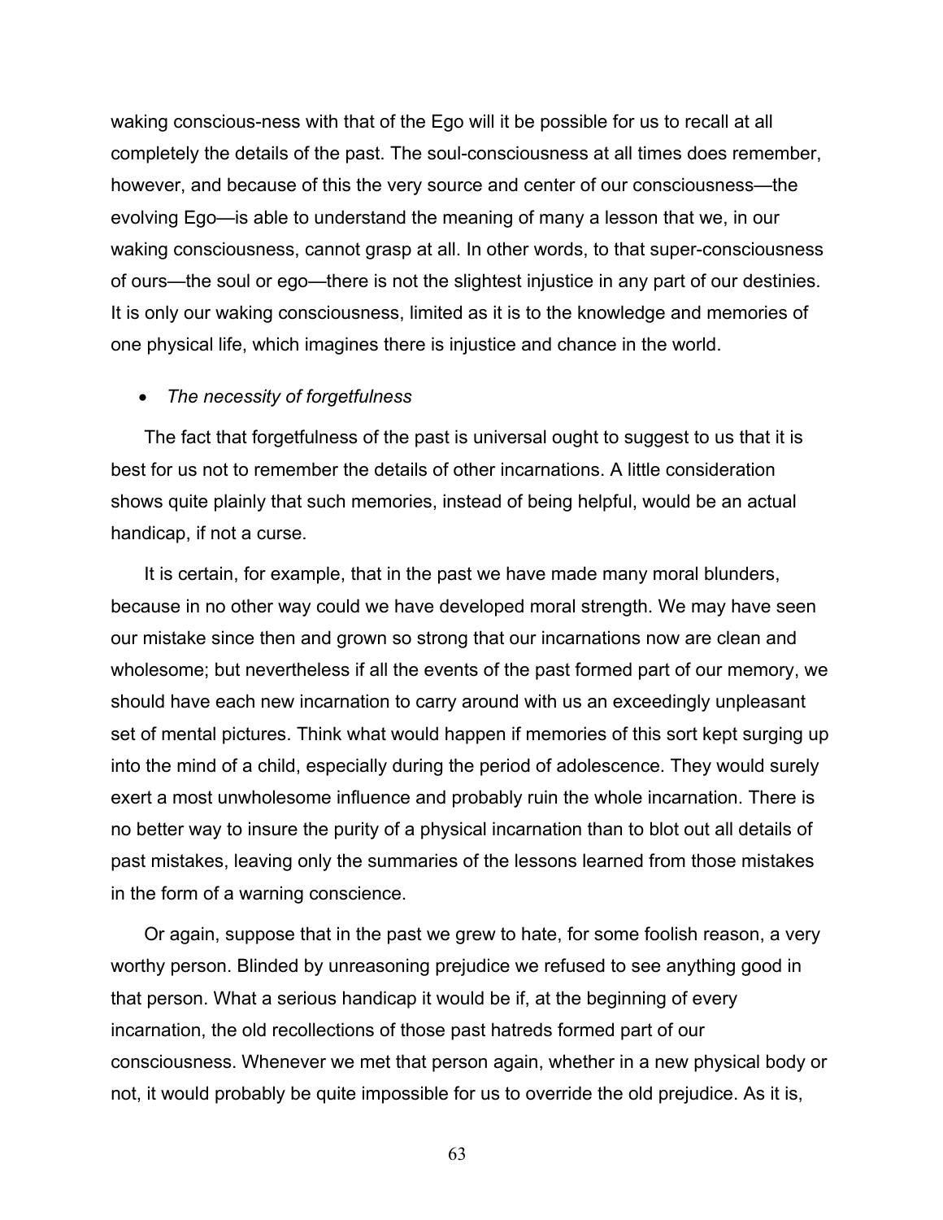waking conscious-ness with that of the Ego will it be possible for us to recall at all completely the details of the past. The soul-consciousness at all times does remember, however, and because of this the very source and center of our consciousness—the evolving Ego—is able to understand the meaning of many a lesson that we, in our waking consciousness, cannot grasp at all. In other words, to that super-consciousness of ours—the soul or ego—there is not the slightest injustice in any part of our destinies. It is only our waking consciousness, limited as it is to the knowledge and memories of one physical life, which imagines there is injustice and chance in the world.

- *The necessity of forgetfulness*

The fact that forgetfulness of the past is universal ought to suggest to us that it is best for us not to remember the details of other incarnations. A little consideration shows quite plainly that such memories, instead of being helpful, would be an actual handicap, if not a curse.

It is certain, for example, that in the past we have made many moral blunders, because in no other way could we have developed moral strength. We may have seen our mistake since then and grown so strong that our incarnations now are clean and wholesome; but nevertheless if all the events of the past formed part of our memory, we should have each new incarnation to carry around with us an exceedingly unpleasant set of mental pictures. Think what would happen if memories of this sort kept surging up into the mind of a child, especially during the period of adolescence. They would surely exert a most unwholesome influence and probably ruin the whole incarnation. There is no better way to insure the purity of a physical incarnation than to blot out all details of past mistakes, leaving only the summaries of the lessons learned from those mistakes in the form of a warning conscience.

Or again, suppose that in the past we grew to hate, for some foolish reason, a very worthy person. Blinded by unreasoning prejudice we refused to see anything good in that person. What a serious handicap it would be if, at the beginning of every incarnation, the old recollections of those past hatreds formed part of our consciousness. Whenever we met that person again, whether in a new physical body or not, it would probably be quite impossible for us to override the old prejudice. As it is,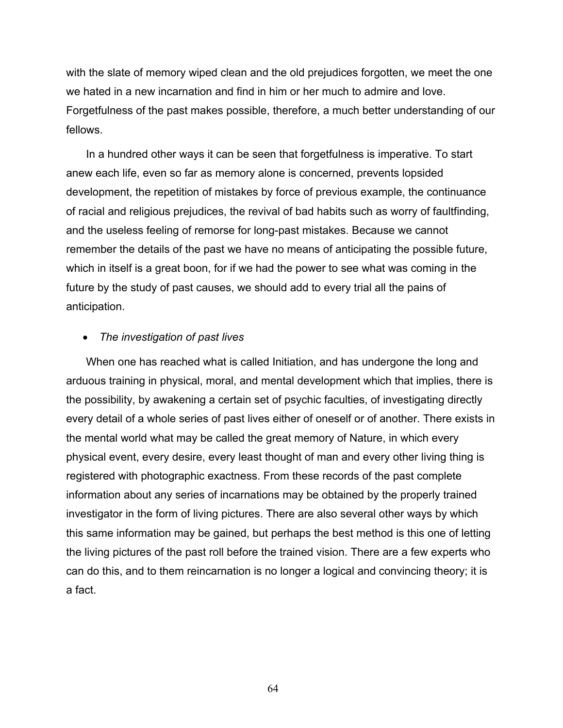with the slate of memory wiped clean and the old prejudices forgotten, we meet the one we hated in a new incarnation and find in him or her much to admire and love. Forgetfulness of the past makes possible, therefore, a much better understanding of our fellows.

In a hundred other ways it can be seen that forgetfulness is imperative. To start anew each life, even so far as memory alone is concerned, prevents lopsided development, the repetition of mistakes by force of previous example, the continuance of racial and religious prejudices, the revival of bad habits such as worry of faultfinding, and the useless feeling of remorse for long-past mistakes. Because we cannot remember the details of the past we have no means of anticipating the possible future, which in itself is a great boon, for if we had the power to see what was coming in the future by the study of past causes, we should add to every trial all the pains of anticipation.

- *The investigation of past lives*

When one has reached what is called Initiation, and has undergone the long and arduous training in physical, moral, and mental development which that implies, there is the possibility, by awakening a certain set of psychic faculties, of investigating directly every detail of a whole series of past lives either of oneself or of another. There exists in the mental world what may be called the great memory of Nature, in which every physical event, every desire, every least thought of man and every other living thing is registered with photographic exactness. From these records of the past complete information about any series of incarnations may be obtained by the properly trained investigator in the form of living pictures. There are also several other ways by which this same information may be gained, but perhaps the best method is this one of letting the living pictures of the past roll before the trained vision. There are a few experts who can do this, and to them reincarnation is no longer a logical and convincing theory; it is a fact.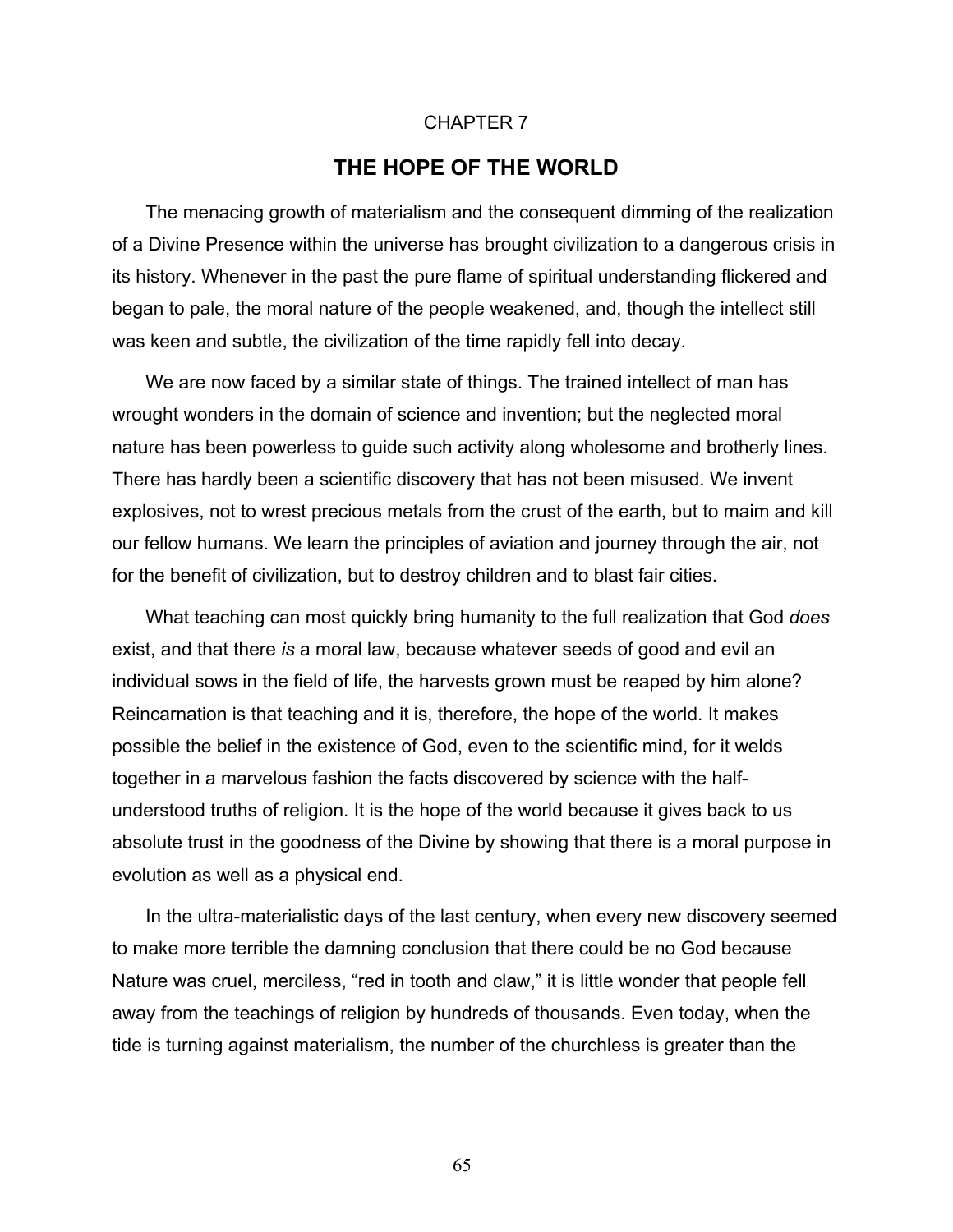CHAPTER 7

# THE HOPE OF THE WORLD

The menacing growth of materialism and the consequent dimming of the realization of a Divine Presence within the universe has brought civilization to a dangerous crisis in its history. Whenever in the past the pure flame of spiritual understanding flickered and began to pale, the moral nature of the people weakened, and, though the intellect still was keen and subtle, the civilization of the time rapidly fell into decay.

We are now faced by a similar state of things. The trained intellect of man has wrought wonders in the domain of science and invention; but the neglected moral nature has been powerless to guide such activity along wholesome and brotherly lines. There has hardly been a scientific discovery that has not been misused. We invent explosives, not to wrest precious metals from the crust of the earth, but to maim and kill our fellow humans. We learn the principles of aviation and journey through the air, not for the benefit of civilization, but to destroy children and to blast fair cities.

What teaching can most quickly bring humanity to the full realization that God *does* exist, and that there *is* a moral law, because whatever seeds of good and evil an individual sows in the field of life, the harvests grown must be reaped by him alone? Reincarnation is that teaching and it is, therefore, the hope of the world. It makes possible the belief in the existence of God, even to the scientific mind, for it welds together in a marvelous fashion the facts discovered by science with the half-understood truths of religion. It is the hope of the world because it gives back to us absolute trust in the goodness of the Divine by showing that there is a moral purpose in evolution as well as a physical end.

In the ultra-materialistic days of the last century, when every new discovery seemed to make more terrible the damning conclusion that there could be no God because Nature was cruel, merciless, "red in tooth and claw," it is little wonder that people fell away from the teachings of religion by hundreds of thousands. Even today, when the tide is turning against materialism, the number of the churchless is greater than the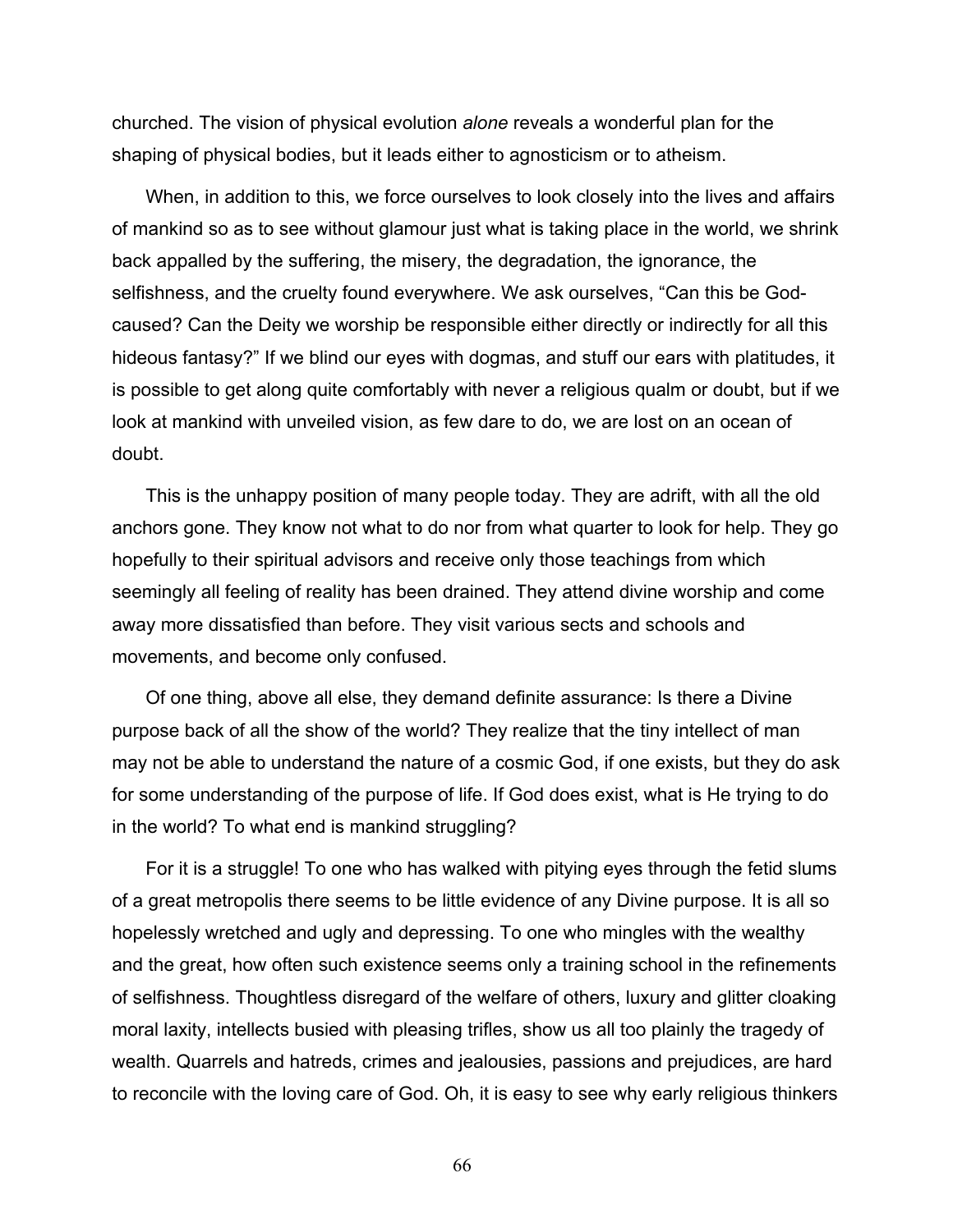churched. The vision of physical evolution *alone* reveals a wonderful plan for the shaping of physical bodies, but it leads either to agnosticism or to atheism.

When, in addition to this, we force ourselves to look closely into the lives and affairs of mankind so as to see without glamour just what is taking place in the world, we shrink back appalled by the suffering, the misery, the degradation, the ignorance, the selfishness, and the cruelty found everywhere. We ask ourselves, "Can this be God-caused? Can the Deity we worship be responsible either directly or indirectly for all this hideous fantasy?" If we blind our eyes with dogmas, and stuff our ears with platitudes, it is possible to get along quite comfortably with never a religious qualm or doubt, but if we look at mankind with unveiled vision, as few dare to do, we are lost on an ocean of doubt.

This is the unhappy position of many people today. They are adrift, with all the old anchors gone. They know not what to do nor from what quarter to look for help. They go hopefully to their spiritual advisors and receive only those teachings from which seemingly all feeling of reality has been drained. They attend divine worship and come away more dissatisfied than before. They visit various sects and schools and movements, and become only confused.

Of one thing, above all else, they demand definite assurance: Is there a Divine purpose back of all the show of the world? They realize that the tiny intellect of man may not be able to understand the nature of a cosmic God, if one exists, but they do ask for some understanding of the purpose of life. If God does exist, what is He trying to do in the world? To what end is mankind struggling?

For it is a struggle! To one who has walked with pitying eyes through the fetid slums of a great metropolis there seems to be little evidence of any Divine purpose. It is all so hopelessly wretched and ugly and depressing. To one who mingles with the wealthy and the great, how often such existence seems only a training school in the refinements of selfishness. Thoughtless disregard of the welfare of others, luxury and glitter cloaking moral laxity, intellects busied with pleasing trifles, show us all too plainly the tragedy of wealth. Quarrels and hatreds, crimes and jealousies, passions and prejudices, are hard to reconcile with the loving care of God. Oh, it is easy to see why early religious thinkers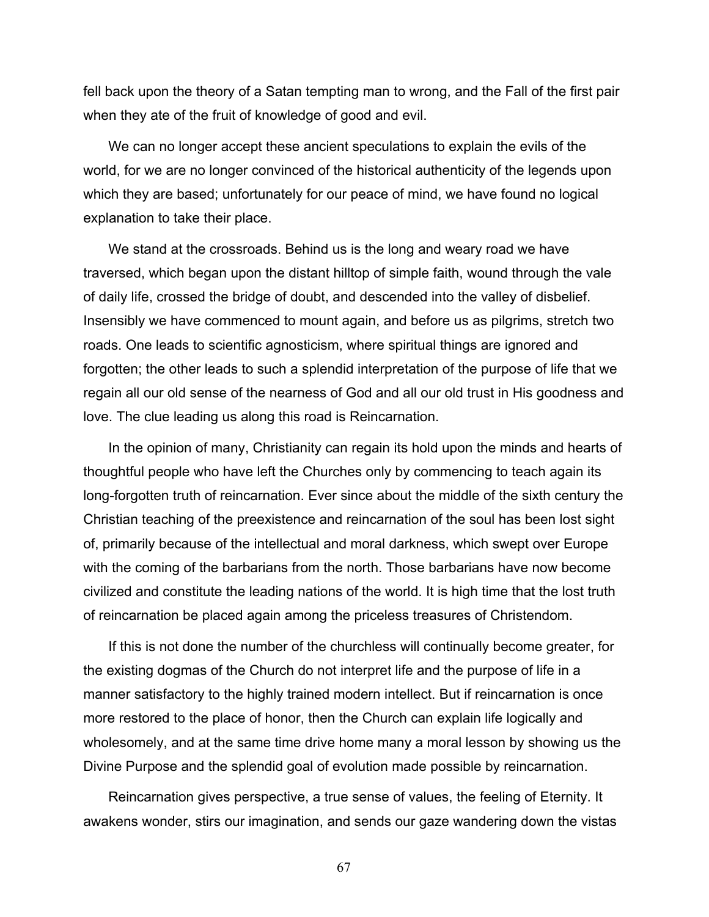fell back upon the theory of a Satan tempting man to wrong, and the Fall of the first pair when they ate of the fruit of knowledge of good and evil.

We can no longer accept these ancient speculations to explain the evils of the world, for we are no longer convinced of the historical authenticity of the legends upon which they are based; unfortunately for our peace of mind, we have found no logical explanation to take their place.

We stand at the crossroads. Behind us is the long and weary road we have traversed, which began upon the distant hilltop of simple faith, wound through the vale of daily life, crossed the bridge of doubt, and descended into the valley of disbelief. Insensibly we have commenced to mount again, and before us as pilgrims, stretch two roads. One leads to scientific agnosticism, where spiritual things are ignored and forgotten; the other leads to such a splendid interpretation of the purpose of life that we regain all our old sense of the nearness of God and all our old trust in His goodness and love. The clue leading us along this road is Reincarnation.

In the opinion of many, Christianity can regain its hold upon the minds and hearts of thoughtful people who have left the Churches only by commencing to teach again its long-forgotten truth of reincarnation. Ever since about the middle of the sixth century the Christian teaching of the preexistence and reincarnation of the soul has been lost sight of, primarily because of the intellectual and moral darkness, which swept over Europe with the coming of the barbarians from the north. Those barbarians have now become civilized and constitute the leading nations of the world. It is high time that the lost truth of reincarnation be placed again among the priceless treasures of Christendom.

If this is not done the number of the churchless will continually become greater, for the existing dogmas of the Church do not interpret life and the purpose of life in a manner satisfactory to the highly trained modern intellect. But if reincarnation is once more restored to the place of honor, then the Church can explain life logically and wholesomely, and at the same time drive home many a moral lesson by showing us the Divine Purpose and the splendid goal of evolution made possible by reincarnation.

Reincarnation gives perspective, a true sense of values, the feeling of Eternity. It awakens wonder, stirs our imagination, and sends our gaze wandering down the vistas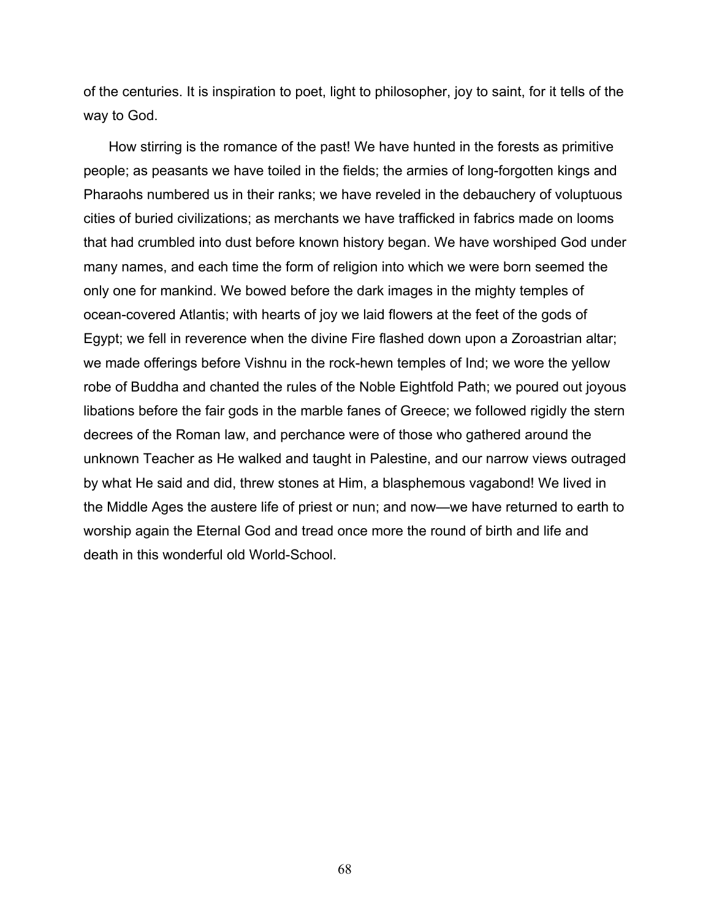of the centuries. It is inspiration to poet, light to philosopher, joy to saint, for it tells of the way to God.

How stirring is the romance of the past! We have hunted in the forests as primitive people; as peasants we have toiled in the fields; the armies of long-forgotten kings and Pharaohs numbered us in their ranks; we have reveled in the debauchery of voluptuous cities of buried civilizations; as merchants we have trafficked in fabrics made on looms that had crumbled into dust before known history began. We have worshiped God under many names, and each time the form of religion into which we were born seemed the only one for mankind. We bowed before the dark images in the mighty temples of ocean-covered Atlantis; with hearts of joy we laid flowers at the feet of the gods of Egypt; we fell in reverence when the divine Fire flashed down upon a Zoroastrian altar; we made offerings before Vishnu in the rock-hewn temples of Ind; we wore the yellow robe of Buddha and chanted the rules of the Noble Eightfold Path; we poured out joyous libations before the fair gods in the marble fanes of Greece; we followed rigidly the stern decrees of the Roman law, and perchance were of those who gathered around the unknown Teacher as He walked and taught in Palestine, and our narrow views outraged by what He said and did, threw stones at Him, a blasphemous vagabond! We lived in the Middle Ages the austere life of priest or nun; and now—we have returned to earth to worship again the Eternal God and tread once more the round of birth and life and death in this wonderful old World-School.